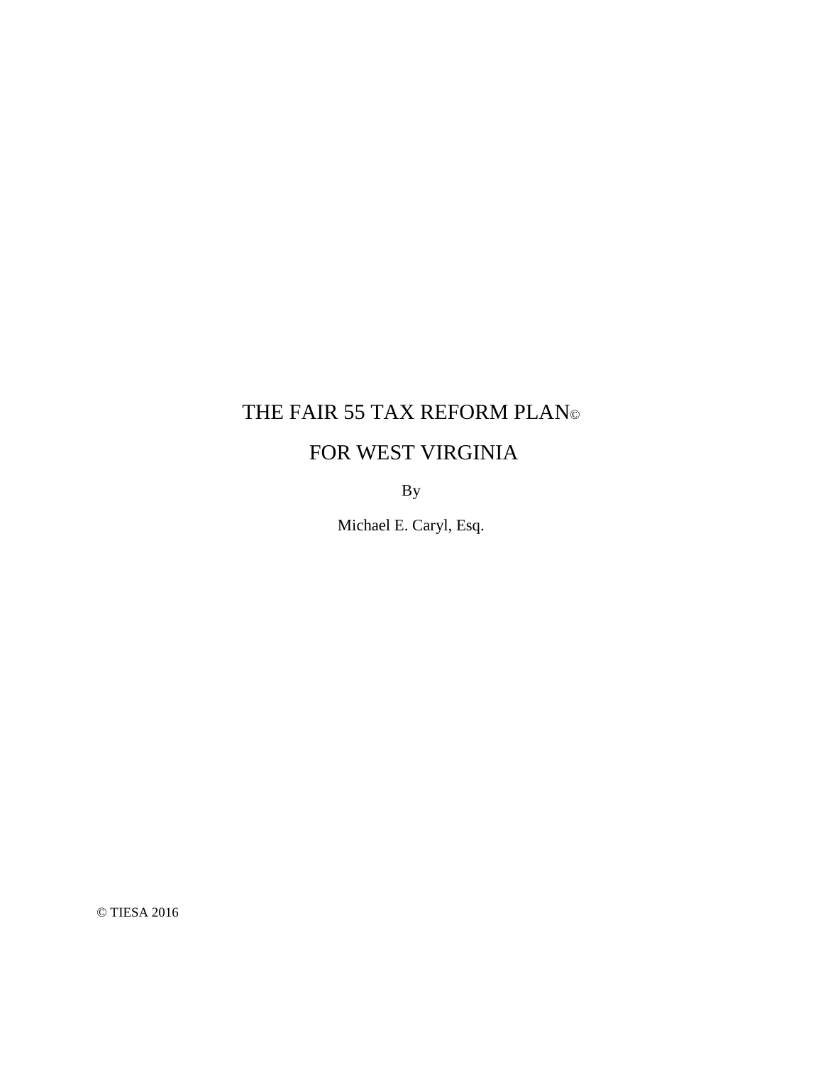# THE FAIR 55 TAX REFORM PLAN©

# FOR WEST VIRGINIA

By

Michael E. Caryl, Esq.

© TIESA 2016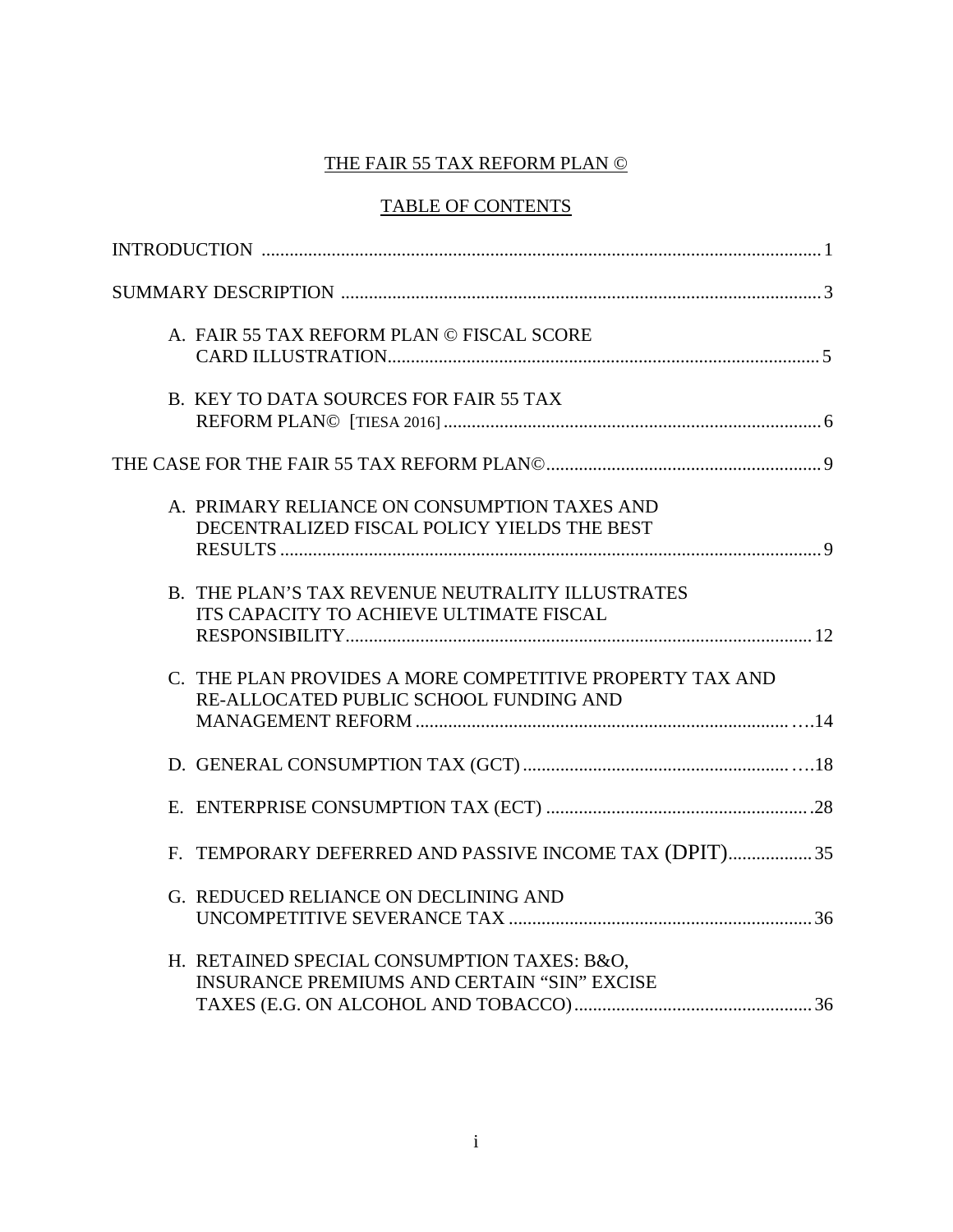# THE FAIR 55 TAX REFORM PLAN ©

## TABLE OF CONTENTS

INTRODUCTION .......... 1

SUMMARY DESCRIPTION .......... 3

- A. FAIR 55 TAX REFORM PLAN © FISCAL SCORE CARD ILLUSTRATION .......... 5
- B. KEY TO DATA SOURCES FOR FAIR 55 TAX REFORM PLAN© [TIESA 2016] .......... 6

THE CASE FOR THE FAIR 55 TAX REFORM PLAN© .......... 9

- A. PRIMARY RELIANCE ON CONSUMPTION TAXES AND DECENTRALIZED FISCAL POLICY YIELDS THE BEST RESULTS .......... 9
- B. THE PLAN'S TAX REVENUE NEUTRALITY ILLUSTRATES ITS CAPACITY TO ACHIEVE ULTIMATE FISCAL RESPONSIBILITY .......... 12
- C. THE PLAN PROVIDES A MORE COMPETITIVE PROPERTY TAX AND RE-ALLOCATED PUBLIC SCHOOL FUNDING AND MANAGEMENT REFORM .......... 14
- D. GENERAL CONSUMPTION TAX (GCT) .......... 18
- E. ENTERPRISE CONSUMPTION TAX (ECT) .......... 28
- F. TEMPORARY DEFERRED AND PASSIVE INCOME TAX (DPIT) .......... 35
- G. REDUCED RELIANCE ON DECLINING AND UNCOMPETITIVE SEVERANCE TAX .......... 36
- H. RETAINED SPECIAL CONSUMPTION TAXES: B&O, INSURANCE PREMIUMS AND CERTAIN "SIN" EXCISE TAXES (E.G. ON ALCOHOL AND TOBACCO) .......... 36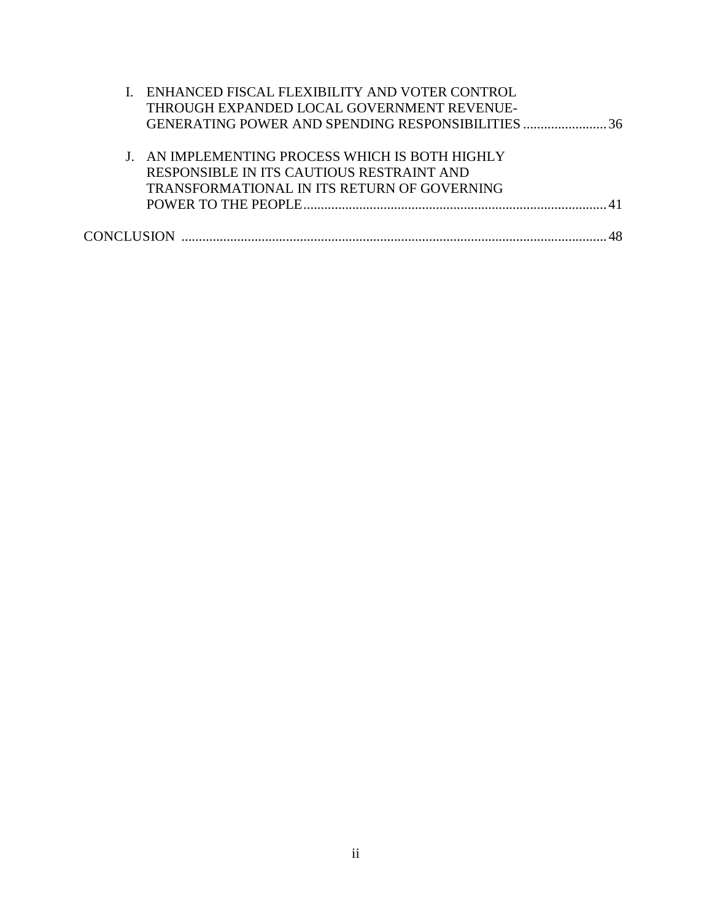I. ENHANCED FISCAL FLEXIBILITY AND VOTER CONTROL THROUGH EXPANDED LOCAL GOVERNMENT REVENUE-GENERATING POWER AND SPENDING RESPONSIBILITIES ........................ 36

J. AN IMPLEMENTING PROCESS WHICH IS BOTH HIGHLY RESPONSIBLE IN ITS CAUTIOUS RESTRAINT AND TRANSFORMATIONAL IN ITS RETURN OF GOVERNING POWER TO THE PEOPLE ........................ 41

CONCLUSION ........................ 48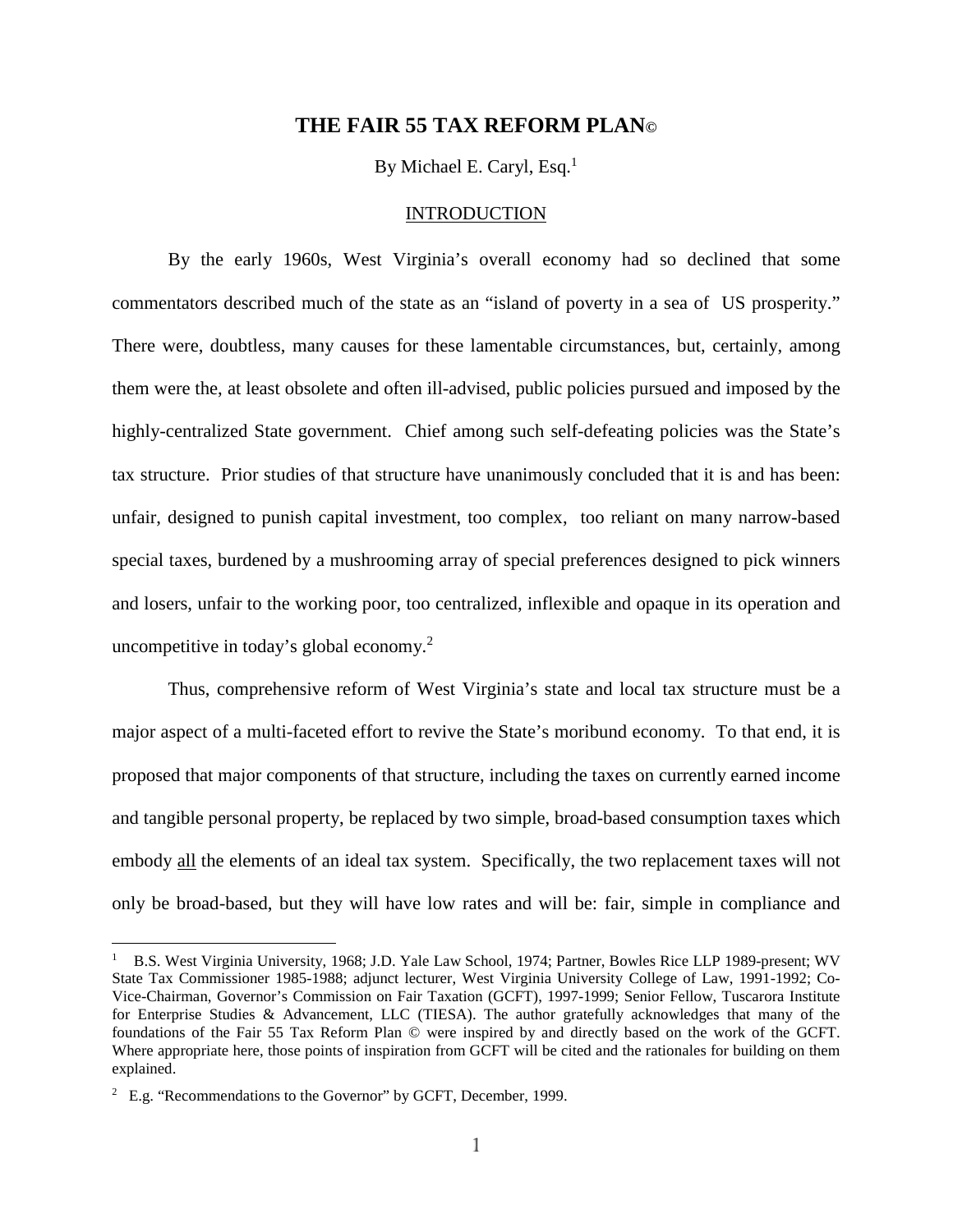# THE FAIR 55 TAX REFORM PLAN©

By Michael E. Caryl, Esq.[1]

## INTRODUCTION

By the early 1960s, West Virginia's overall economy had so declined that some commentators described much of the state as an "island of poverty in a sea of US prosperity." There were, doubtless, many causes for these lamentable circumstances, but, certainly, among them were the, at least obsolete and often ill-advised, public policies pursued and imposed by the highly-centralized State government. Chief among such self-defeating policies was the State's tax structure. Prior studies of that structure have unanimously concluded that it is and has been: unfair, designed to punish capital investment, too complex, too reliant on many narrow-based special taxes, burdened by a mushrooming array of special preferences designed to pick winners and losers, unfair to the working poor, too centralized, inflexible and opaque in its operation and uncompetitive in today's global economy.[2]

Thus, comprehensive reform of West Virginia's state and local tax structure must be a major aspect of a multi-faceted effort to revive the State's moribund economy. To that end, it is proposed that major components of that structure, including the taxes on currently earned income and tangible personal property, be replaced by two simple, broad-based consumption taxes which embody all the elements of an ideal tax system. Specifically, the two replacement taxes will not only be broad-based, but they will have low rates and will be: fair, simple in compliance and

---

[1] B.S. West Virginia University, 1968; J.D. Yale Law School, 1974; Partner, Bowles Rice LLP 1989-present; WV State Tax Commissioner 1985-1988; adjunct lecturer, West Virginia University College of Law, 1991-1992; Co-Vice-Chairman, Governor's Commission on Fair Taxation (GCFT), 1997-1999; Senior Fellow, Tuscarora Institute for Enterprise Studies & Advancement, LLC (TIESA). The author gratefully acknowledges that many of the foundations of the Fair 55 Tax Reform Plan © were inspired by and directly based on the work of the GCFT. Where appropriate here, those points of inspiration from GCFT will be cited and the rationales for building on them explained.

[2] E.g. "Recommendations to the Governor" by GCFT, December, 1999.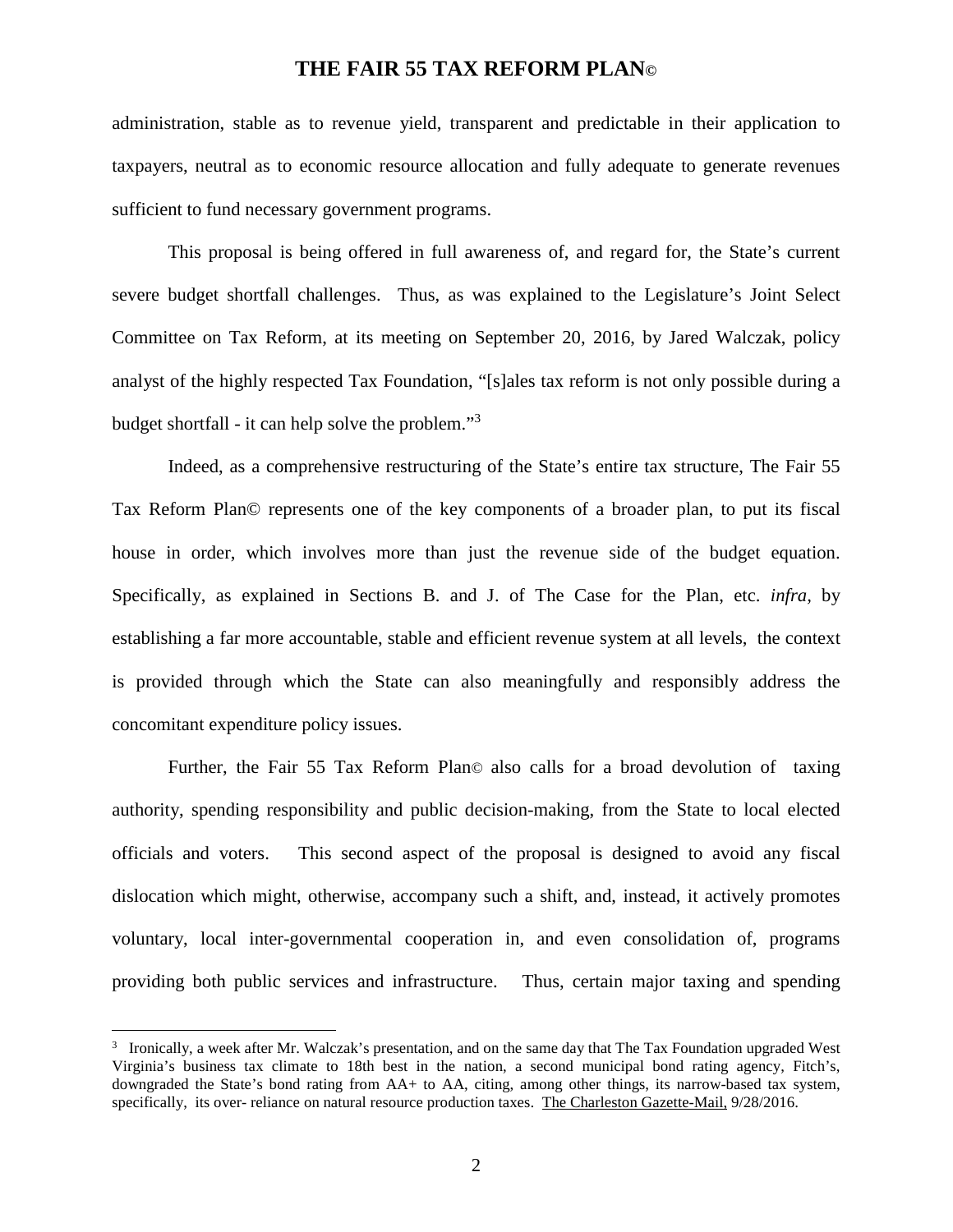administration, stable as to revenue yield, transparent and predictable in their application to taxpayers, neutral as to economic resource allocation and fully adequate to generate revenues sufficient to fund necessary government programs.

This proposal is being offered in full awareness of, and regard for, the State's current severe budget shortfall challenges. Thus, as was explained to the Legislature's Joint Select Committee on Tax Reform, at its meeting on September 20, 2016, by Jared Walczak, policy analyst of the highly respected Tax Foundation, "[s]ales tax reform is not only possible during a budget shortfall - it can help solve the problem."[3]

Indeed, as a comprehensive restructuring of the State's entire tax structure, The Fair 55 Tax Reform Plan© represents one of the key components of a broader plan, to put its fiscal house in order, which involves more than just the revenue side of the budget equation. Specifically, as explained in Sections B. and J. of The Case for the Plan, etc. *infra*, by establishing a far more accountable, stable and efficient revenue system at all levels, the context is provided through which the State can also meaningfully and responsibly address the concomitant expenditure policy issues.

Further, the Fair 55 Tax Reform Plan© also calls for a broad devolution of taxing authority, spending responsibility and public decision-making, from the State to local elected officials and voters. This second aspect of the proposal is designed to avoid any fiscal dislocation which might, otherwise, accompany such a shift, and, instead, it actively promotes voluntary, local inter-governmental cooperation in, and even consolidation of, programs providing both public services and infrastructure. Thus, certain major taxing and spending

---

[3] Ironically, a week after Mr. Walczak's presentation, and on the same day that The Tax Foundation upgraded West Virginia's business tax climate to 18th best in the nation, a second municipal bond rating agency, Fitch's, downgraded the State's bond rating from AA+ to AA, citing, among other things, its narrow-based tax system, specifically, its over- reliance on natural resource production taxes. The Charleston Gazette-Mail, 9/28/2016.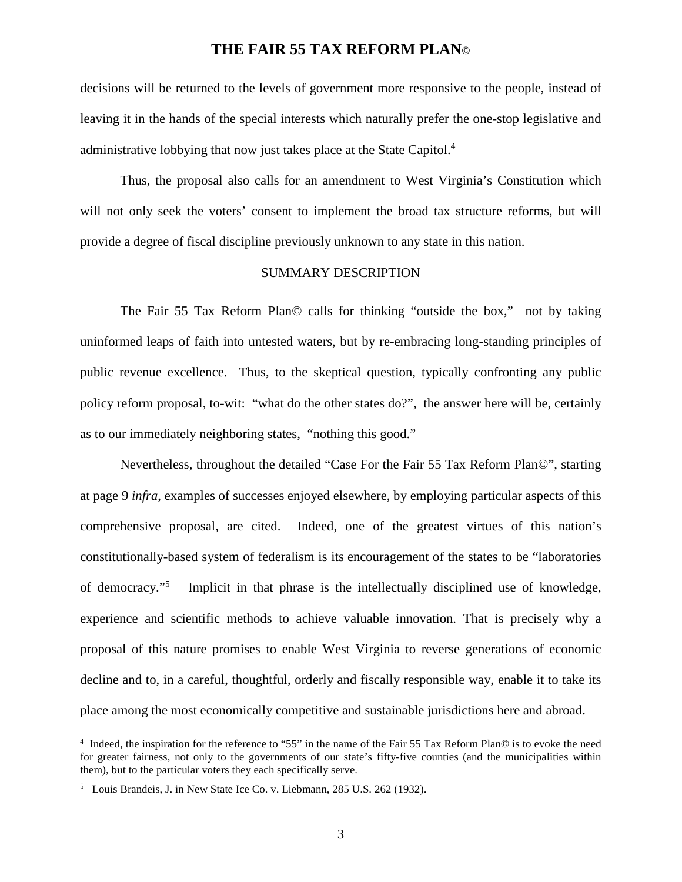decisions will be returned to the levels of government more responsive to the people, instead of leaving it in the hands of the special interests which naturally prefer the one-stop legislative and administrative lobbying that now just takes place at the State Capitol.[4]

Thus, the proposal also calls for an amendment to West Virginia's Constitution which will not only seek the voters' consent to implement the broad tax structure reforms, but will provide a degree of fiscal discipline previously unknown to any state in this nation.

## SUMMARY DESCRIPTION

The Fair 55 Tax Reform Plan© calls for thinking "outside the box," not by taking uninformed leaps of faith into untested waters, but by re-embracing long-standing principles of public revenue excellence. Thus, to the skeptical question, typically confronting any public policy reform proposal, to-wit: "what do the other states do?", the answer here will be, certainly as to our immediately neighboring states, "nothing this good."

Nevertheless, throughout the detailed "Case For the Fair 55 Tax Reform Plan©", starting at page 9 *infra*, examples of successes enjoyed elsewhere, by employing particular aspects of this comprehensive proposal, are cited. Indeed, one of the greatest virtues of this nation's constitutionally-based system of federalism is its encouragement of the states to be "laboratories of democracy."[5] Implicit in that phrase is the intellectually disciplined use of knowledge, experience and scientific methods to achieve valuable innovation. That is precisely why a proposal of this nature promises to enable West Virginia to reverse generations of economic decline and to, in a careful, thoughtful, orderly and fiscally responsible way, enable it to take its place among the most economically competitive and sustainable jurisdictions here and abroad.

---

[4] Indeed, the inspiration for the reference to "55" in the name of the Fair 55 Tax Reform Plan© is to evoke the need for greater fairness, not only to the governments of our state's fifty-five counties (and the municipalities within them), but to the particular voters they each specifically serve.

[5] Louis Brandeis, J. in New State Ice Co. v. Liebmann, 285 U.S. 262 (1932).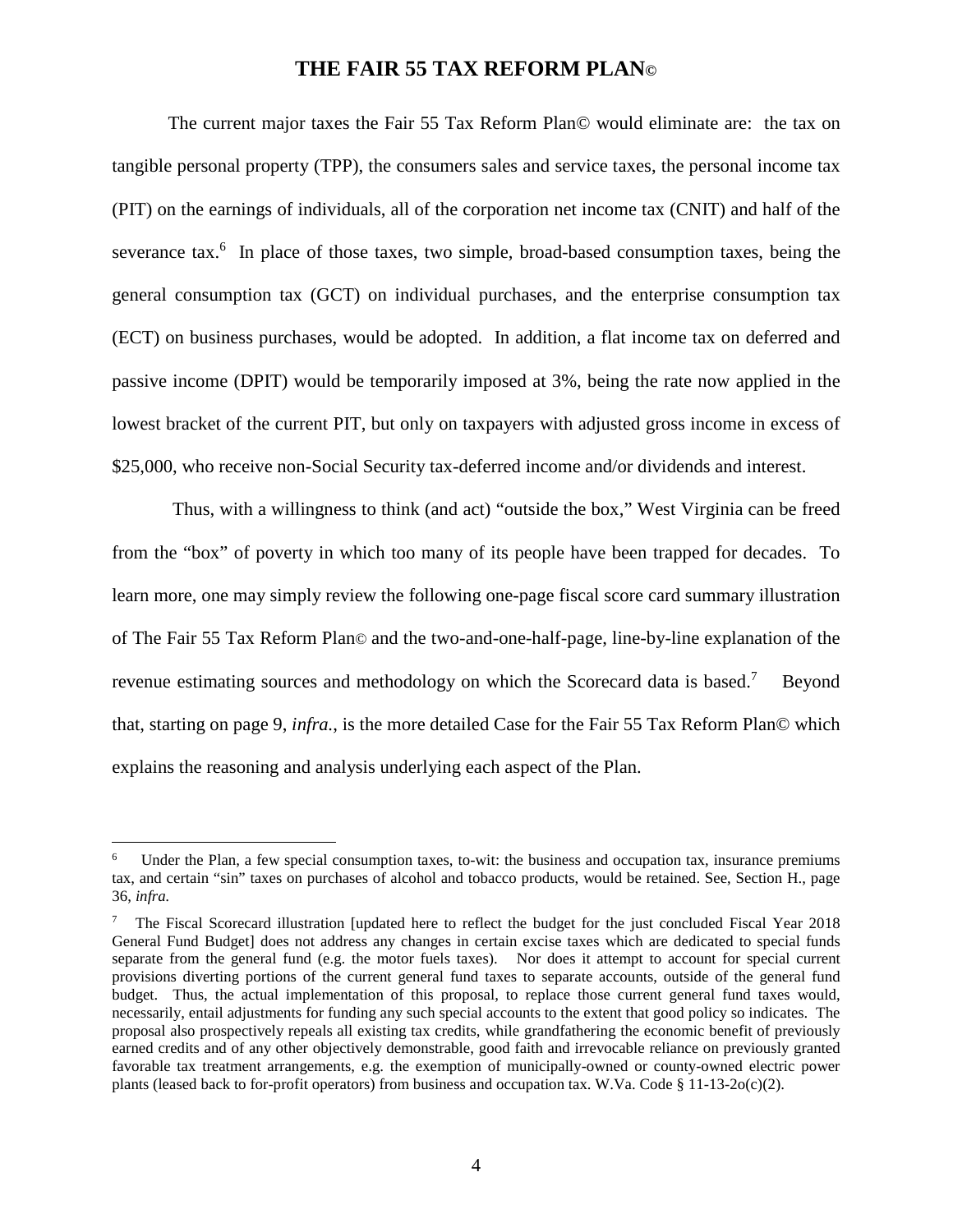# THE FAIR 55 TAX REFORM PLAN©

The current major taxes the Fair 55 Tax Reform Plan© would eliminate are: the tax on tangible personal property (TPP), the consumers sales and service taxes, the personal income tax (PIT) on the earnings of individuals, all of the corporation net income tax (CNIT) and half of the severance tax.[6] In place of those taxes, two simple, broad-based consumption taxes, being the general consumption tax (GCT) on individual purchases, and the enterprise consumption tax (ECT) on business purchases, would be adopted. In addition, a flat income tax on deferred and passive income (DPIT) would be temporarily imposed at 3%, being the rate now applied in the lowest bracket of the current PIT, but only on taxpayers with adjusted gross income in excess of $25,000, who receive non-Social Security tax-deferred income and/or dividends and interest.

Thus, with a willingness to think (and act) "outside the box," West Virginia can be freed from the "box" of poverty in which too many of its people have been trapped for decades. To learn more, one may simply review the following one-page fiscal score card summary illustration of The Fair 55 Tax Reform Plan© and the two-and-one-half-page, line-by-line explanation of the revenue estimating sources and methodology on which the Scorecard data is based.[7] Beyond that, starting on page 9, *infra.*, is the more detailed Case for the Fair 55 Tax Reform Plan© which explains the reasoning and analysis underlying each aspect of the Plan.

---

[6] Under the Plan, a few special consumption taxes, to-wit: the business and occupation tax, insurance premiums tax, and certain "sin" taxes on purchases of alcohol and tobacco products, would be retained. See, Section H., page 36, *infra.*

[7] The Fiscal Scorecard illustration [updated here to reflect the budget for the just concluded Fiscal Year 2018 General Fund Budget] does not address any changes in certain excise taxes which are dedicated to special funds separate from the general fund (e.g. the motor fuels taxes). Nor does it attempt to account for special current provisions diverting portions of the current general fund taxes to separate accounts, outside of the general fund budget. Thus, the actual implementation of this proposal, to replace those current general fund taxes would, necessarily, entail adjustments for funding any such special accounts to the extent that good policy so indicates. The proposal also prospectively repeals all existing tax credits, while grandfathering the economic benefit of previously earned credits and of any other objectively demonstrable, good faith and irrevocable reliance on previously granted favorable tax treatment arrangements, e.g. the exemption of municipally-owned or county-owned electric power plants (leased back to for-profit operators) from business and occupation tax. W.Va. Code § 11-13-2o(c)(2).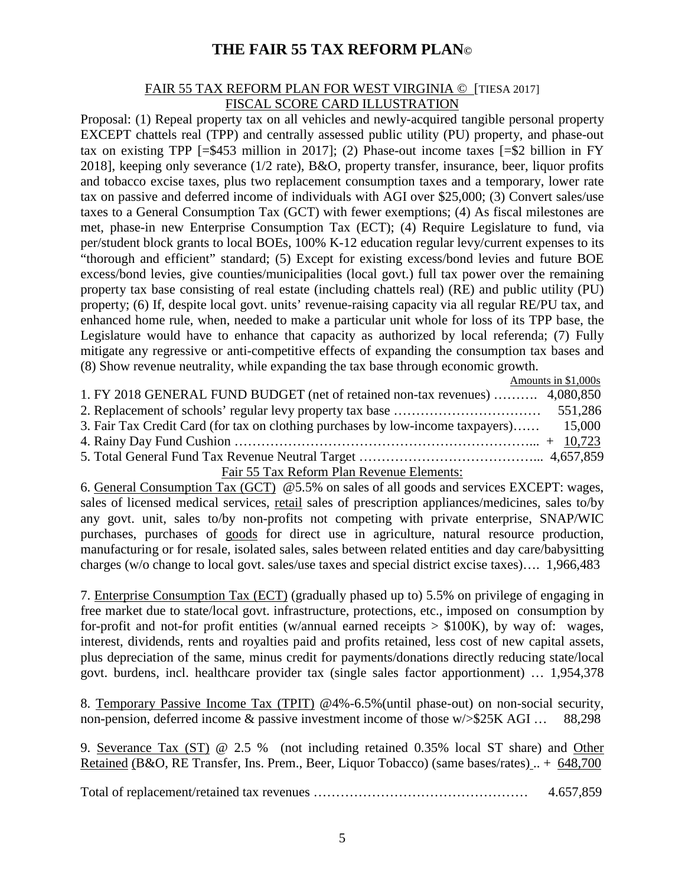# THE FAIR 55 TAX REFORM PLAN©

FAIR 55 TAX REFORM PLAN FOR WEST VIRGINIA © [TIESA 2017]
FISCAL SCORE CARD ILLUSTRATION

Proposal: (1) Repeal property tax on all vehicles and newly-acquired tangible personal property EXCEPT chattels real (TPP) and centrally assessed public utility (PU) property, and phase-out tax on existing TPP [=$453 million in 2017]; (2) Phase-out income taxes [=$2 billion in FY 2018], keeping only severance (1/2 rate), B&O, property transfer, insurance, beer, liquor profits and tobacco excise taxes, plus two replacement consumption taxes and a temporary, lower rate tax on passive and deferred income of individuals with AGI over $25,000; (3) Convert sales/use taxes to a General Consumption Tax (GCT) with fewer exemptions; (4) As fiscal milestones are met, phase-in new Enterprise Consumption Tax (ECT); (4) Require Legislature to fund, via per/student block grants to local BOEs, 100% K-12 education regular levy/current expenses to its "thorough and efficient" standard; (5) Except for existing excess/bond levies and future BOE excess/bond levies, give counties/municipalities (local govt.) full tax power over the remaining property tax base consisting of real estate (including chattels real) (RE) and public utility (PU) property; (6) If, despite local govt. units' revenue-raising capacity via all regular RE/PU tax, and enhanced home rule, when, needed to make a particular unit whole for loss of its TPP base, the Legislature would have to enhance that capacity as authorized by local referenda; (7) Fully mitigate any regressive or anti-competitive effects of expanding the consumption tax bases and (8) Show revenue neutrality, while expanding the tax base through economic growth.

| | Amounts in $1,000s |
|---|---|
| 1. FY 2018 GENERAL FUND BUDGET (net of retained non-tax revenues) ………. | 4,080,850 |
| 2. Replacement of schools' regular levy property tax base …………………………… | 551,286 |
| 3. Fair Tax Credit Card (for tax on clothing purchases by low-income taxpayers)…… | 15,000 |
| 4. Rainy Day Fund Cushion ……………………………………………………... | + 10,723 |
| 5. Total General Fund Tax Revenue Neutral Target ………………………………... | 4,657,859 |

Fair 55 Tax Reform Plan Revenue Elements:

6. General Consumption Tax (GCT) @5.5% on sales of all goods and services EXCEPT: wages, sales of licensed medical services, retail sales of prescription appliances/medicines, sales to/by any govt. unit, sales to/by non-profits not competing with private enterprise, SNAP/WIC purchases, purchases of goods for direct use in agriculture, natural resource production, manufacturing or for resale, isolated sales, sales between related entities and day care/babysitting charges (w/o change to local govt. sales/use taxes and special district excise taxes)…. 1,966,483

7. Enterprise Consumption Tax (ECT) (gradually phased up to) 5.5% on privilege of engaging in free market due to state/local govt. infrastructure, protections, etc., imposed on consumption by for-profit and not-for profit entities (w/annual earned receipts > $100K), by way of: wages, interest, dividends, rents and royalties paid and profits retained, less cost of new capital assets, plus depreciation of the same, minus credit for payments/donations directly reducing state/local govt. burdens, incl. healthcare provider tax (single sales factor apportionment) … 1,954,378

8. Temporary Passive Income Tax (TPIT) @4%-6.5%(until phase-out) on non-social security, non-pension, deferred income & passive investment income of those w/>$25K AGI … 88,298

9. Severance Tax (ST) @ 2.5 % (not including retained 0.35% local ST share) and Other Retained (B&O, RE Transfer, Ins. Prem., Beer, Liquor Tobacco) (same bases/rates) .. + 648,700

Total of replacement/retained tax revenues ………………………………………… 4.657,859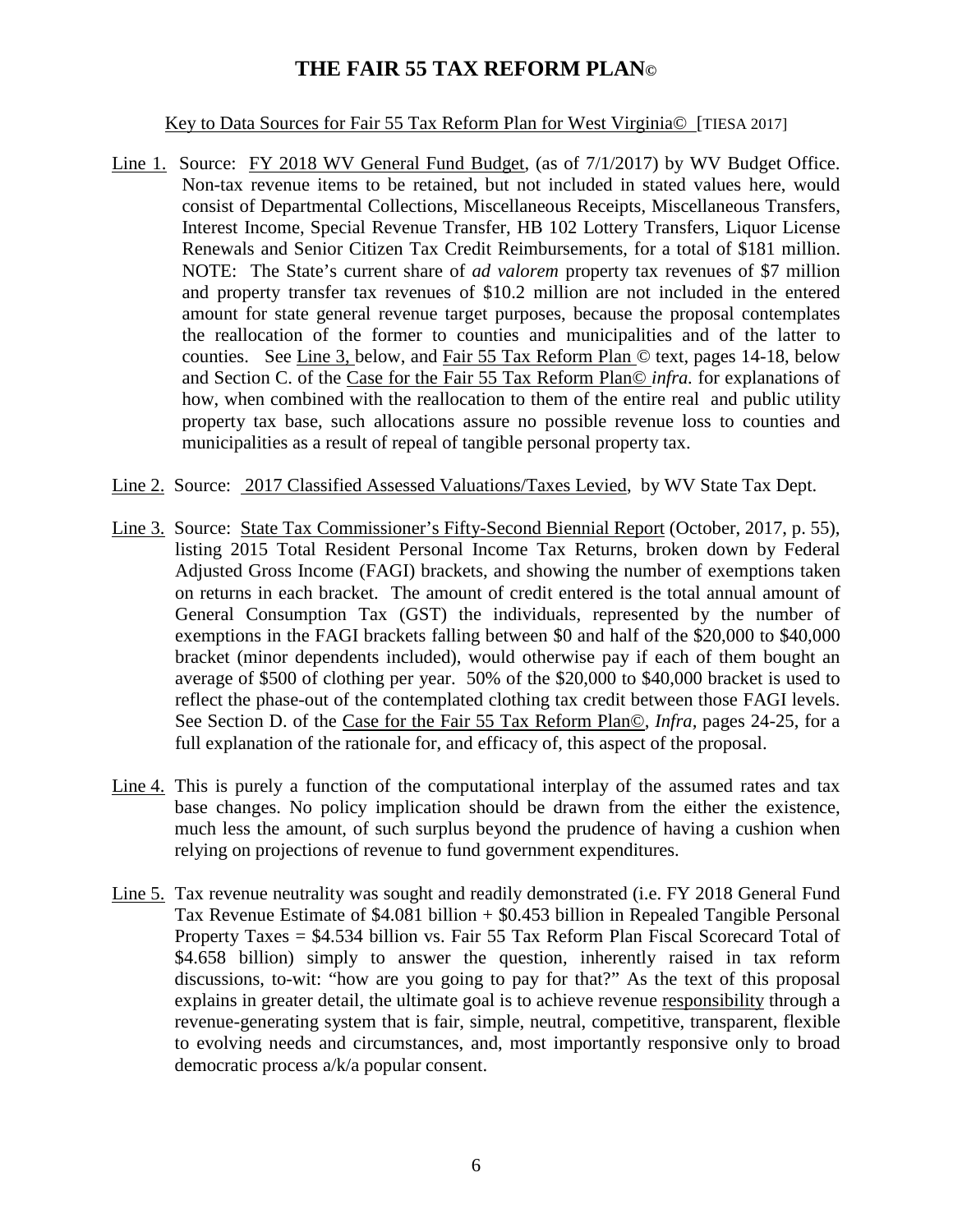# THE FAIR 55 TAX REFORM PLAN©

Key to Data Sources for Fair 55 Tax Reform Plan for West Virginia© [TIESA 2017]

Line 1. Source: FY 2018 WV General Fund Budget, (as of 7/1/2017) by WV Budget Office. Non-tax revenue items to be retained, but not included in stated values here, would consist of Departmental Collections, Miscellaneous Receipts, Miscellaneous Transfers, Interest Income, Special Revenue Transfer, HB 102 Lottery Transfers, Liquor License Renewals and Senior Citizen Tax Credit Reimbursements, for a total of $181 million. NOTE: The State's current share of *ad valorem* property tax revenues of $7 million and property transfer tax revenues of $10.2 million are not included in the entered amount for state general revenue target purposes, because the proposal contemplates the reallocation of the former to counties and municipalities and of the latter to counties. See Line 3, below, and Fair 55 Tax Reform Plan © text, pages 14-18, below and Section C. of the Case for the Fair 55 Tax Reform Plan© *infra.* for explanations of how, when combined with the reallocation to them of the entire real and public utility property tax base, such allocations assure no possible revenue loss to counties and municipalities as a result of repeal of tangible personal property tax.

Line 2. Source: 2017 Classified Assessed Valuations/Taxes Levied, by WV State Tax Dept.

Line 3. Source: State Tax Commissioner's Fifty-Second Biennial Report (October, 2017, p. 55), listing 2015 Total Resident Personal Income Tax Returns, broken down by Federal Adjusted Gross Income (FAGI) brackets, and showing the number of exemptions taken on returns in each bracket. The amount of credit entered is the total annual amount of General Consumption Tax (GST) the individuals, represented by the number of exemptions in the FAGI brackets falling between $0 and half of the $20,000 to $40,000 bracket (minor dependents included), would otherwise pay if each of them bought an average of $500 of clothing per year. 50% of the $20,000 to $40,000 bracket is used to reflect the phase-out of the contemplated clothing tax credit between those FAGI levels. See Section D. of the Case for the Fair 55 Tax Reform Plan©, *Infra*, pages 24-25, for a full explanation of the rationale for, and efficacy of, this aspect of the proposal.

Line 4. This is purely a function of the computational interplay of the assumed rates and tax base changes. No policy implication should be drawn from the either the existence, much less the amount, of such surplus beyond the prudence of having a cushion when relying on projections of revenue to fund government expenditures.

Line 5. Tax revenue neutrality was sought and readily demonstrated (i.e. FY 2018 General Fund Tax Revenue Estimate of $4.081 billion + $0.453 billion in Repealed Tangible Personal Property Taxes = $4.534 billion vs. Fair 55 Tax Reform Plan Fiscal Scorecard Total of $4.658 billion) simply to answer the question, inherently raised in tax reform discussions, to-wit: "how are you going to pay for that?" As the text of this proposal explains in greater detail, the ultimate goal is to achieve revenue responsibility through a revenue-generating system that is fair, simple, neutral, competitive, transparent, flexible to evolving needs and circumstances, and, most importantly responsive only to broad democratic process a/k/a popular consent.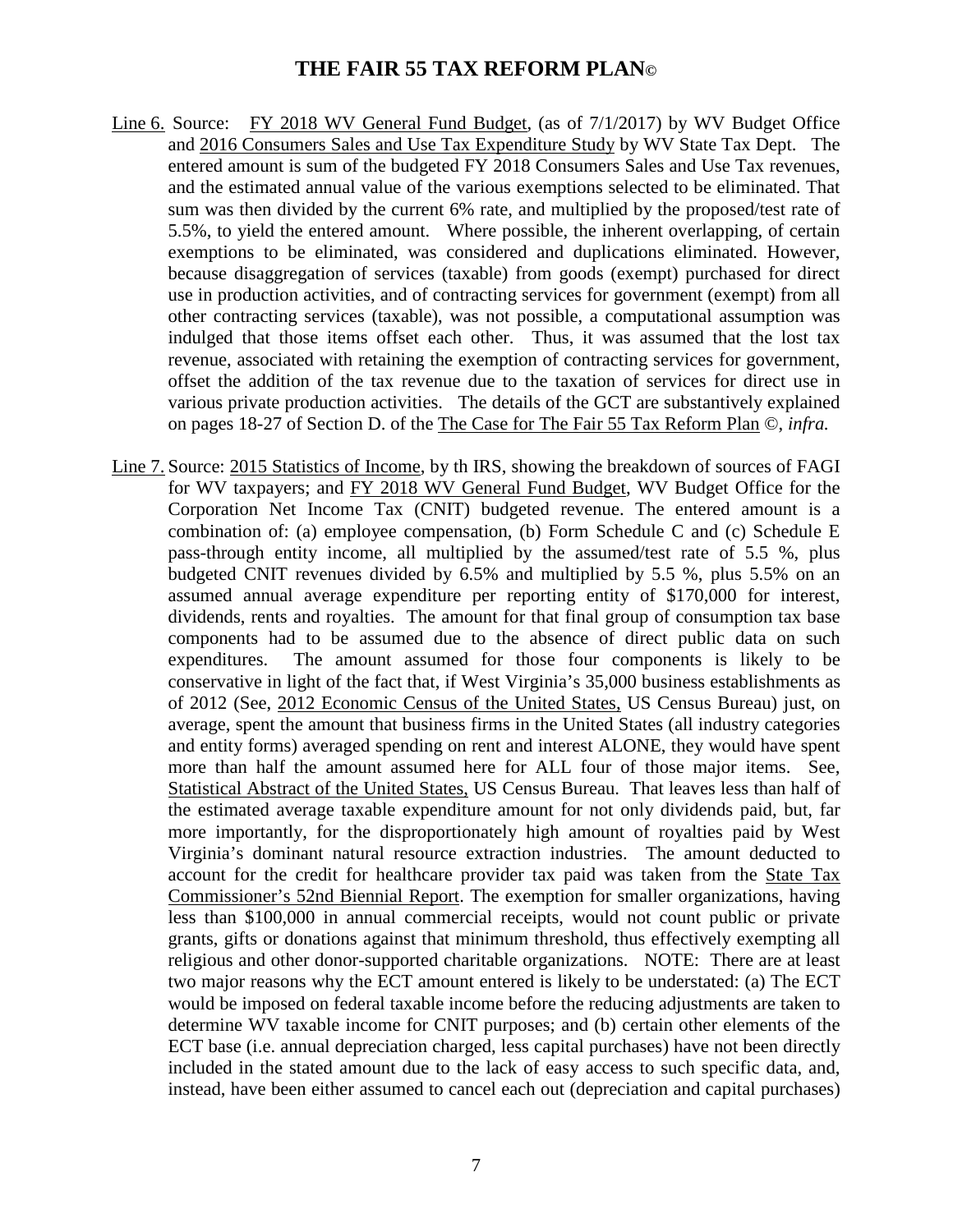Line 6. Source: FY 2018 WV General Fund Budget, (as of 7/1/2017) by WV Budget Office and 2016 Consumers Sales and Use Tax Expenditure Study by WV State Tax Dept. The entered amount is sum of the budgeted FY 2018 Consumers Sales and Use Tax revenues, and the estimated annual value of the various exemptions selected to be eliminated. That sum was then divided by the current 6% rate, and multiplied by the proposed/test rate of 5.5%, to yield the entered amount. Where possible, the inherent overlapping, of certain exemptions to be eliminated, was considered and duplications eliminated. However, because disaggregation of services (taxable) from goods (exempt) purchased for direct use in production activities, and of contracting services for government (exempt) from all other contracting services (taxable), was not possible, a computational assumption was indulged that those items offset each other. Thus, it was assumed that the lost tax revenue, associated with retaining the exemption of contracting services for government, offset the addition of the tax revenue due to the taxation of services for direct use in various private production activities. The details of the GCT are substantively explained on pages 18-27 of Section D. of the The Case for The Fair 55 Tax Reform Plan ©, *infra.*

Line 7. Source: 2015 Statistics of Income, by th IRS, showing the breakdown of sources of FAGI for WV taxpayers; and FY 2018 WV General Fund Budget, WV Budget Office for the Corporation Net Income Tax (CNIT) budgeted revenue. The entered amount is a combination of: (a) employee compensation, (b) Form Schedule C and (c) Schedule E pass-through entity income, all multiplied by the assumed/test rate of 5.5 %, plus budgeted CNIT revenues divided by 6.5% and multiplied by 5.5 %, plus 5.5% on an assumed annual average expenditure per reporting entity of $170,000 for interest, dividends, rents and royalties. The amount for that final group of consumption tax base components had to be assumed due to the absence of direct public data on such expenditures. The amount assumed for those four components is likely to be conservative in light of the fact that, if West Virginia's 35,000 business establishments as of 2012 (See, 2012 Economic Census of the United States, US Census Bureau) just, on average, spent the amount that business firms in the United States (all industry categories and entity forms) averaged spending on rent and interest ALONE, they would have spent more than half the amount assumed here for ALL four of those major items. See, Statistical Abstract of the United States, US Census Bureau. That leaves less than half of the estimated average taxable expenditure amount for not only dividends paid, but, far more importantly, for the disproportionately high amount of royalties paid by West Virginia's dominant natural resource extraction industries. The amount deducted to account for the credit for healthcare provider tax paid was taken from the State Tax Commissioner's 52nd Biennial Report. The exemption for smaller organizations, having less than $100,000 in annual commercial receipts, would not count public or private grants, gifts or donations against that minimum threshold, thus effectively exempting all religious and other donor-supported charitable organizations. NOTE: There are at least two major reasons why the ECT amount entered is likely to be understated: (a) The ECT would be imposed on federal taxable income before the reducing adjustments are taken to determine WV taxable income for CNIT purposes; and (b) certain other elements of the ECT base (i.e. annual depreciation charged, less capital purchases) have not been directly included in the stated amount due to the lack of easy access to such specific data, and, instead, have been either assumed to cancel each out (depreciation and capital purchases)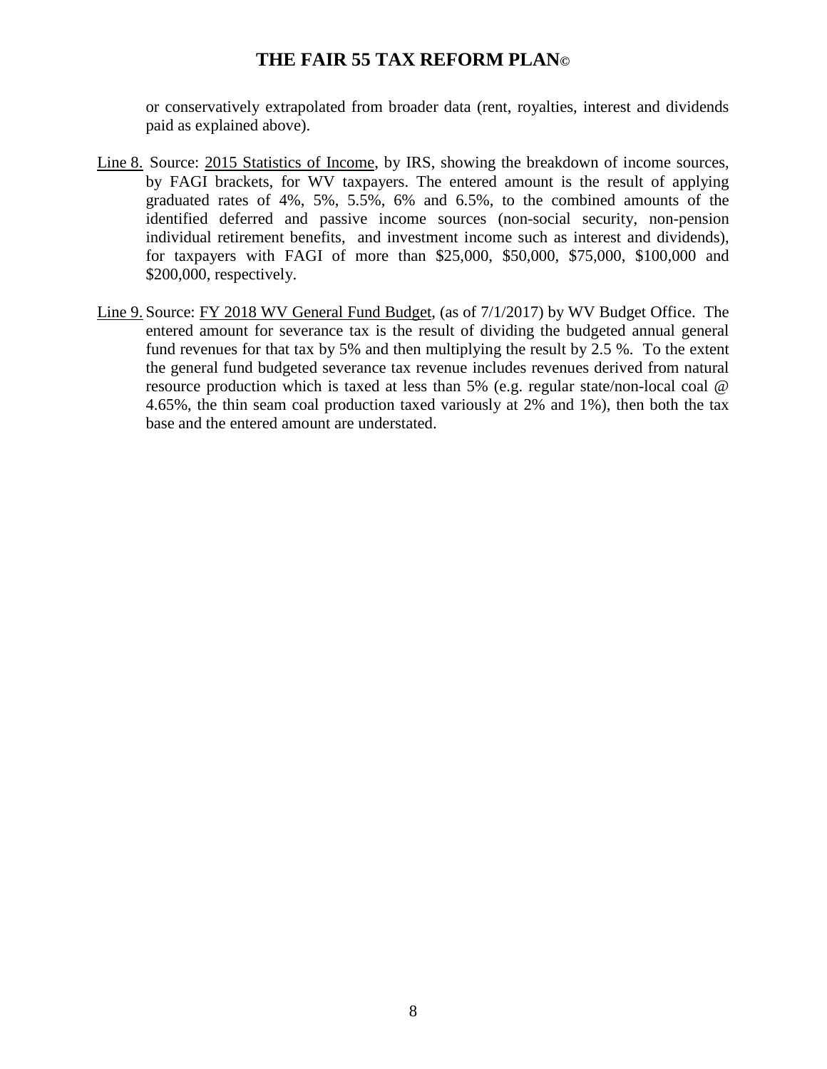or conservatively extrapolated from broader data (rent, royalties, interest and dividends paid as explained above).

Line 8. Source: 2015 Statistics of Income, by IRS, showing the breakdown of income sources, by FAGI brackets, for WV taxpayers. The entered amount is the result of applying graduated rates of 4%, 5%, 5.5%, 6% and 6.5%, to the combined amounts of the identified deferred and passive income sources (non-social security, non-pension individual retirement benefits, and investment income such as interest and dividends), for taxpayers with FAGI of more than $25,000, $50,000, $75,000, $100,000 and $200,000, respectively.

Line 9. Source: FY 2018 WV General Fund Budget, (as of 7/1/2017) by WV Budget Office. The entered amount for severance tax is the result of dividing the budgeted annual general fund revenues for that tax by 5% and then multiplying the result by 2.5 %. To the extent the general fund budgeted severance tax revenue includes revenues derived from natural resource production which is taxed at less than 5% (e.g. regular state/non-local coal @ 4.65%, the thin seam coal production taxed variously at 2% and 1%), then both the tax base and the entered amount are understated.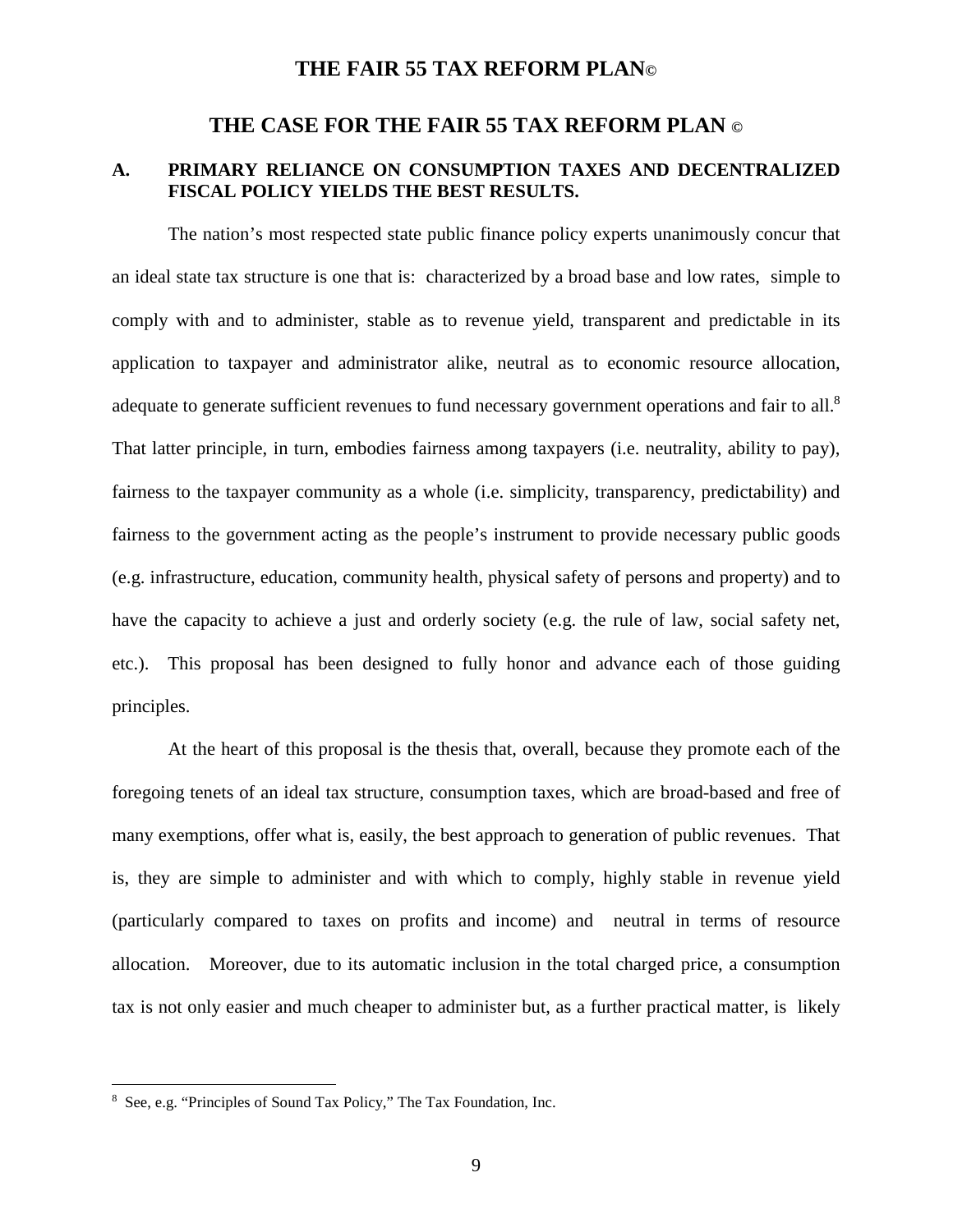# THE FAIR 55 TAX REFORM PLAN©

## THE CASE FOR THE FAIR 55 TAX REFORM PLAN ©

### A. PRIMARY RELIANCE ON CONSUMPTION TAXES AND DECENTRALIZED FISCAL POLICY YIELDS THE BEST RESULTS.

The nation's most respected state public finance policy experts unanimously concur that an ideal state tax structure is one that is: characterized by a broad base and low rates, simple to comply with and to administer, stable as to revenue yield, transparent and predictable in its application to taxpayer and administrator alike, neutral as to economic resource allocation, adequate to generate sufficient revenues to fund necessary government operations and fair to all.[8] That latter principle, in turn, embodies fairness among taxpayers (i.e. neutrality, ability to pay), fairness to the taxpayer community as a whole (i.e. simplicity, transparency, predictability) and fairness to the government acting as the people's instrument to provide necessary public goods (e.g. infrastructure, education, community health, physical safety of persons and property) and to have the capacity to achieve a just and orderly society (e.g. the rule of law, social safety net, etc.). This proposal has been designed to fully honor and advance each of those guiding principles.

At the heart of this proposal is the thesis that, overall, because they promote each of the foregoing tenets of an ideal tax structure, consumption taxes, which are broad-based and free of many exemptions, offer what is, easily, the best approach to generation of public revenues. That is, they are simple to administer and with which to comply, highly stable in revenue yield (particularly compared to taxes on profits and income) and neutral in terms of resource allocation. Moreover, due to its automatic inclusion in the total charged price, a consumption tax is not only easier and much cheaper to administer but, as a further practical matter, is likely

[8] See, e.g. "Principles of Sound Tax Policy," The Tax Foundation, Inc.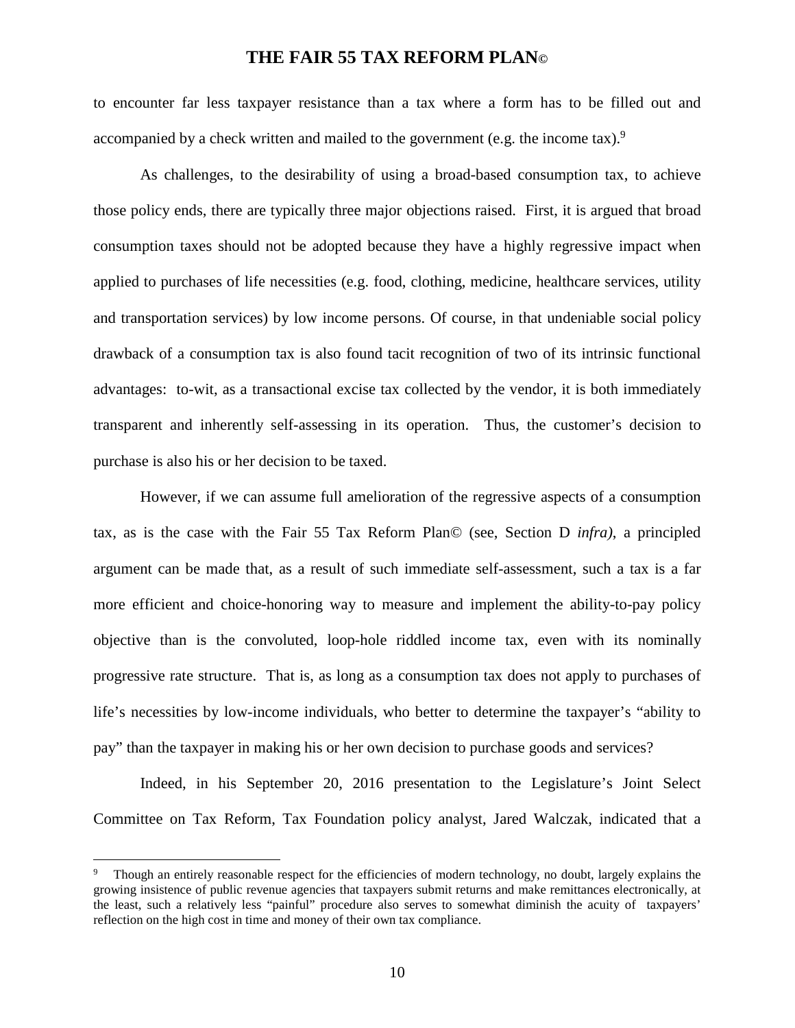to encounter far less taxpayer resistance than a tax where a form has to be filled out and accompanied by a check written and mailed to the government (e.g. the income tax).[9]

As challenges, to the desirability of using a broad-based consumption tax, to achieve those policy ends, there are typically three major objections raised. First, it is argued that broad consumption taxes should not be adopted because they have a highly regressive impact when applied to purchases of life necessities (e.g. food, clothing, medicine, healthcare services, utility and transportation services) by low income persons. Of course, in that undeniable social policy drawback of a consumption tax is also found tacit recognition of two of its intrinsic functional advantages: to-wit, as a transactional excise tax collected by the vendor, it is both immediately transparent and inherently self-assessing in its operation. Thus, the customer's decision to purchase is also his or her decision to be taxed.

However, if we can assume full amelioration of the regressive aspects of a consumption tax, as is the case with the Fair 55 Tax Reform Plan© (see, Section D *infra),* a principled argument can be made that, as a result of such immediate self-assessment, such a tax is a far more efficient and choice-honoring way to measure and implement the ability-to-pay policy objective than is the convoluted, loop-hole riddled income tax, even with its nominally progressive rate structure. That is, as long as a consumption tax does not apply to purchases of life's necessities by low-income individuals, who better to determine the taxpayer's "ability to pay" than the taxpayer in making his or her own decision to purchase goods and services?

Indeed, in his September 20, 2016 presentation to the Legislature's Joint Select Committee on Tax Reform, Tax Foundation policy analyst, Jared Walczak, indicated that a

---

[9] Though an entirely reasonable respect for the efficiencies of modern technology, no doubt, largely explains the growing insistence of public revenue agencies that taxpayers submit returns and make remittances electronically, at the least, such a relatively less "painful" procedure also serves to somewhat diminish the acuity of taxpayers' reflection on the high cost in time and money of their own tax compliance.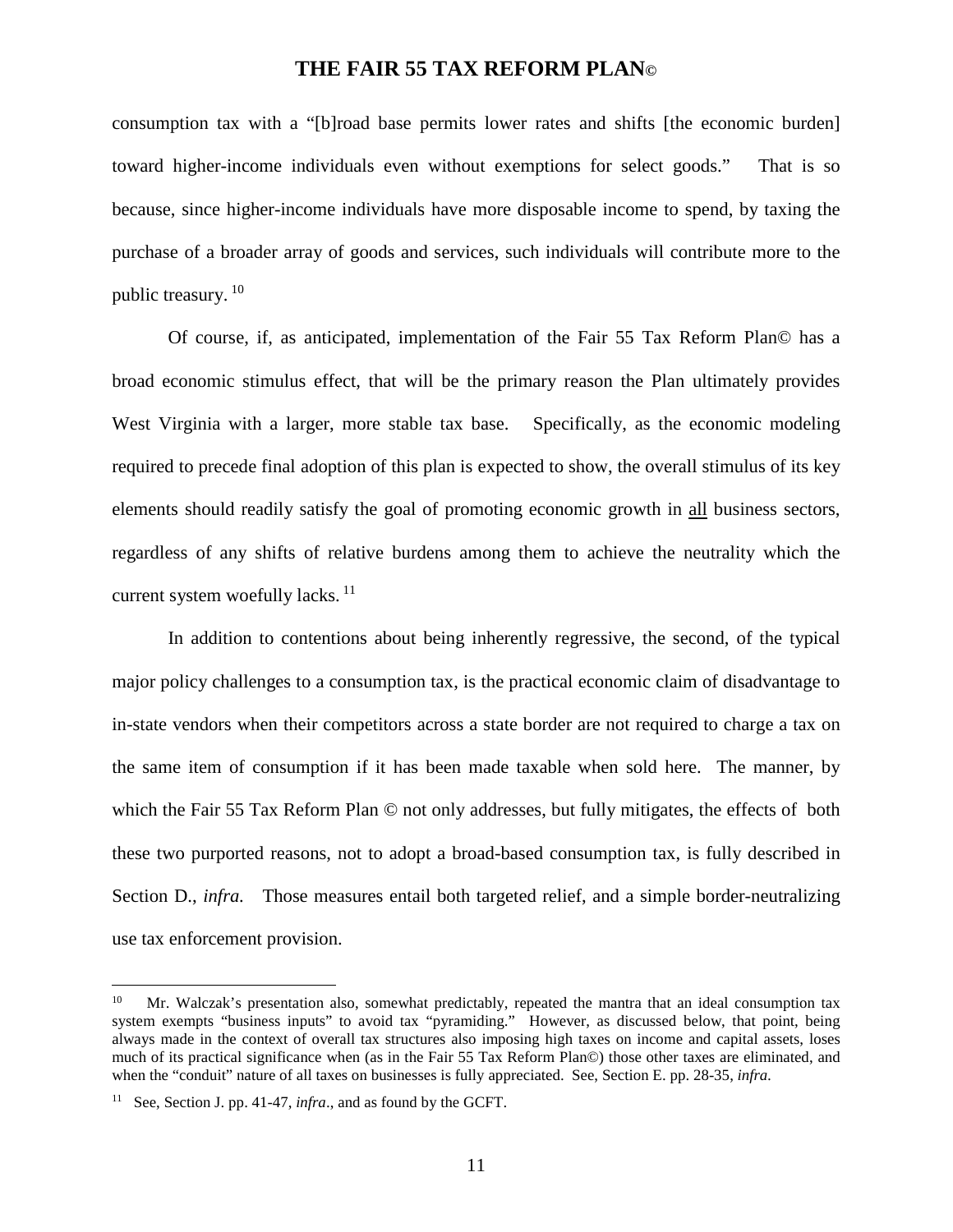consumption tax with a "[b]road base permits lower rates and shifts [the economic burden] toward higher-income individuals even without exemptions for select goods." That is so because, since higher-income individuals have more disposable income to spend, by taxing the purchase of a broader array of goods and services, such individuals will contribute more to the public treasury. [10]

Of course, if, as anticipated, implementation of the Fair 55 Tax Reform Plan© has a broad economic stimulus effect, that will be the primary reason the Plan ultimately provides West Virginia with a larger, more stable tax base. Specifically, as the economic modeling required to precede final adoption of this plan is expected to show, the overall stimulus of its key elements should readily satisfy the goal of promoting economic growth in <u>all</u> business sectors, regardless of any shifts of relative burdens among them to achieve the neutrality which the current system woefully lacks. [11]

In addition to contentions about being inherently regressive, the second, of the typical major policy challenges to a consumption tax, is the practical economic claim of disadvantage to in-state vendors when their competitors across a state border are not required to charge a tax on the same item of consumption if it has been made taxable when sold here. The manner, by which the Fair 55 Tax Reform Plan © not only addresses, but fully mitigates, the effects of both these two purported reasons, not to adopt a broad-based consumption tax, is fully described in Section D., *infra.* Those measures entail both targeted relief, and a simple border-neutralizing use tax enforcement provision.

---

[10] Mr. Walczak's presentation also, somewhat predictably, repeated the mantra that an ideal consumption tax system exempts "business inputs" to avoid tax "pyramiding." However, as discussed below, that point, being always made in the context of overall tax structures also imposing high taxes on income and capital assets, loses much of its practical significance when (as in the Fair 55 Tax Reform Plan©) those other taxes are eliminated, and when the "conduit" nature of all taxes on businesses is fully appreciated. See, Section E. pp. 28-35, *infra.*

[11] See, Section J. pp. 41-47, *infra*., and as found by the GCFT.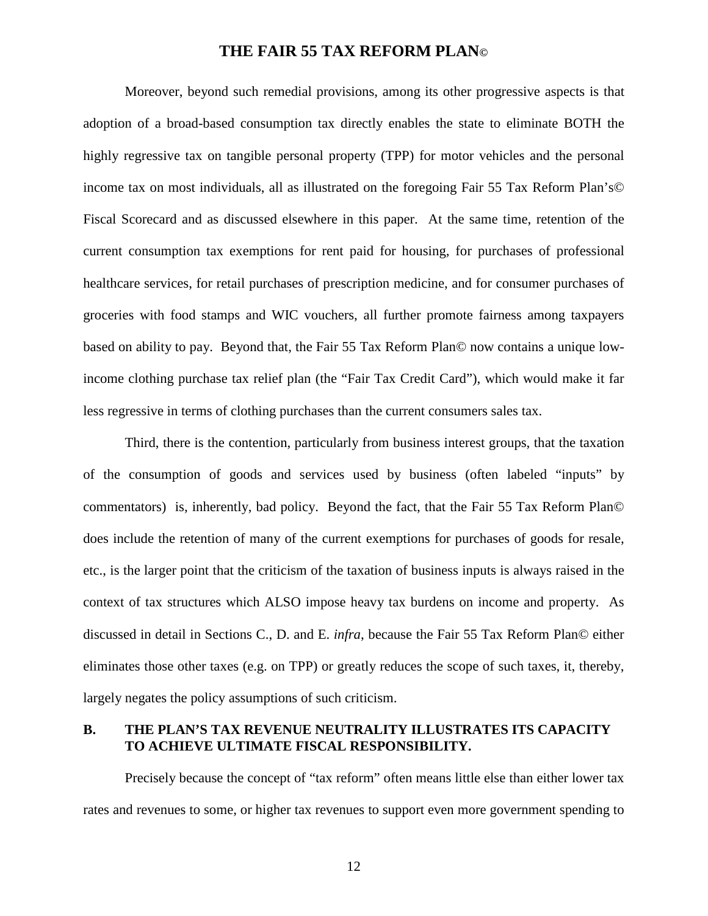Moreover, beyond such remedial provisions, among its other progressive aspects is that adoption of a broad-based consumption tax directly enables the state to eliminate BOTH the highly regressive tax on tangible personal property (TPP) for motor vehicles and the personal income tax on most individuals, all as illustrated on the foregoing Fair 55 Tax Reform Plan's© Fiscal Scorecard and as discussed elsewhere in this paper. At the same time, retention of the current consumption tax exemptions for rent paid for housing, for purchases of professional healthcare services, for retail purchases of prescription medicine, and for consumer purchases of groceries with food stamps and WIC vouchers, all further promote fairness among taxpayers based on ability to pay. Beyond that, the Fair 55 Tax Reform Plan© now contains a unique low-income clothing purchase tax relief plan (the "Fair Tax Credit Card"), which would make it far less regressive in terms of clothing purchases than the current consumers sales tax.

Third, there is the contention, particularly from business interest groups, that the taxation of the consumption of goods and services used by business (often labeled "inputs" by commentators) is, inherently, bad policy. Beyond the fact, that the Fair 55 Tax Reform Plan© does include the retention of many of the current exemptions for purchases of goods for resale, etc., is the larger point that the criticism of the taxation of business inputs is always raised in the context of tax structures which ALSO impose heavy tax burdens on income and property. As discussed in detail in Sections C., D. and E. *infra*, because the Fair 55 Tax Reform Plan© either eliminates those other taxes (e.g. on TPP) or greatly reduces the scope of such taxes, it, thereby, largely negates the policy assumptions of such criticism.

## B. THE PLAN'S TAX REVENUE NEUTRALITY ILLUSTRATES ITS CAPACITY TO ACHIEVE ULTIMATE FISCAL RESPONSIBILITY.

Precisely because the concept of "tax reform" often means little else than either lower tax rates and revenues to some, or higher tax revenues to support even more government spending to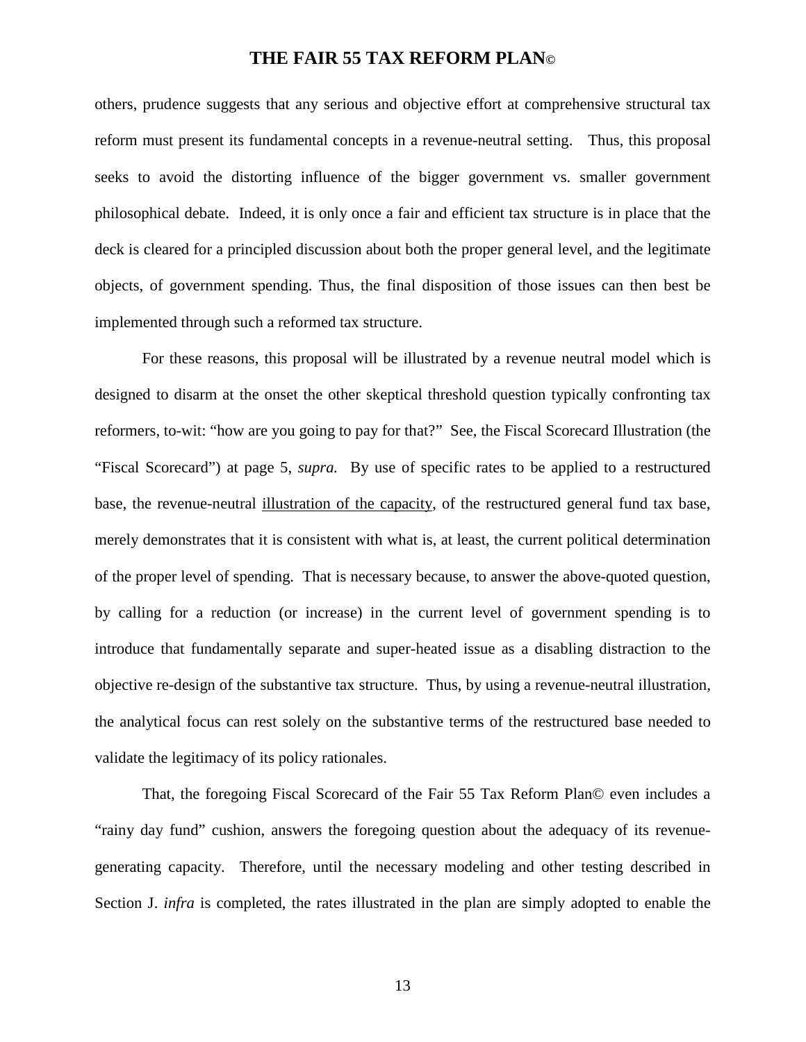others, prudence suggests that any serious and objective effort at comprehensive structural tax reform must present its fundamental concepts in a revenue-neutral setting. Thus, this proposal seeks to avoid the distorting influence of the bigger government vs. smaller government philosophical debate. Indeed, it is only once a fair and efficient tax structure is in place that the deck is cleared for a principled discussion about both the proper general level, and the legitimate objects, of government spending. Thus, the final disposition of those issues can then best be implemented through such a reformed tax structure.

For these reasons, this proposal will be illustrated by a revenue neutral model which is designed to disarm at the onset the other skeptical threshold question typically confronting tax reformers, to-wit: "how are you going to pay for that?" See, the Fiscal Scorecard Illustration (the "Fiscal Scorecard") at page 5, *supra.* By use of specific rates to be applied to a restructured base, the revenue-neutral <u>illustration of the capacity</u>, of the restructured general fund tax base, merely demonstrates that it is consistent with what is, at least, the current political determination of the proper level of spending. That is necessary because, to answer the above-quoted question, by calling for a reduction (or increase) in the current level of government spending is to introduce that fundamentally separate and super-heated issue as a disabling distraction to the objective re-design of the substantive tax structure. Thus, by using a revenue-neutral illustration, the analytical focus can rest solely on the substantive terms of the restructured base needed to validate the legitimacy of its policy rationales.

That, the foregoing Fiscal Scorecard of the Fair 55 Tax Reform Plan© even includes a "rainy day fund" cushion, answers the foregoing question about the adequacy of its revenue-generating capacity. Therefore, until the necessary modeling and other testing described in Section J. *infra* is completed, the rates illustrated in the plan are simply adopted to enable the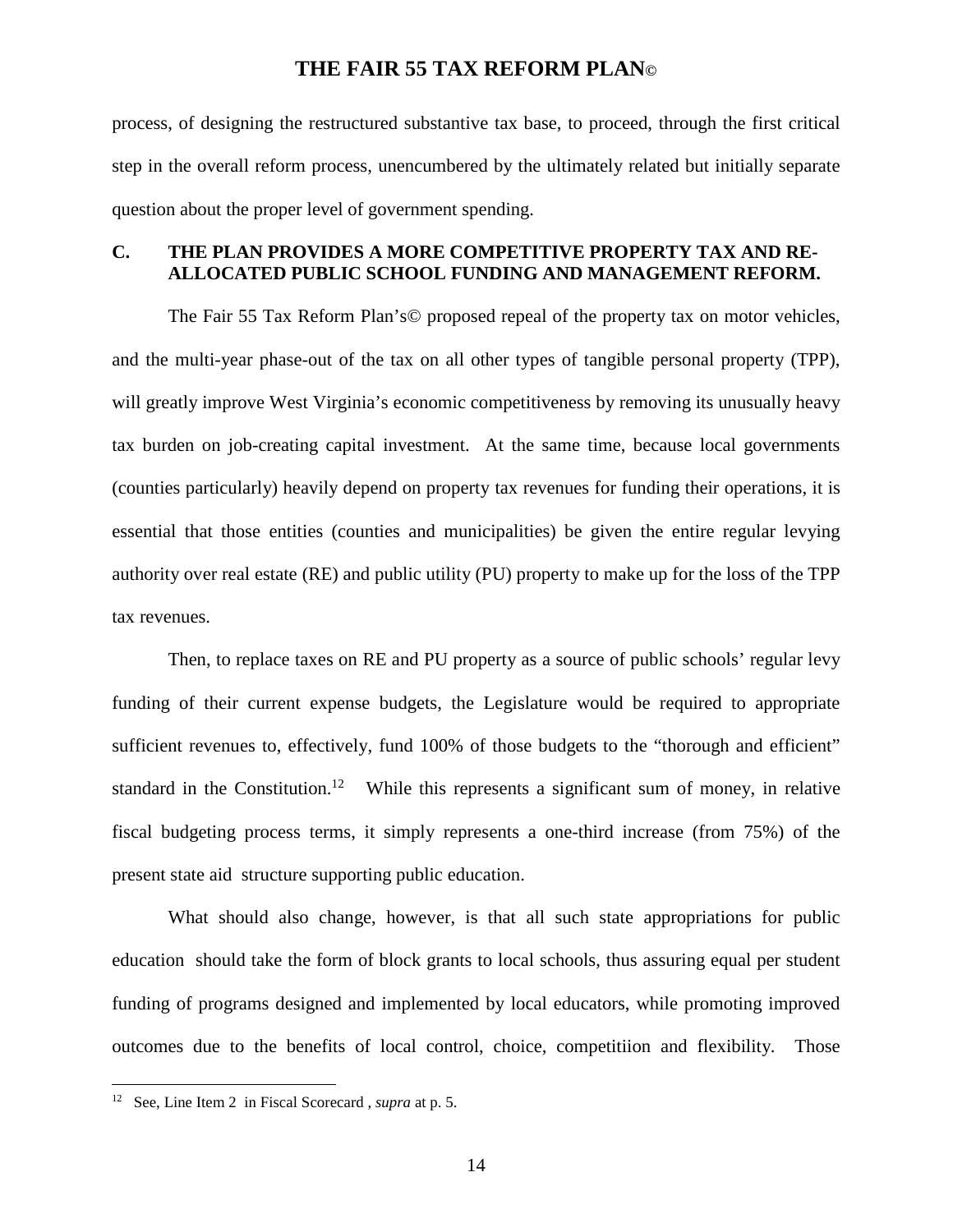process, of designing the restructured substantive tax base, to proceed, through the first critical step in the overall reform process, unencumbered by the ultimately related but initially separate question about the proper level of government spending.

### C. THE PLAN PROVIDES A MORE COMPETITIVE PROPERTY TAX AND RE-ALLOCATED PUBLIC SCHOOL FUNDING AND MANAGEMENT REFORM.

The Fair 55 Tax Reform Plan's© proposed repeal of the property tax on motor vehicles, and the multi-year phase-out of the tax on all other types of tangible personal property (TPP), will greatly improve West Virginia's economic competitiveness by removing its unusually heavy tax burden on job-creating capital investment. At the same time, because local governments (counties particularly) heavily depend on property tax revenues for funding their operations, it is essential that those entities (counties and municipalities) be given the entire regular levying authority over real estate (RE) and public utility (PU) property to make up for the loss of the TPP tax revenues.

Then, to replace taxes on RE and PU property as a source of public schools' regular levy funding of their current expense budgets, the Legislature would be required to appropriate sufficient revenues to, effectively, fund 100% of those budgets to the "thorough and efficient" standard in the Constitution.[12] While this represents a significant sum of money, in relative fiscal budgeting process terms, it simply represents a one-third increase (from 75%) of the present state aid structure supporting public education.

What should also change, however, is that all such state appropriations for public education should take the form of block grants to local schools, thus assuring equal per student funding of programs designed and implemented by local educators, while promoting improved outcomes due to the benefits of local control, choice, competitiion and flexibility. Those

[12] See, Line Item 2 in Fiscal Scorecard , *supra* at p. 5.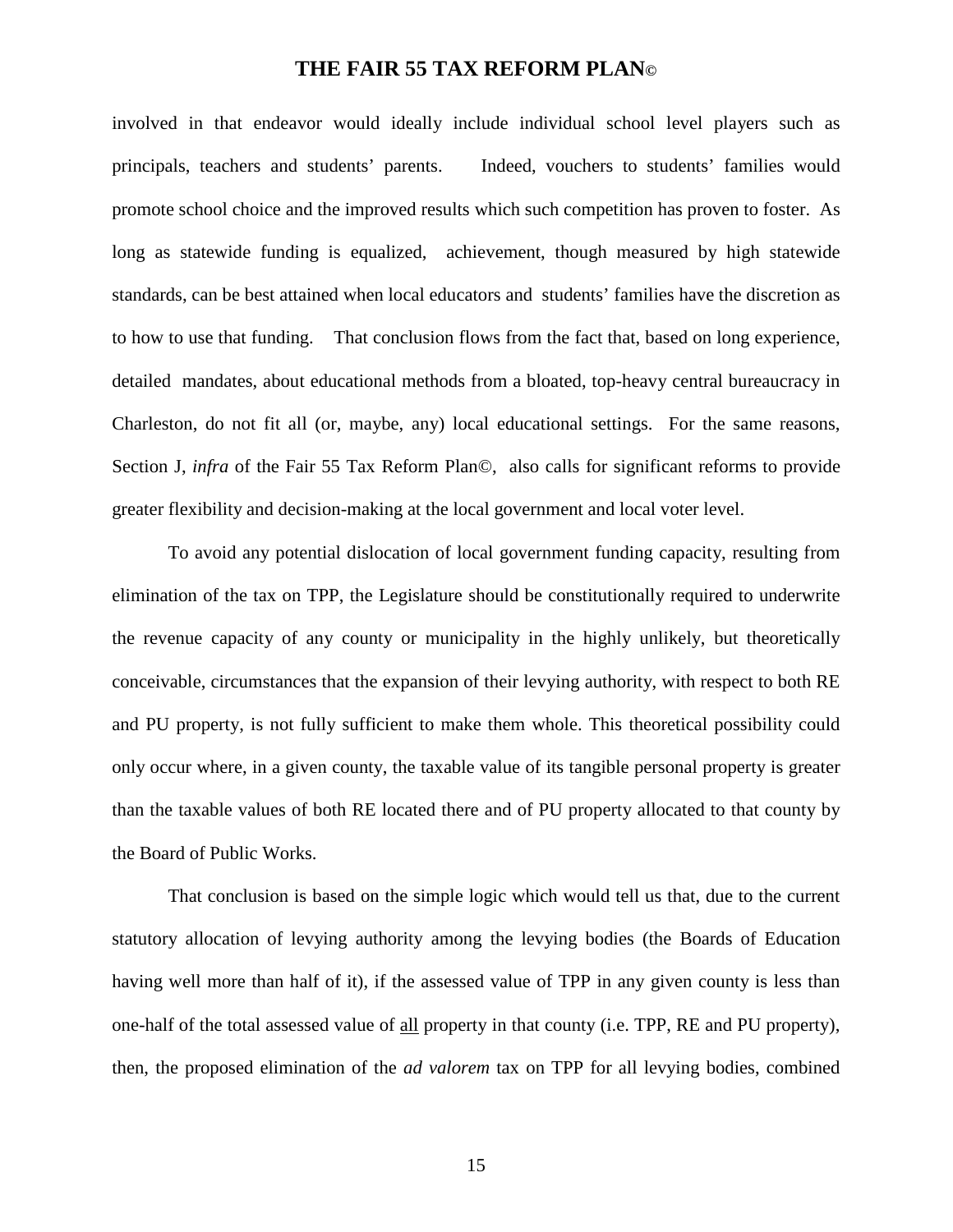involved in that endeavor would ideally include individual school level players such as principals, teachers and students' parents. Indeed, vouchers to students' families would promote school choice and the improved results which such competition has proven to foster. As long as statewide funding is equalized, achievement, though measured by high statewide standards, can be best attained when local educators and students' families have the discretion as to how to use that funding. That conclusion flows from the fact that, based on long experience, detailed mandates, about educational methods from a bloated, top-heavy central bureaucracy in Charleston, do not fit all (or, maybe, any) local educational settings. For the same reasons, Section J, *infra* of the Fair 55 Tax Reform Plan©, also calls for significant reforms to provide greater flexibility and decision-making at the local government and local voter level.

To avoid any potential dislocation of local government funding capacity, resulting from elimination of the tax on TPP, the Legislature should be constitutionally required to underwrite the revenue capacity of any county or municipality in the highly unlikely, but theoretically conceivable, circumstances that the expansion of their levying authority, with respect to both RE and PU property, is not fully sufficient to make them whole. This theoretical possibility could only occur where, in a given county, the taxable value of its tangible personal property is greater than the taxable values of both RE located there and of PU property allocated to that county by the Board of Public Works.

That conclusion is based on the simple logic which would tell us that, due to the current statutory allocation of levying authority among the levying bodies (the Boards of Education having well more than half of it), if the assessed value of TPP in any given county is less than one-half of the total assessed value of all property in that county (i.e. TPP, RE and PU property), then, the proposed elimination of the *ad valorem* tax on TPP for all levying bodies, combined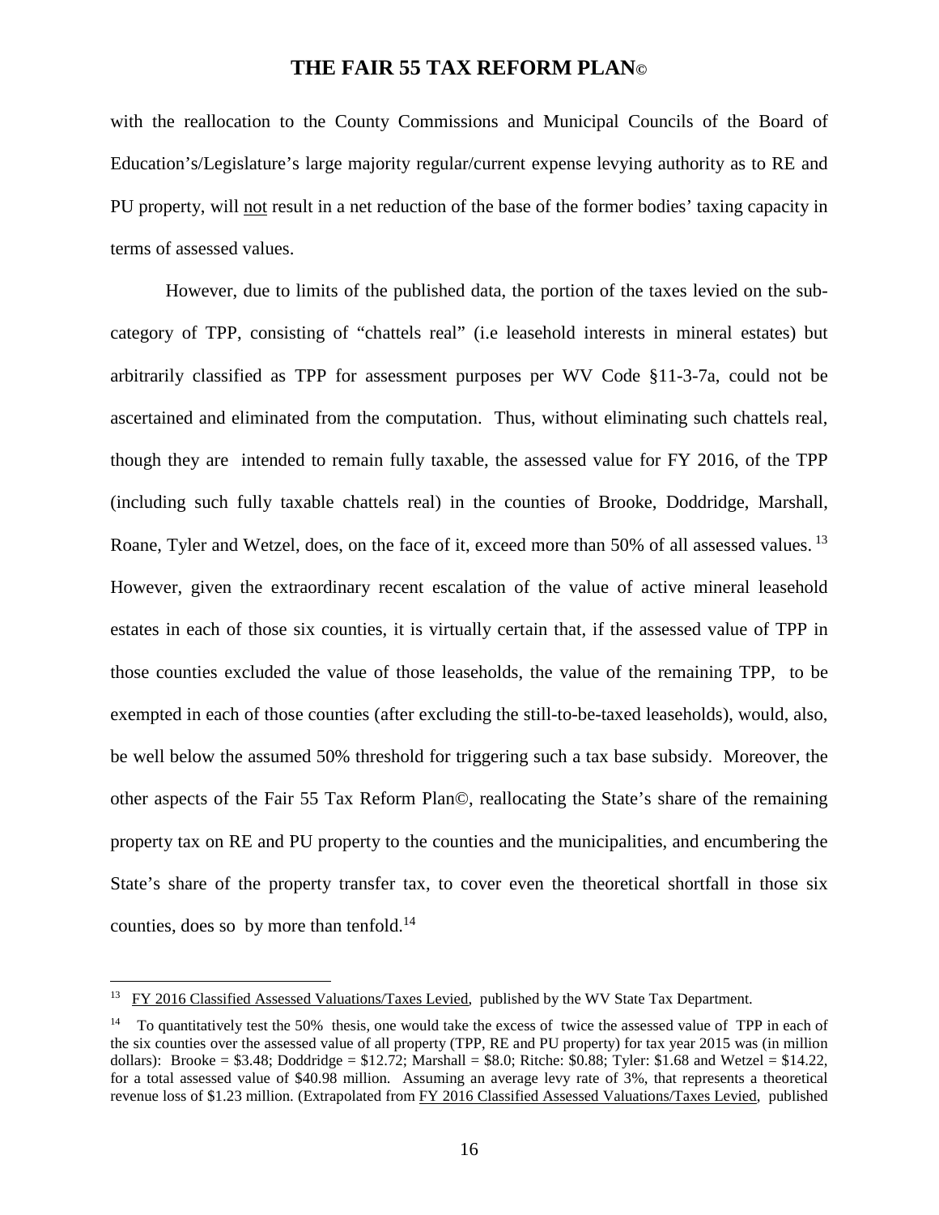with the reallocation to the County Commissions and Municipal Councils of the Board of Education's/Legislature's large majority regular/current expense levying authority as to RE and PU property, will not result in a net reduction of the base of the former bodies' taxing capacity in terms of assessed values.

However, due to limits of the published data, the portion of the taxes levied on the sub-category of TPP, consisting of "chattels real" (i.e leasehold interests in mineral estates) but arbitrarily classified as TPP for assessment purposes per WV Code §11-3-7a, could not be ascertained and eliminated from the computation. Thus, without eliminating such chattels real, though they are intended to remain fully taxable, the assessed value for FY 2016, of the TPP (including such fully taxable chattels real) in the counties of Brooke, Doddridge, Marshall, Roane, Tyler and Wetzel, does, on the face of it, exceed more than 50% of all assessed values.[13] However, given the extraordinary recent escalation of the value of active mineral leasehold estates in each of those six counties, it is virtually certain that, if the assessed value of TPP in those counties excluded the value of those leaseholds, the value of the remaining TPP, to be exempted in each of those counties (after excluding the still-to-be-taxed leaseholds), would, also, be well below the assumed 50% threshold for triggering such a tax base subsidy. Moreover, the other aspects of the Fair 55 Tax Reform Plan©, reallocating the State's share of the remaining property tax on RE and PU property to the counties and the municipalities, and encumbering the State's share of the property transfer tax, to cover even the theoretical shortfall in those six counties, does so by more than tenfold.[14]

---

[13] FY 2016 Classified Assessed Valuations/Taxes Levied, published by the WV State Tax Department.

[14] To quantitatively test the 50% thesis, one would take the excess of twice the assessed value of TPP in each of the six counties over the assessed value of all property (TPP, RE and PU property) for tax year 2015 was (in million dollars): Brooke = $3.48; Doddridge = $12.72; Marshall = $8.0; Ritche: $0.88; Tyler: $1.68 and Wetzel = $14.22, for a total assessed value of $40.98 million. Assuming an average levy rate of 3%, that represents a theoretical revenue loss of $1.23 million. (Extrapolated from FY 2016 Classified Assessed Valuations/Taxes Levied, published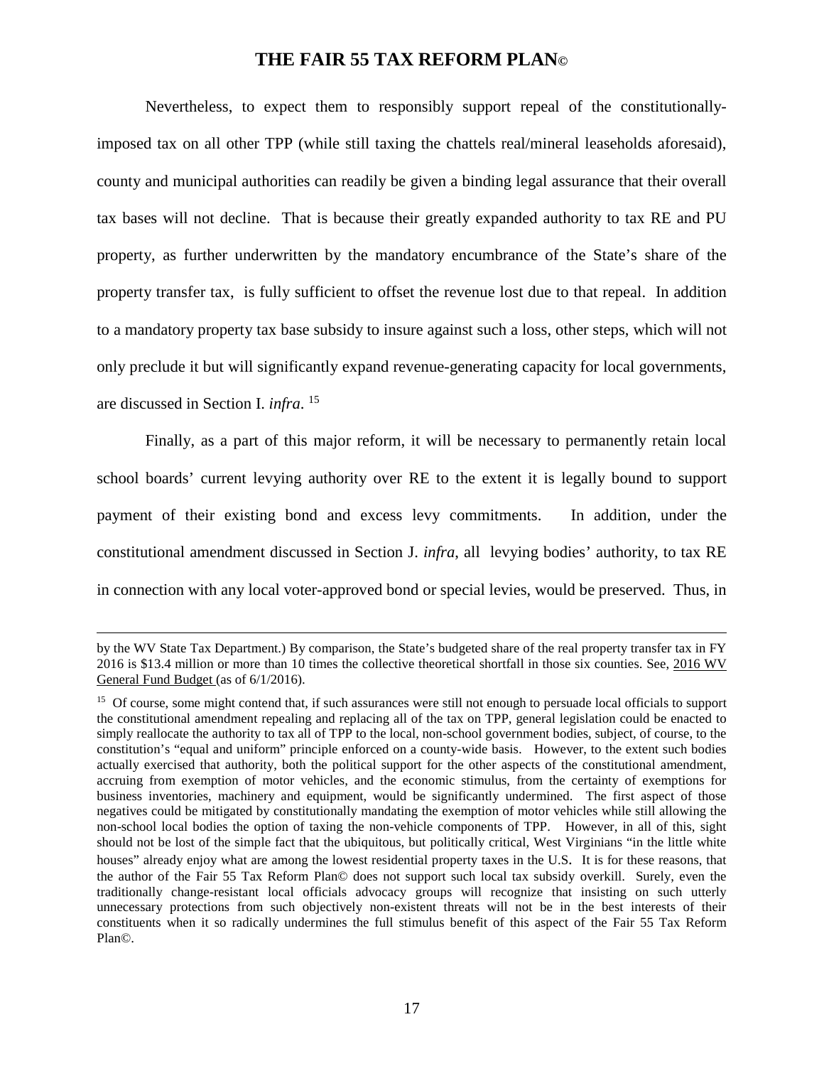Nevertheless, to expect them to responsibly support repeal of the constitutionally-imposed tax on all other TPP (while still taxing the chattels real/mineral leaseholds aforesaid), county and municipal authorities can readily be given a binding legal assurance that their overall tax bases will not decline. That is because their greatly expanded authority to tax RE and PU property, as further underwritten by the mandatory encumbrance of the State's share of the property transfer tax, is fully sufficient to offset the revenue lost due to that repeal. In addition to a mandatory property tax base subsidy to insure against such a loss, other steps, which will not only preclude it but will significantly expand revenue-generating capacity for local governments, are discussed in Section I. *infra*. [15]

Finally, as a part of this major reform, it will be necessary to permanently retain local school boards' current levying authority over RE to the extent it is legally bound to support payment of their existing bond and excess levy commitments. In addition, under the constitutional amendment discussed in Section J. *infra*, all levying bodies' authority, to tax RE in connection with any local voter-approved bond or special levies, would be preserved. Thus, in

---

by the WV State Tax Department.) By comparison, the State's budgeted share of the real property transfer tax in FY 2016 is $13.4 million or more than 10 times the collective theoretical shortfall in those six counties. See, 2016 WV General Fund Budget (as of 6/1/2016).

[15] Of course, some might contend that, if such assurances were still not enough to persuade local officials to support the constitutional amendment repealing and replacing all of the tax on TPP, general legislation could be enacted to simply reallocate the authority to tax all of TPP to the local, non-school government bodies, subject, of course, to the constitution's "equal and uniform" principle enforced on a county-wide basis. However, to the extent such bodies actually exercised that authority, both the political support for the other aspects of the constitutional amendment, accruing from exemption of motor vehicles, and the economic stimulus, from the certainty of exemptions for business inventories, machinery and equipment, would be significantly undermined. The first aspect of those negatives could be mitigated by constitutionally mandating the exemption of motor vehicles while still allowing the non-school local bodies the option of taxing the non-vehicle components of TPP. However, in all of this, sight should not be lost of the simple fact that the ubiquitous, but politically critical, West Virginians "in the little white houses" already enjoy what are among the lowest residential property taxes in the U.S. It is for these reasons, that the author of the Fair 55 Tax Reform Plan© does not support such local tax subsidy overkill. Surely, even the traditionally change-resistant local officials advocacy groups will recognize that insisting on such utterly unnecessary protections from such objectively non-existent threats will not be in the best interests of their constituents when it so radically undermines the full stimulus benefit of this aspect of the Fair 55 Tax Reform Plan©.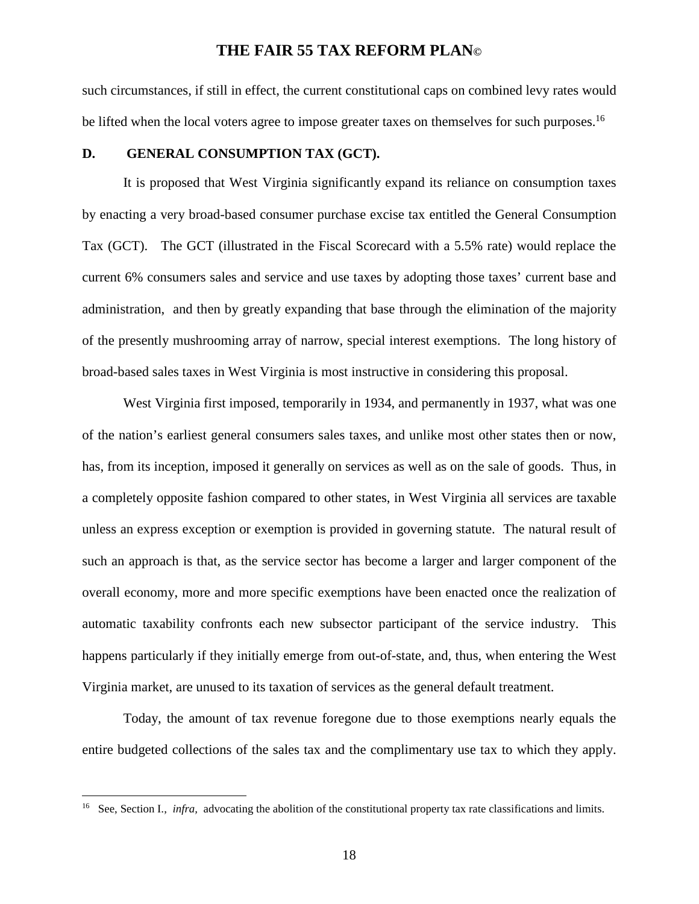such circumstances, if still in effect, the current constitutional caps on combined levy rates would be lifted when the local voters agree to impose greater taxes on themselves for such purposes.[16]

## D. GENERAL CONSUMPTION TAX (GCT).

It is proposed that West Virginia significantly expand its reliance on consumption taxes by enacting a very broad-based consumer purchase excise tax entitled the General Consumption Tax (GCT). The GCT (illustrated in the Fiscal Scorecard with a 5.5% rate) would replace the current 6% consumers sales and service and use taxes by adopting those taxes' current base and administration, and then by greatly expanding that base through the elimination of the majority of the presently mushrooming array of narrow, special interest exemptions. The long history of broad-based sales taxes in West Virginia is most instructive in considering this proposal.

West Virginia first imposed, temporarily in 1934, and permanently in 1937, what was one of the nation's earliest general consumers sales taxes, and unlike most other states then or now, has, from its inception, imposed it generally on services as well as on the sale of goods. Thus, in a completely opposite fashion compared to other states, in West Virginia all services are taxable unless an express exception or exemption is provided in governing statute. The natural result of such an approach is that, as the service sector has become a larger and larger component of the overall economy, more and more specific exemptions have been enacted once the realization of automatic taxability confronts each new subsector participant of the service industry. This happens particularly if they initially emerge from out-of-state, and, thus, when entering the West Virginia market, are unused to its taxation of services as the general default treatment.

Today, the amount of tax revenue foregone due to those exemptions nearly equals the entire budgeted collections of the sales tax and the complimentary use tax to which they apply.

---

[16] See, Section I., *infra*, advocating the abolition of the constitutional property tax rate classifications and limits.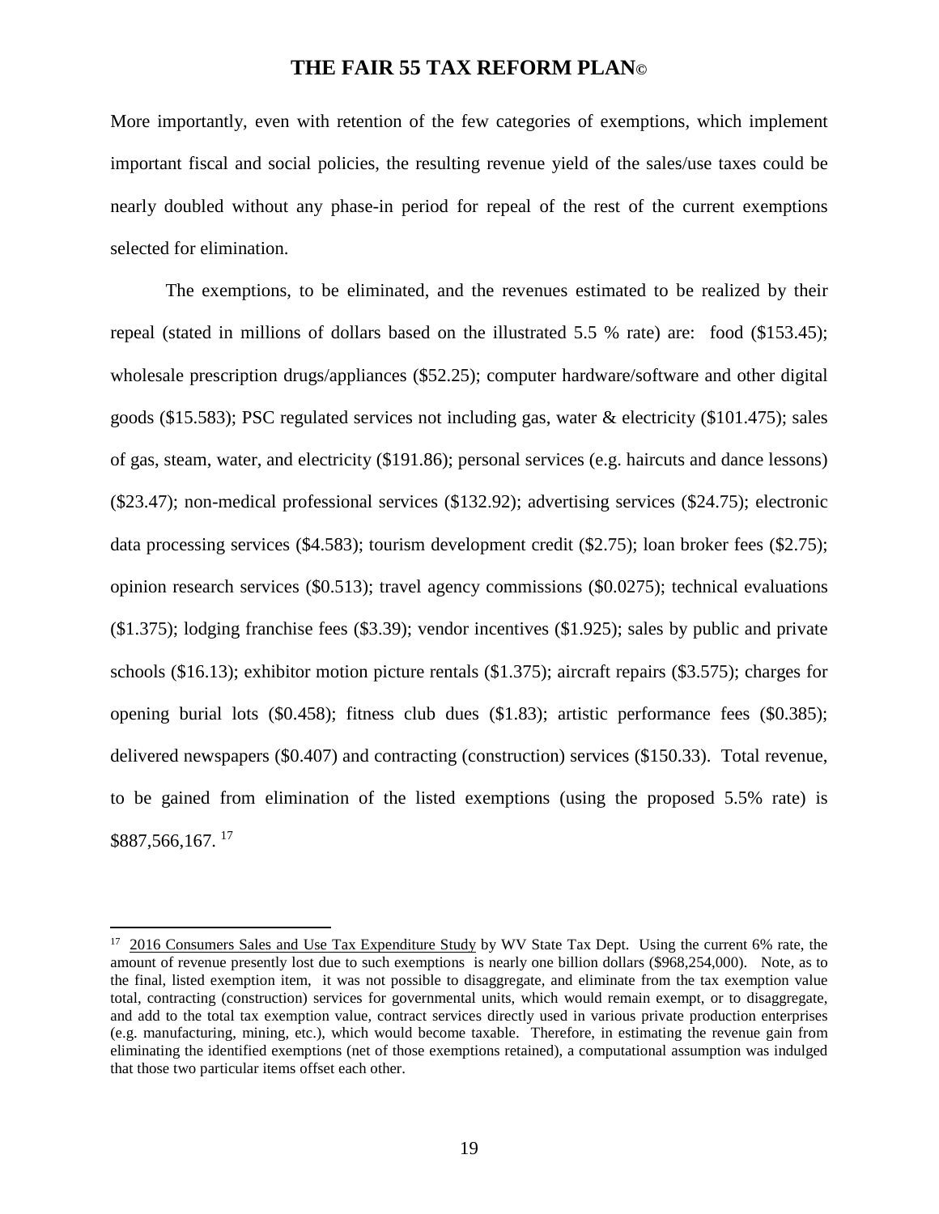More importantly, even with retention of the few categories of exemptions, which implement important fiscal and social policies, the resulting revenue yield of the sales/use taxes could be nearly doubled without any phase-in period for repeal of the rest of the current exemptions selected for elimination.

The exemptions, to be eliminated, and the revenues estimated to be realized by their repeal (stated in millions of dollars based on the illustrated 5.5 % rate) are: food ($153.45); wholesale prescription drugs/appliances ($52.25); computer hardware/software and other digital goods ($15.583); PSC regulated services not including gas, water & electricity ($101.475); sales of gas, steam, water, and electricity ($191.86); personal services (e.g. haircuts and dance lessons) ($23.47); non-medical professional services ($132.92); advertising services ($24.75); electronic data processing services ($4.583); tourism development credit ($2.75); loan broker fees ($2.75); opinion research services ($0.513); travel agency commissions ($0.0275); technical evaluations ($1.375); lodging franchise fees ($3.39); vendor incentives ($1.925); sales by public and private schools ($16.13); exhibitor motion picture rentals ($1.375); aircraft repairs ($3.575); charges for opening burial lots ($0.458); fitness club dues ($1.83); artistic performance fees ($0.385); delivered newspapers ($0.407) and contracting (construction) services ($150.33). Total revenue, to be gained from elimination of the listed exemptions (using the proposed 5.5% rate) is $887,566,167. [17]

---

[17] 2016 Consumers Sales and Use Tax Expenditure Study by WV State Tax Dept. Using the current 6% rate, the amount of revenue presently lost due to such exemptions is nearly one billion dollars ($968,254,000). Note, as to the final, listed exemption item, it was not possible to disaggregate, and eliminate from the tax exemption value total, contracting (construction) services for governmental units, which would remain exempt, or to disaggregate, and add to the total tax exemption value, contract services directly used in various private production enterprises (e.g. manufacturing, mining, etc.), which would become taxable. Therefore, in estimating the revenue gain from eliminating the identified exemptions (net of those exemptions retained), a computational assumption was indulged that those two particular items offset each other.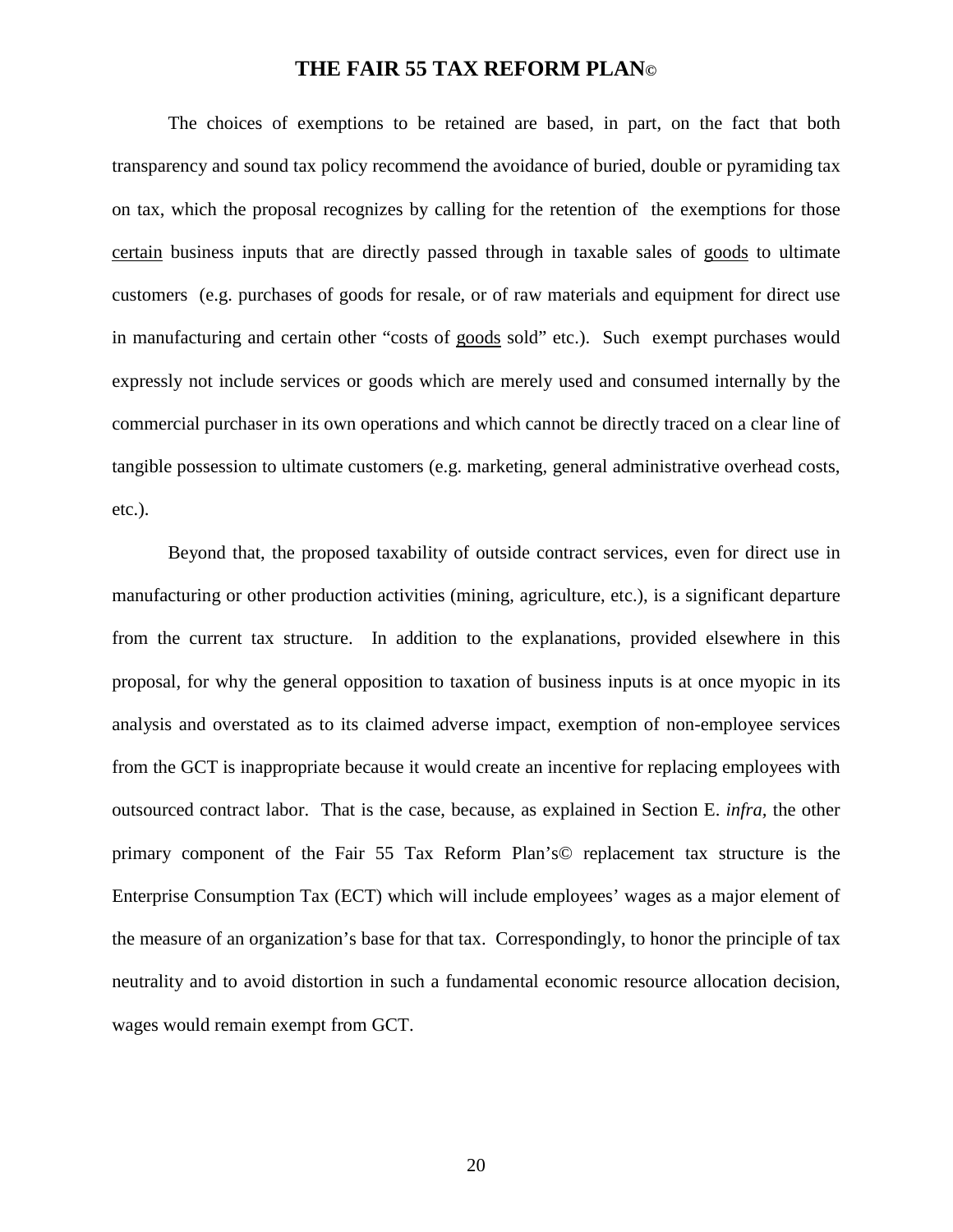The choices of exemptions to be retained are based, in part, on the fact that both transparency and sound tax policy recommend the avoidance of buried, double or pyramiding tax on tax, which the proposal recognizes by calling for the retention of the exemptions for those <u>certain</u> business inputs that are directly passed through in taxable sales of <u>goods</u> to ultimate customers (e.g. purchases of goods for resale, or of raw materials and equipment for direct use in manufacturing and certain other "costs of <u>goods</u> sold" etc.). Such exempt purchases would expressly not include services or goods which are merely used and consumed internally by the commercial purchaser in its own operations and which cannot be directly traced on a clear line of tangible possession to ultimate customers (e.g. marketing, general administrative overhead costs, etc.).

Beyond that, the proposed taxability of outside contract services, even for direct use in manufacturing or other production activities (mining, agriculture, etc.), is a significant departure from the current tax structure. In addition to the explanations, provided elsewhere in this proposal, for why the general opposition to taxation of business inputs is at once myopic in its analysis and overstated as to its claimed adverse impact, exemption of non-employee services from the GCT is inappropriate because it would create an incentive for replacing employees with outsourced contract labor. That is the case, because, as explained in Section E. *infra*, the other primary component of the Fair 55 Tax Reform Plan's© replacement tax structure is the Enterprise Consumption Tax (ECT) which will include employees' wages as a major element of the measure of an organization's base for that tax. Correspondingly, to honor the principle of tax neutrality and to avoid distortion in such a fundamental economic resource allocation decision, wages would remain exempt from GCT.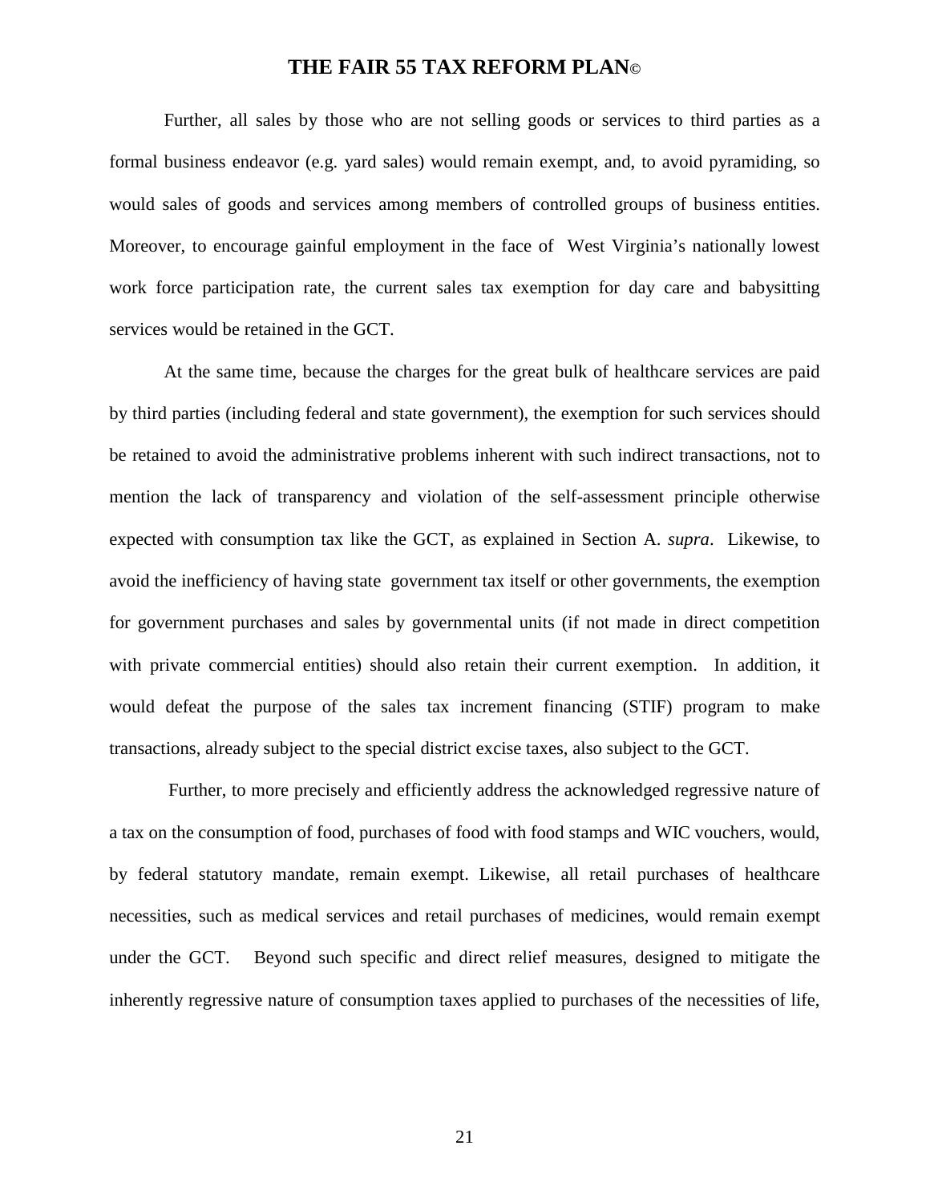Further, all sales by those who are not selling goods or services to third parties as a formal business endeavor (e.g. yard sales) would remain exempt, and, to avoid pyramiding, so would sales of goods and services among members of controlled groups of business entities. Moreover, to encourage gainful employment in the face of West Virginia's nationally lowest work force participation rate, the current sales tax exemption for day care and babysitting services would be retained in the GCT.

At the same time, because the charges for the great bulk of healthcare services are paid by third parties (including federal and state government), the exemption for such services should be retained to avoid the administrative problems inherent with such indirect transactions, not to mention the lack of transparency and violation of the self-assessment principle otherwise expected with consumption tax like the GCT, as explained in Section A. *supra*. Likewise, to avoid the inefficiency of having state government tax itself or other governments, the exemption for government purchases and sales by governmental units (if not made in direct competition with private commercial entities) should also retain their current exemption. In addition, it would defeat the purpose of the sales tax increment financing (STIF) program to make transactions, already subject to the special district excise taxes, also subject to the GCT.

Further, to more precisely and efficiently address the acknowledged regressive nature of a tax on the consumption of food, purchases of food with food stamps and WIC vouchers, would, by federal statutory mandate, remain exempt. Likewise, all retail purchases of healthcare necessities, such as medical services and retail purchases of medicines, would remain exempt under the GCT. Beyond such specific and direct relief measures, designed to mitigate the inherently regressive nature of consumption taxes applied to purchases of the necessities of life,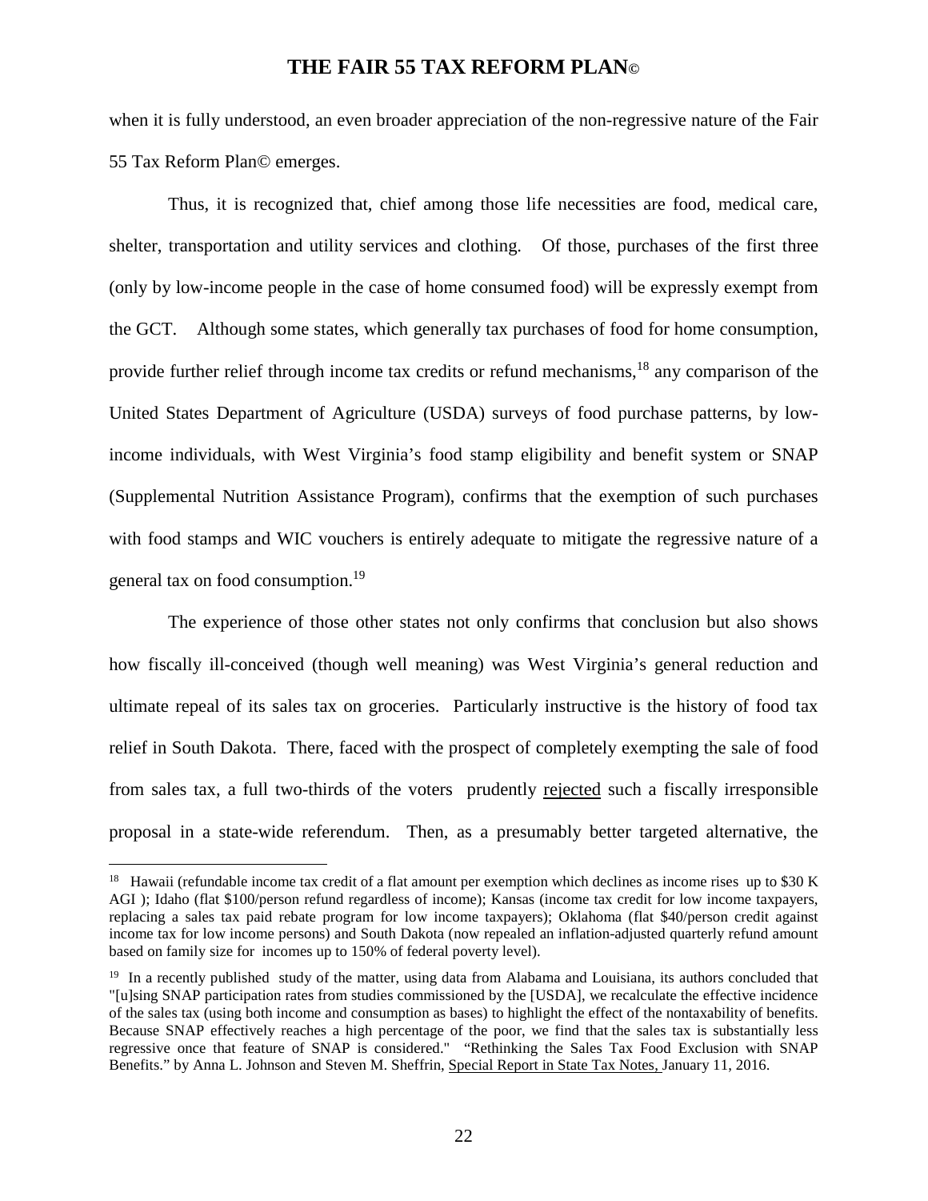when it is fully understood, an even broader appreciation of the non-regressive nature of the Fair 55 Tax Reform Plan© emerges.

Thus, it is recognized that, chief among those life necessities are food, medical care, shelter, transportation and utility services and clothing. Of those, purchases of the first three (only by low-income people in the case of home consumed food) will be expressly exempt from the GCT. Although some states, which generally tax purchases of food for home consumption, provide further relief through income tax credits or refund mechanisms,[18] any comparison of the United States Department of Agriculture (USDA) surveys of food purchase patterns, by low-income individuals, with West Virginia's food stamp eligibility and benefit system or SNAP (Supplemental Nutrition Assistance Program), confirms that the exemption of such purchases with food stamps and WIC vouchers is entirely adequate to mitigate the regressive nature of a general tax on food consumption.[19]

The experience of those other states not only confirms that conclusion but also shows how fiscally ill-conceived (though well meaning) was West Virginia's general reduction and ultimate repeal of its sales tax on groceries. Particularly instructive is the history of food tax relief in South Dakota. There, faced with the prospect of completely exempting the sale of food from sales tax, a full two-thirds of the voters prudently <u>rejected</u> such a fiscally irresponsible proposal in a state-wide referendum. Then, as a presumably better targeted alternative, the

---

[18] Hawaii (refundable income tax credit of a flat amount per exemption which declines as income rises up to $30 K AGI ); Idaho (flat $100/person refund regardless of income); Kansas (income tax credit for low income taxpayers, replacing a sales tax paid rebate program for low income taxpayers); Oklahoma (flat $40/person credit against income tax for low income persons) and South Dakota (now repealed an inflation-adjusted quarterly refund amount based on family size for incomes up to 150% of federal poverty level).

[19] In a recently published study of the matter, using data from Alabama and Louisiana, its authors concluded that "[u]sing SNAP participation rates from studies commissioned by the [USDA], we recalculate the effective incidence of the sales tax (using both income and consumption as bases) to highlight the effect of the nontaxability of benefits. Because SNAP effectively reaches a high percentage of the poor, we find that the sales tax is substantially less regressive once that feature of SNAP is considered." "Rethinking the Sales Tax Food Exclusion with SNAP Benefits." by Anna L. Johnson and Steven M. Sheffrin, <u>Special Report in State Tax Notes,</u> January 11, 2016.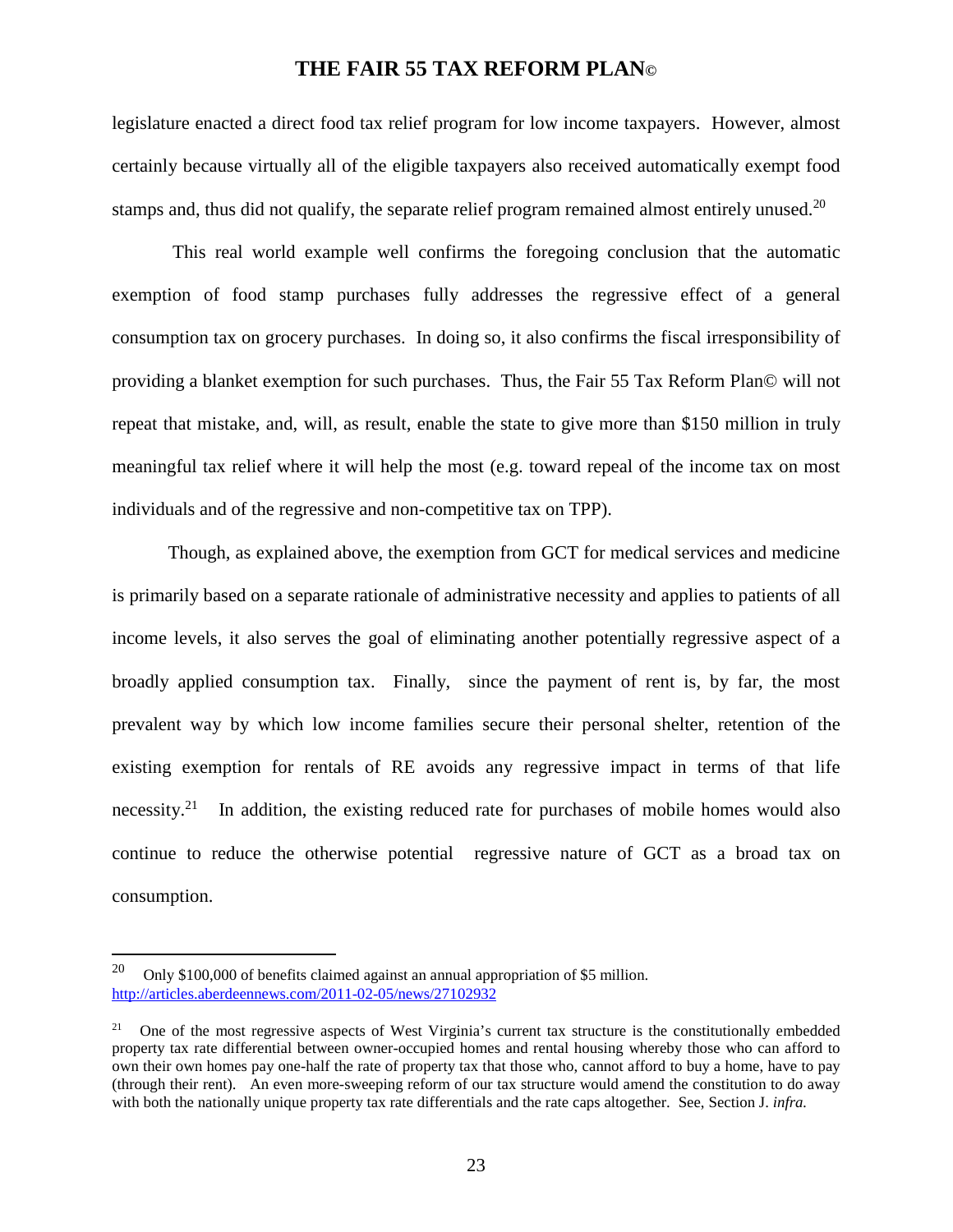legislature enacted a direct food tax relief program for low income taxpayers. However, almost certainly because virtually all of the eligible taxpayers also received automatically exempt food stamps and, thus did not qualify, the separate relief program remained almost entirely unused.[20]

This real world example well confirms the foregoing conclusion that the automatic exemption of food stamp purchases fully addresses the regressive effect of a general consumption tax on grocery purchases. In doing so, it also confirms the fiscal irresponsibility of providing a blanket exemption for such purchases. Thus, the Fair 55 Tax Reform Plan© will not repeat that mistake, and, will, as result, enable the state to give more than $150 million in truly meaningful tax relief where it will help the most (e.g. toward repeal of the income tax on most individuals and of the regressive and non-competitive tax on TPP).

Though, as explained above, the exemption from GCT for medical services and medicine is primarily based on a separate rationale of administrative necessity and applies to patients of all income levels, it also serves the goal of eliminating another potentially regressive aspect of a broadly applied consumption tax. Finally, since the payment of rent is, by far, the most prevalent way by which low income families secure their personal shelter, retention of the existing exemption for rentals of RE avoids any regressive impact in terms of that life necessity.[21] In addition, the existing reduced rate for purchases of mobile homes would also continue to reduce the otherwise potential regressive nature of GCT as a broad tax on consumption.

---

[20] Only $100,000 of benefits claimed against an annual appropriation of $5 million. http://articles.aberdeennews.com/2011-02-05/news/27102932

[21] One of the most regressive aspects of West Virginia's current tax structure is the constitutionally embedded property tax rate differential between owner-occupied homes and rental housing whereby those who can afford to own their own homes pay one-half the rate of property tax that those who, cannot afford to buy a home, have to pay (through their rent). An even more-sweeping reform of our tax structure would amend the constitution to do away with both the nationally unique property tax rate differentials and the rate caps altogether. See, Section J. *infra.*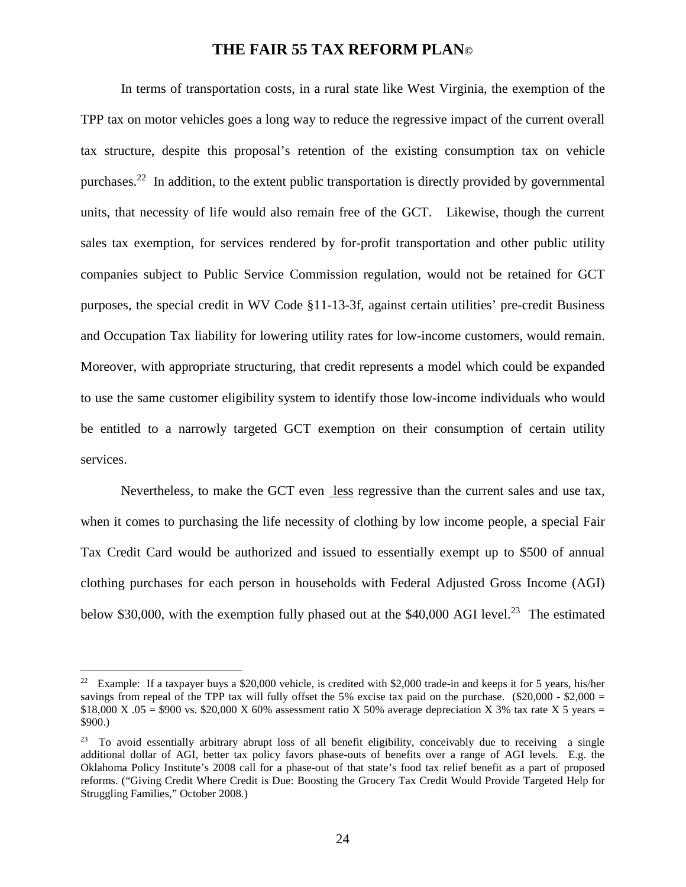In terms of transportation costs, in a rural state like West Virginia, the exemption of the TPP tax on motor vehicles goes a long way to reduce the regressive impact of the current overall tax structure, despite this proposal's retention of the existing consumption tax on vehicle purchases.[22] In addition, to the extent public transportation is directly provided by governmental units, that necessity of life would also remain free of the GCT. Likewise, though the current sales tax exemption, for services rendered by for-profit transportation and other public utility companies subject to Public Service Commission regulation, would not be retained for GCT purposes, the special credit in WV Code §11-13-3f, against certain utilities' pre-credit Business and Occupation Tax liability for lowering utility rates for low-income customers, would remain. Moreover, with appropriate structuring, that credit represents a model which could be expanded to use the same customer eligibility system to identify those low-income individuals who would be entitled to a narrowly targeted GCT exemption on their consumption of certain utility services.

Nevertheless, to make the GCT even <u>less</u> regressive than the current sales and use tax, when it comes to purchasing the life necessity of clothing by low income people, a special Fair Tax Credit Card would be authorized and issued to essentially exempt up to $500 of annual clothing purchases for each person in households with Federal Adjusted Gross Income (AGI) below $30,000, with the exemption fully phased out at the $40,000 AGI level.[23] The estimated

---

[22] Example: If a taxpayer buys a $20,000 vehicle, is credited with $2,000 trade-in and keeps it for 5 years, his/her savings from repeal of the TPP tax will fully offset the 5% excise tax paid on the purchase. ($20,000 - $2,000 = $18,000 X .05 = $900 vs. $20,000 X 60% assessment ratio X 50% average depreciation X 3% tax rate X 5 years = $900.)

[23] To avoid essentially arbitrary abrupt loss of all benefit eligibility, conceivably due to receiving a single additional dollar of AGI, better tax policy favors phase-outs of benefits over a range of AGI levels. E.g. the Oklahoma Policy Institute's 2008 call for a phase-out of that state's food tax relief benefit as a part of proposed reforms. ("Giving Credit Where Credit is Due: Boosting the Grocery Tax Credit Would Provide Targeted Help for Struggling Families," October 2008.)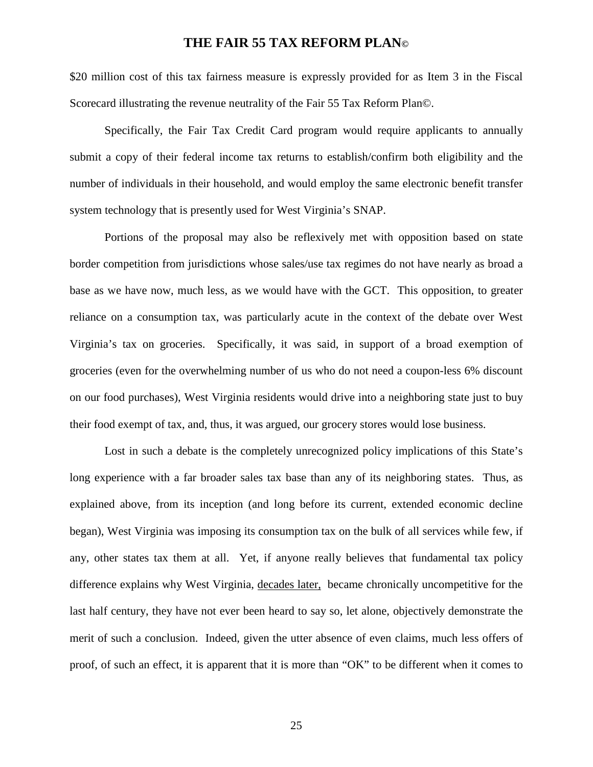$20 million cost of this tax fairness measure is expressly provided for as Item 3 in the Fiscal Scorecard illustrating the revenue neutrality of the Fair 55 Tax Reform Plan©.

Specifically, the Fair Tax Credit Card program would require applicants to annually submit a copy of their federal income tax returns to establish/confirm both eligibility and the number of individuals in their household, and would employ the same electronic benefit transfer system technology that is presently used for West Virginia's SNAP.

Portions of the proposal may also be reflexively met with opposition based on state border competition from jurisdictions whose sales/use tax regimes do not have nearly as broad a base as we have now, much less, as we would have with the GCT. This opposition, to greater reliance on a consumption tax, was particularly acute in the context of the debate over West Virginia's tax on groceries. Specifically, it was said, in support of a broad exemption of groceries (even for the overwhelming number of us who do not need a coupon-less 6% discount on our food purchases), West Virginia residents would drive into a neighboring state just to buy their food exempt of tax, and, thus, it was argued, our grocery stores would lose business.

Lost in such a debate is the completely unrecognized policy implications of this State's long experience with a far broader sales tax base than any of its neighboring states. Thus, as explained above, from its inception (and long before its current, extended economic decline began), West Virginia was imposing its consumption tax on the bulk of all services while few, if any, other states tax them at all. Yet, if anyone really believes that fundamental tax policy difference explains why West Virginia, <u>decades later,</u> became chronically uncompetitive for the last half century, they have not ever been heard to say so, let alone, objectively demonstrate the merit of such a conclusion. Indeed, given the utter absence of even claims, much less offers of proof, of such an effect, it is apparent that it is more than "OK" to be different when it comes to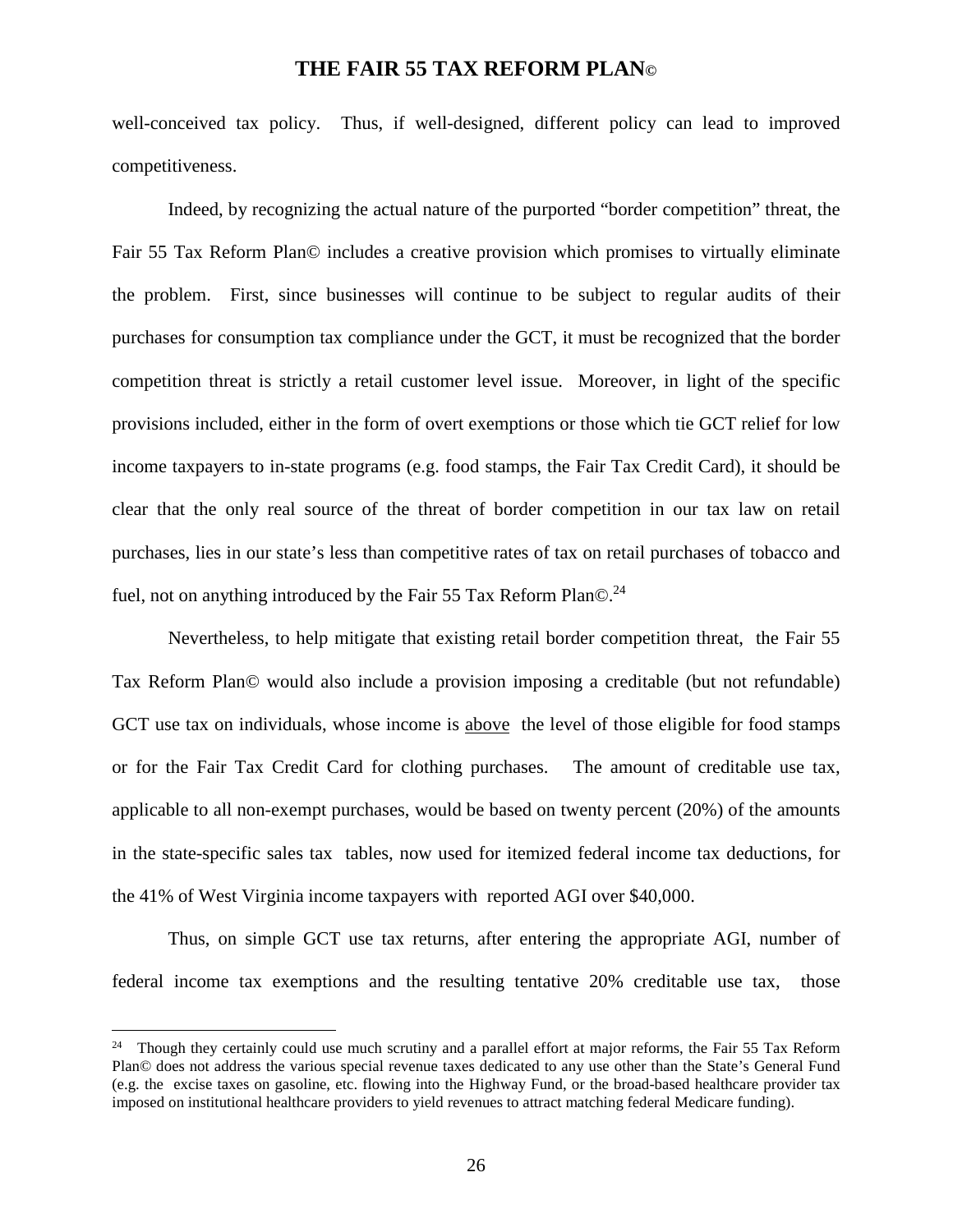well-conceived tax policy. Thus, if well-designed, different policy can lead to improved competitiveness.

Indeed, by recognizing the actual nature of the purported "border competition" threat, the Fair 55 Tax Reform Plan© includes a creative provision which promises to virtually eliminate the problem. First, since businesses will continue to be subject to regular audits of their purchases for consumption tax compliance under the GCT, it must be recognized that the border competition threat is strictly a retail customer level issue. Moreover, in light of the specific provisions included, either in the form of overt exemptions or those which tie GCT relief for low income taxpayers to in-state programs (e.g. food stamps, the Fair Tax Credit Card), it should be clear that the only real source of the threat of border competition in our tax law on retail purchases, lies in our state's less than competitive rates of tax on retail purchases of tobacco and fuel, not on anything introduced by the Fair 55 Tax Reform Plan©.[24]

Nevertheless, to help mitigate that existing retail border competition threat, the Fair 55 Tax Reform Plan© would also include a provision imposing a creditable (but not refundable) GCT use tax on individuals, whose income is <u>above</u> the level of those eligible for food stamps or for the Fair Tax Credit Card for clothing purchases. The amount of creditable use tax, applicable to all non-exempt purchases, would be based on twenty percent (20%) of the amounts in the state-specific sales tax tables, now used for itemized federal income tax deductions, for the 41% of West Virginia income taxpayers with reported AGI over $40,000.

Thus, on simple GCT use tax returns, after entering the appropriate AGI, number of federal income tax exemptions and the resulting tentative 20% creditable use tax, those

---

[24] Though they certainly could use much scrutiny and a parallel effort at major reforms, the Fair 55 Tax Reform Plan© does not address the various special revenue taxes dedicated to any use other than the State's General Fund (e.g. the excise taxes on gasoline, etc. flowing into the Highway Fund, or the broad-based healthcare provider tax imposed on institutional healthcare providers to yield revenues to attract matching federal Medicare funding).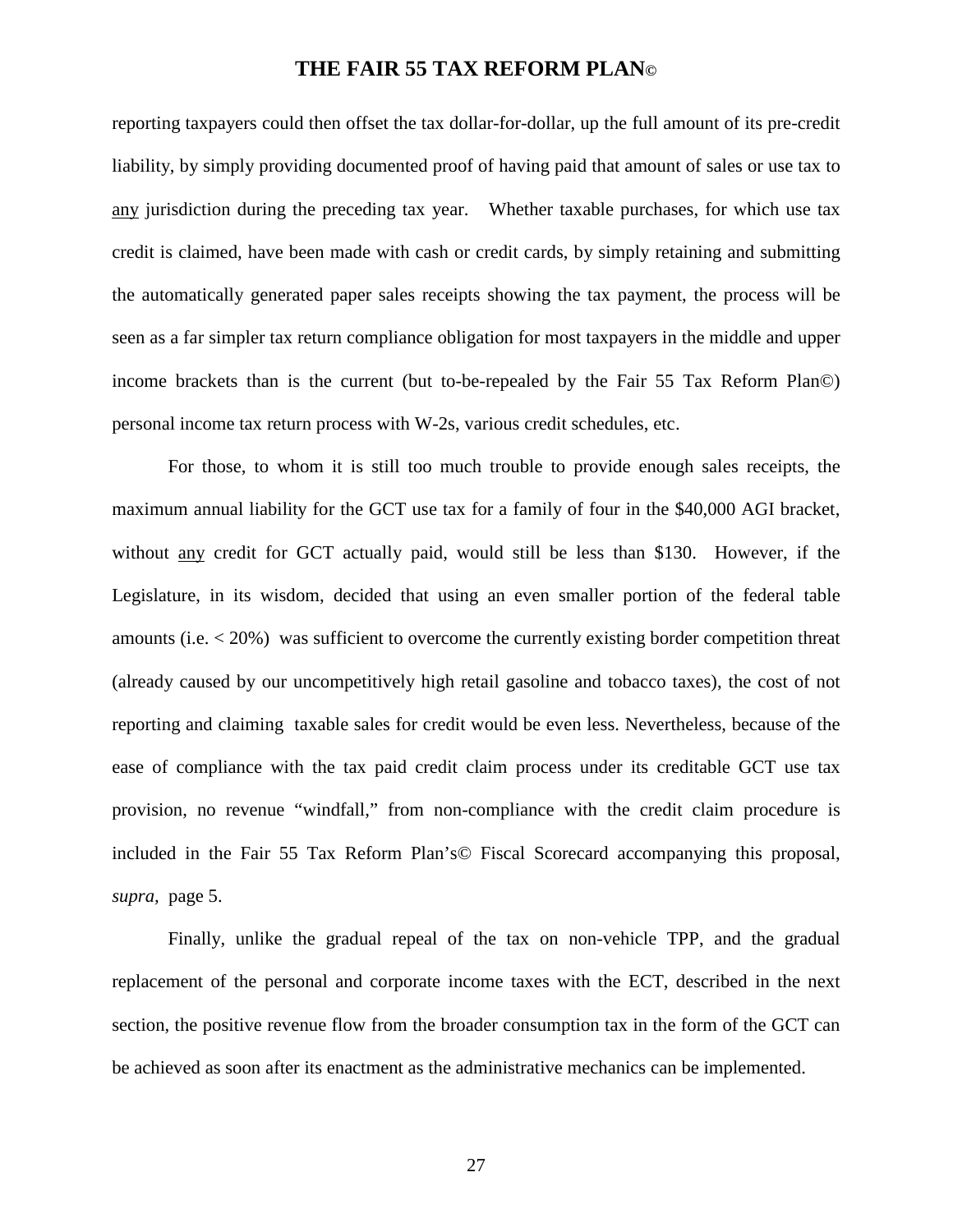reporting taxpayers could then offset the tax dollar-for-dollar, up the full amount of its pre-credit liability, by simply providing documented proof of having paid that amount of sales or use tax to <u>any</u> jurisdiction during the preceding tax year. Whether taxable purchases, for which use tax credit is claimed, have been made with cash or credit cards, by simply retaining and submitting the automatically generated paper sales receipts showing the tax payment, the process will be seen as a far simpler tax return compliance obligation for most taxpayers in the middle and upper income brackets than is the current (but to-be-repealed by the Fair 55 Tax Reform Plan©) personal income tax return process with W-2s, various credit schedules, etc.

For those, to whom it is still too much trouble to provide enough sales receipts, the maximum annual liability for the GCT use tax for a family of four in the $40,000 AGI bracket, without <u>any</u> credit for GCT actually paid, would still be less than $130. However, if the Legislature, in its wisdom, decided that using an even smaller portion of the federal table amounts (i.e. < 20%) was sufficient to overcome the currently existing border competition threat (already caused by our uncompetitively high retail gasoline and tobacco taxes), the cost of not reporting and claiming taxable sales for credit would be even less. Nevertheless, because of the ease of compliance with the tax paid credit claim process under its creditable GCT use tax provision, no revenue "windfall," from non-compliance with the credit claim procedure is included in the Fair 55 Tax Reform Plan's© Fiscal Scorecard accompanying this proposal, *supra,* page 5.

Finally, unlike the gradual repeal of the tax on non-vehicle TPP, and the gradual replacement of the personal and corporate income taxes with the ECT, described in the next section, the positive revenue flow from the broader consumption tax in the form of the GCT can be achieved as soon after its enactment as the administrative mechanics can be implemented.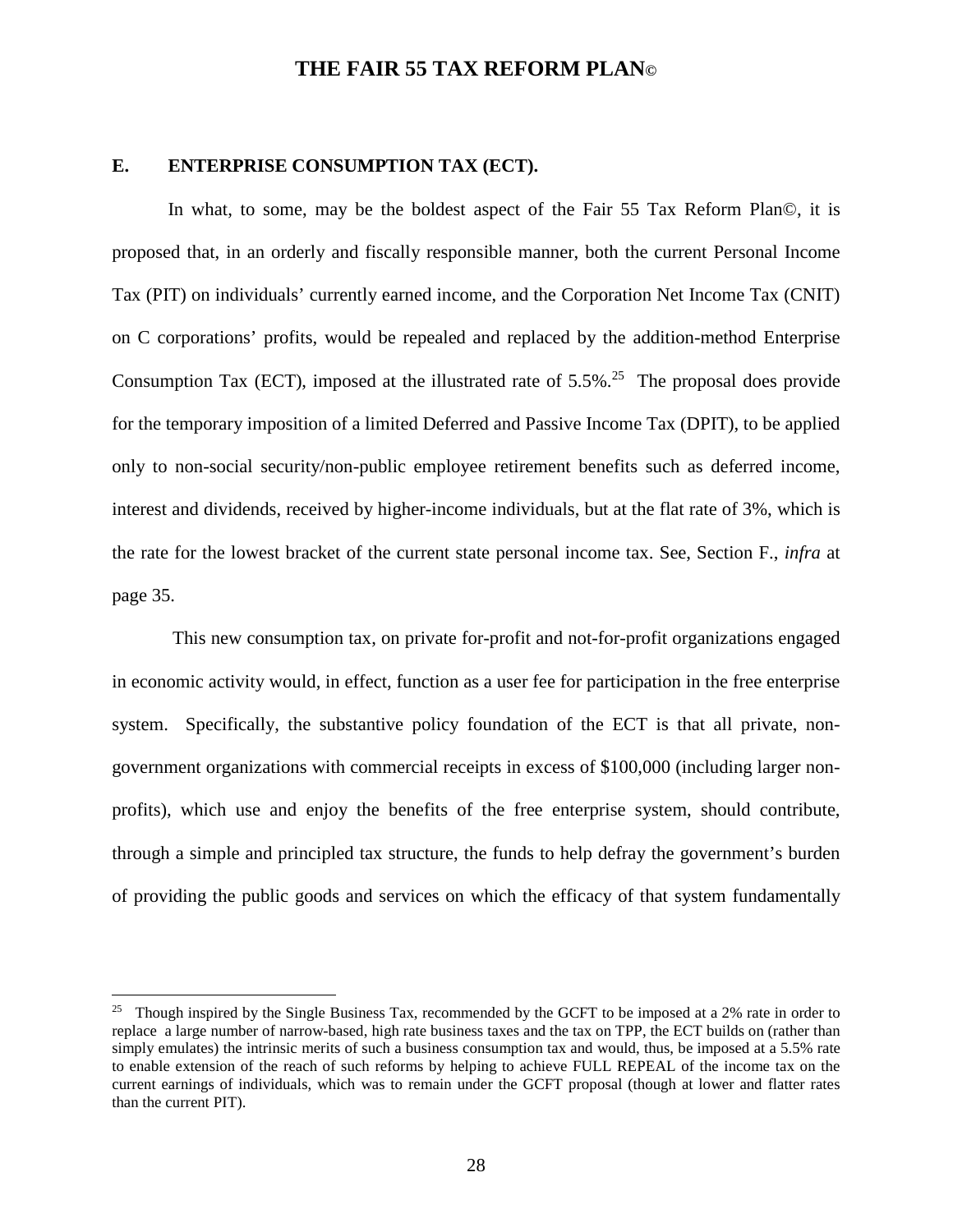## E. ENTERPRISE CONSUMPTION TAX (ECT).

In what, to some, may be the boldest aspect of the Fair 55 Tax Reform Plan©, it is proposed that, in an orderly and fiscally responsible manner, both the current Personal Income Tax (PIT) on individuals' currently earned income, and the Corporation Net Income Tax (CNIT) on C corporations' profits, would be repealed and replaced by the addition-method Enterprise Consumption Tax (ECT), imposed at the illustrated rate of 5.5%.[25] The proposal does provide for the temporary imposition of a limited Deferred and Passive Income Tax (DPIT), to be applied only to non-social security/non-public employee retirement benefits such as deferred income, interest and dividends, received by higher-income individuals, but at the flat rate of 3%, which is the rate for the lowest bracket of the current state personal income tax. See, Section F., *infra* at page 35.

This new consumption tax, on private for-profit and not-for-profit organizations engaged in economic activity would, in effect, function as a user fee for participation in the free enterprise system. Specifically, the substantive policy foundation of the ECT is that all private, non-government organizations with commercial receipts in excess of $100,000 (including larger non-profits), which use and enjoy the benefits of the free enterprise system, should contribute, through a simple and principled tax structure, the funds to help defray the government's burden of providing the public goods and services on which the efficacy of that system fundamentally

[25] Though inspired by the Single Business Tax, recommended by the GCFT to be imposed at a 2% rate in order to replace a large number of narrow-based, high rate business taxes and the tax on TPP, the ECT builds on (rather than simply emulates) the intrinsic merits of such a business consumption tax and would, thus, be imposed at a 5.5% rate to enable extension of the reach of such reforms by helping to achieve FULL REPEAL of the income tax on the current earnings of individuals, which was to remain under the GCFT proposal (though at lower and flatter rates than the current PIT).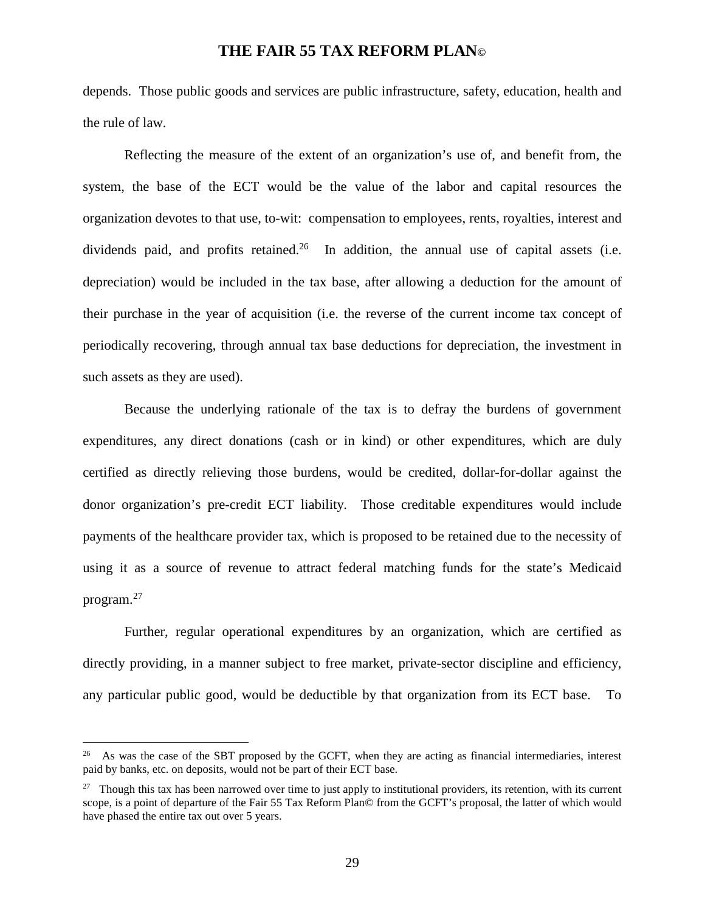depends. Those public goods and services are public infrastructure, safety, education, health and the rule of law.

Reflecting the measure of the extent of an organization's use of, and benefit from, the system, the base of the ECT would be the value of the labor and capital resources the organization devotes to that use, to-wit: compensation to employees, rents, royalties, interest and dividends paid, and profits retained.[26] In addition, the annual use of capital assets (i.e. depreciation) would be included in the tax base, after allowing a deduction for the amount of their purchase in the year of acquisition (i.e. the reverse of the current income tax concept of periodically recovering, through annual tax base deductions for depreciation, the investment in such assets as they are used).

Because the underlying rationale of the tax is to defray the burdens of government expenditures, any direct donations (cash or in kind) or other expenditures, which are duly certified as directly relieving those burdens, would be credited, dollar-for-dollar against the donor organization's pre-credit ECT liability. Those creditable expenditures would include payments of the healthcare provider tax, which is proposed to be retained due to the necessity of using it as a source of revenue to attract federal matching funds for the state's Medicaid program.[27]

Further, regular operational expenditures by an organization, which are certified as directly providing, in a manner subject to free market, private-sector discipline and efficiency, any particular public good, would be deductible by that organization from its ECT base. To

---

[26] As was the case of the SBT proposed by the GCFT, when they are acting as financial intermediaries, interest paid by banks, etc. on deposits, would not be part of their ECT base.

[27] Though this tax has been narrowed over time to just apply to institutional providers, its retention, with its current scope, is a point of departure of the Fair 55 Tax Reform Plan© from the GCFT's proposal, the latter of which would have phased the entire tax out over 5 years.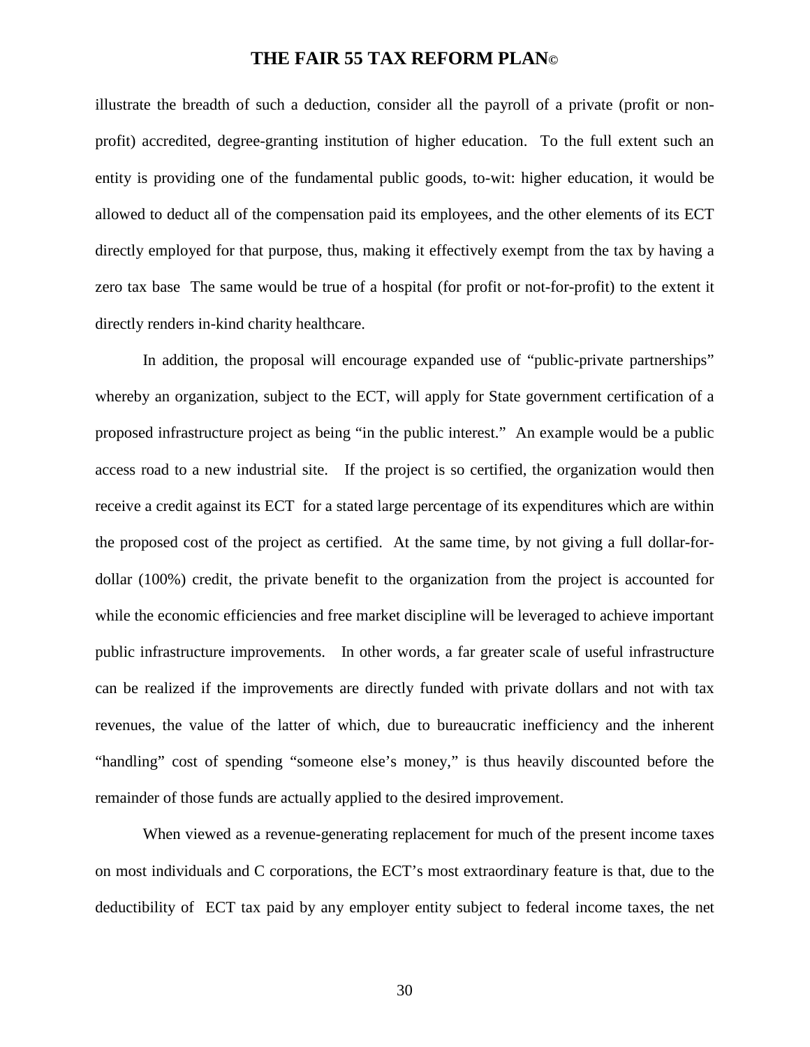illustrate the breadth of such a deduction, consider all the payroll of a private (profit or non-profit) accredited, degree-granting institution of higher education. To the full extent such an entity is providing one of the fundamental public goods, to-wit: higher education, it would be allowed to deduct all of the compensation paid its employees, and the other elements of its ECT directly employed for that purpose, thus, making it effectively exempt from the tax by having a zero tax base The same would be true of a hospital (for profit or not-for-profit) to the extent it directly renders in-kind charity healthcare.

In addition, the proposal will encourage expanded use of "public-private partnerships" whereby an organization, subject to the ECT, will apply for State government certification of a proposed infrastructure project as being "in the public interest." An example would be a public access road to a new industrial site. If the project is so certified, the organization would then receive a credit against its ECT for a stated large percentage of its expenditures which are within the proposed cost of the project as certified. At the same time, by not giving a full dollar-for-dollar (100%) credit, the private benefit to the organization from the project is accounted for while the economic efficiencies and free market discipline will be leveraged to achieve important public infrastructure improvements. In other words, a far greater scale of useful infrastructure can be realized if the improvements are directly funded with private dollars and not with tax revenues, the value of the latter of which, due to bureaucratic inefficiency and the inherent "handling" cost of spending "someone else's money," is thus heavily discounted before the remainder of those funds are actually applied to the desired improvement.

When viewed as a revenue-generating replacement for much of the present income taxes on most individuals and C corporations, the ECT's most extraordinary feature is that, due to the deductibility of ECT tax paid by any employer entity subject to federal income taxes, the net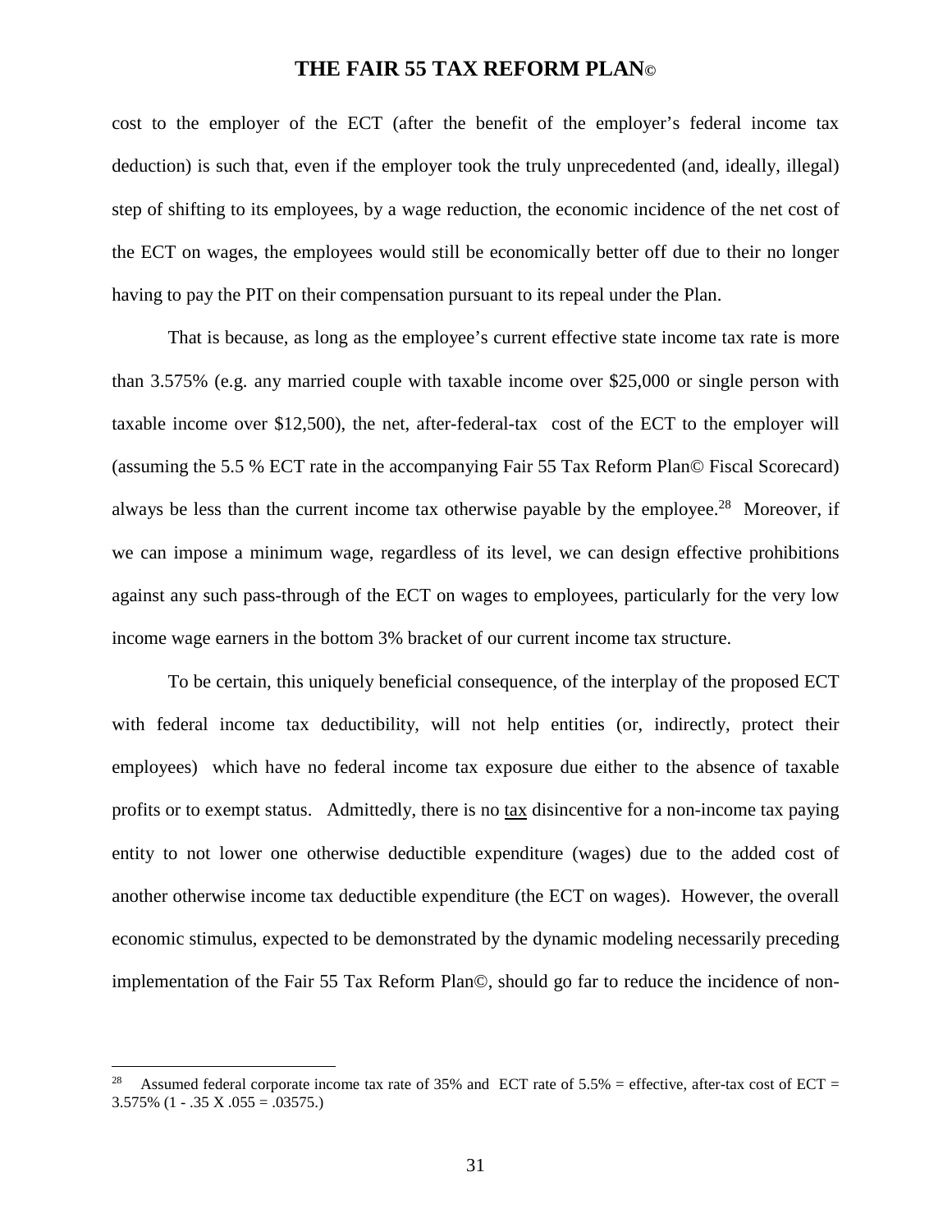cost to the employer of the ECT (after the benefit of the employer's federal income tax deduction) is such that, even if the employer took the truly unprecedented (and, ideally, illegal) step of shifting to its employees, by a wage reduction, the economic incidence of the net cost of the ECT on wages, the employees would still be economically better off due to their no longer having to pay the PIT on their compensation pursuant to its repeal under the Plan.

That is because, as long as the employee's current effective state income tax rate is more than 3.575% (e.g. any married couple with taxable income over $25,000 or single person with taxable income over $12,500), the net, after-federal-tax cost of the ECT to the employer will (assuming the 5.5 % ECT rate in the accompanying Fair 55 Tax Reform Plan© Fiscal Scorecard) always be less than the current income tax otherwise payable by the employee.[28] Moreover, if we can impose a minimum wage, regardless of its level, we can design effective prohibitions against any such pass-through of the ECT on wages to employees, particularly for the very low income wage earners in the bottom 3% bracket of our current income tax structure.

To be certain, this uniquely beneficial consequence, of the interplay of the proposed ECT with federal income tax deductibility, will not help entities (or, indirectly, protect their employees) which have no federal income tax exposure due either to the absence of taxable profits or to exempt status. Admittedly, there is no <u>tax</u> disincentive for a non-income tax paying entity to not lower one otherwise deductible expenditure (wages) due to the added cost of another otherwise income tax deductible expenditure (the ECT on wages). However, the overall economic stimulus, expected to be demonstrated by the dynamic modeling necessarily preceding implementation of the Fair 55 Tax Reform Plan©, should go far to reduce the incidence of non-

---

[28] Assumed federal corporate income tax rate of 35% and ECT rate of 5.5% = effective, after-tax cost of ECT = 3.575% (1 - .35 X .055 = .03575.)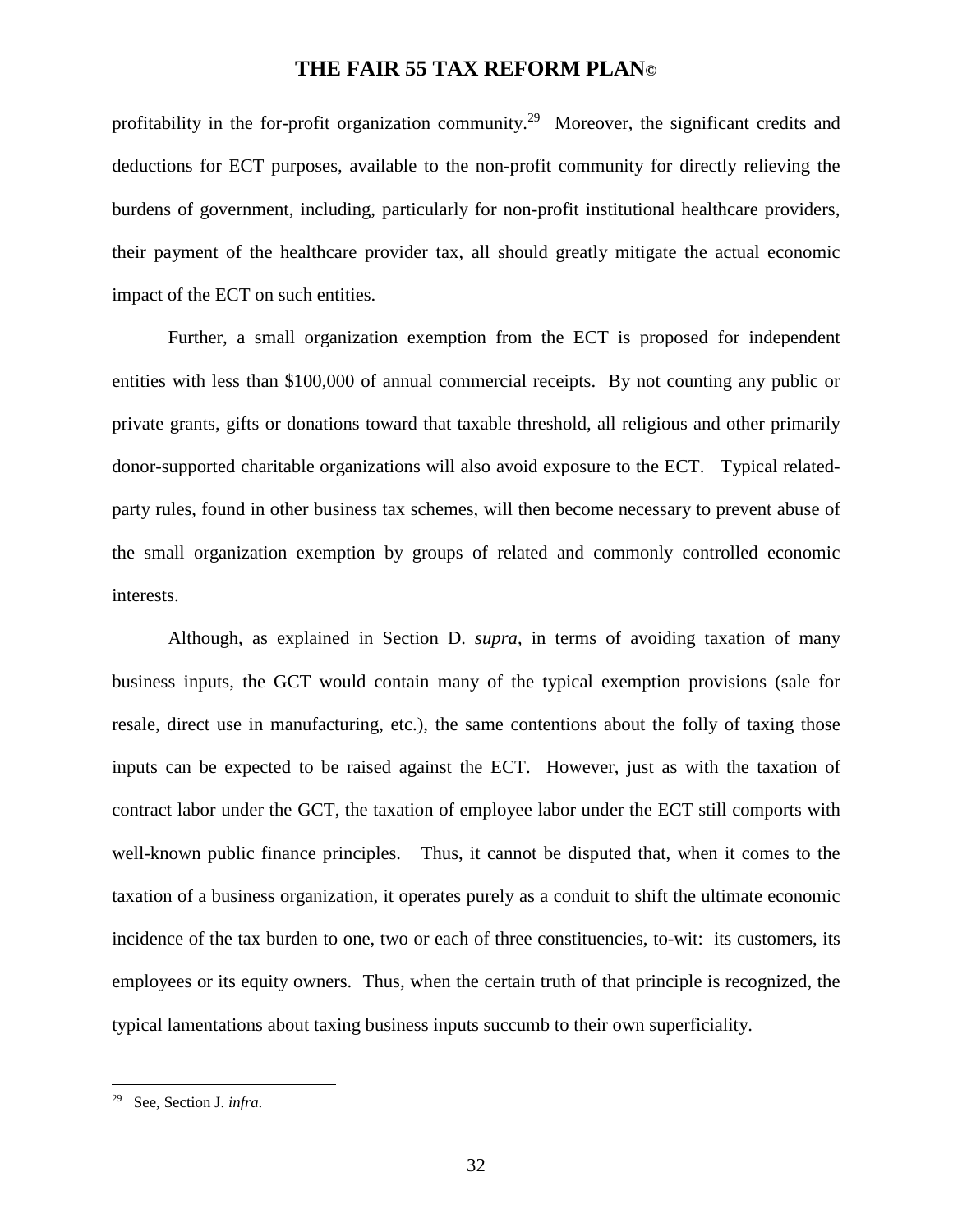profitability in the for-profit organization community.[29] Moreover, the significant credits and deductions for ECT purposes, available to the non-profit community for directly relieving the burdens of government, including, particularly for non-profit institutional healthcare providers, their payment of the healthcare provider tax, all should greatly mitigate the actual economic impact of the ECT on such entities.

Further, a small organization exemption from the ECT is proposed for independent entities with less than $100,000 of annual commercial receipts. By not counting any public or private grants, gifts or donations toward that taxable threshold, all religious and other primarily donor-supported charitable organizations will also avoid exposure to the ECT. Typical related-party rules, found in other business tax schemes, will then become necessary to prevent abuse of the small organization exemption by groups of related and commonly controlled economic interests.

Although, as explained in Section D. *supra*, in terms of avoiding taxation of many business inputs, the GCT would contain many of the typical exemption provisions (sale for resale, direct use in manufacturing, etc.), the same contentions about the folly of taxing those inputs can be expected to be raised against the ECT. However, just as with the taxation of contract labor under the GCT, the taxation of employee labor under the ECT still comports with well-known public finance principles. Thus, it cannot be disputed that, when it comes to the taxation of a business organization, it operates purely as a conduit to shift the ultimate economic incidence of the tax burden to one, two or each of three constituencies, to-wit: its customers, its employees or its equity owners. Thus, when the certain truth of that principle is recognized, the typical lamentations about taxing business inputs succumb to their own superficiality.

---

[29] See, Section J. *infra.*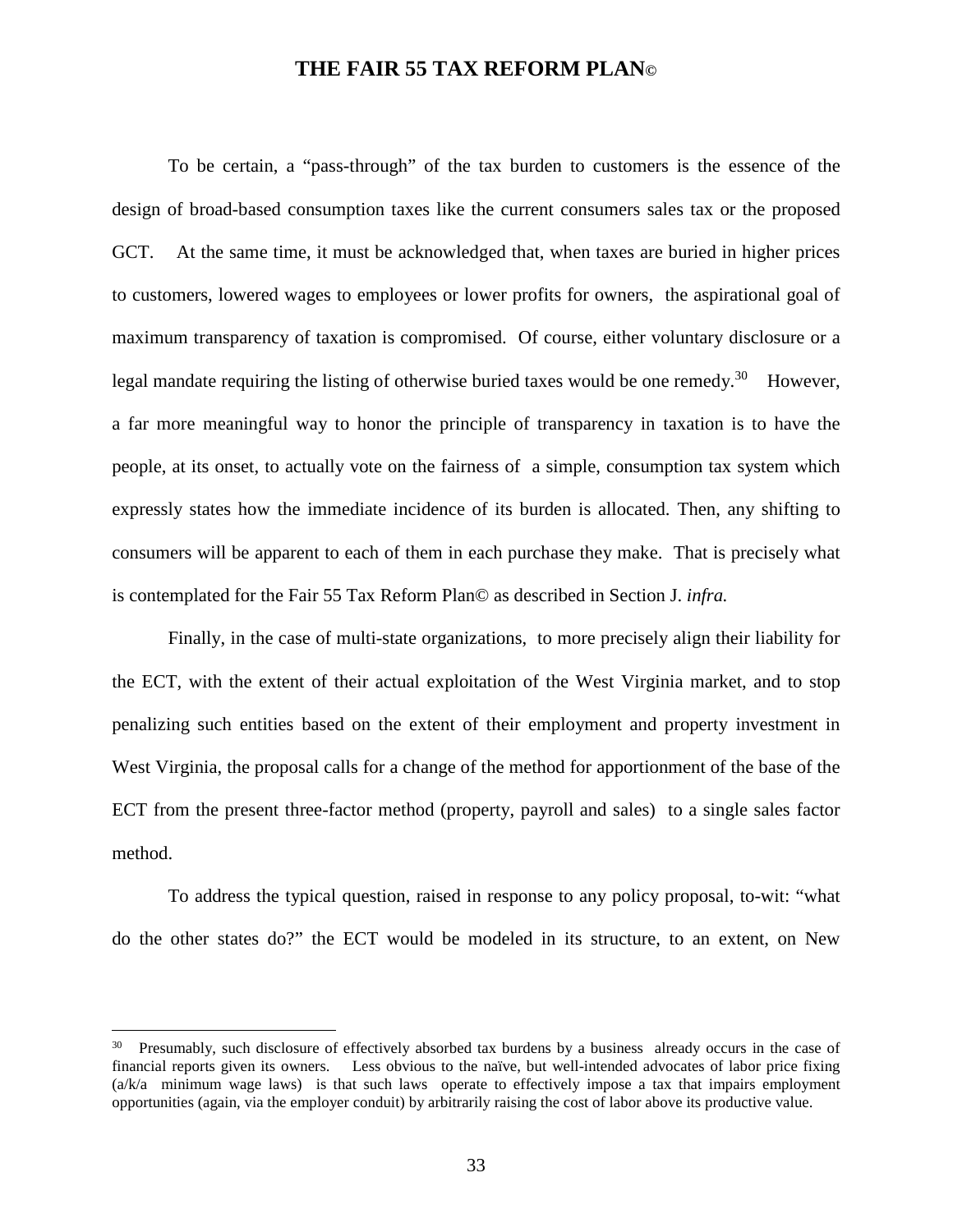To be certain, a "pass-through" of the tax burden to customers is the essence of the design of broad-based consumption taxes like the current consumers sales tax or the proposed GCT. At the same time, it must be acknowledged that, when taxes are buried in higher prices to customers, lowered wages to employees or lower profits for owners, the aspirational goal of maximum transparency of taxation is compromised. Of course, either voluntary disclosure or a legal mandate requiring the listing of otherwise buried taxes would be one remedy.[30] However, a far more meaningful way to honor the principle of transparency in taxation is to have the people, at its onset, to actually vote on the fairness of a simple, consumption tax system which expressly states how the immediate incidence of its burden is allocated. Then, any shifting to consumers will be apparent to each of them in each purchase they make. That is precisely what is contemplated for the Fair 55 Tax Reform Plan© as described in Section J. *infra.*

Finally, in the case of multi-state organizations, to more precisely align their liability for the ECT, with the extent of their actual exploitation of the West Virginia market, and to stop penalizing such entities based on the extent of their employment and property investment in West Virginia, the proposal calls for a change of the method for apportionment of the base of the ECT from the present three-factor method (property, payroll and sales) to a single sales factor method.

To address the typical question, raised in response to any policy proposal, to-wit: "what do the other states do?" the ECT would be modeled in its structure, to an extent, on New

---

[30] Presumably, such disclosure of effectively absorbed tax burdens by a business already occurs in the case of financial reports given its owners. Less obvious to the naïve, but well-intended advocates of labor price fixing (a/k/a minimum wage laws) is that such laws operate to effectively impose a tax that impairs employment opportunities (again, via the employer conduit) by arbitrarily raising the cost of labor above its productive value.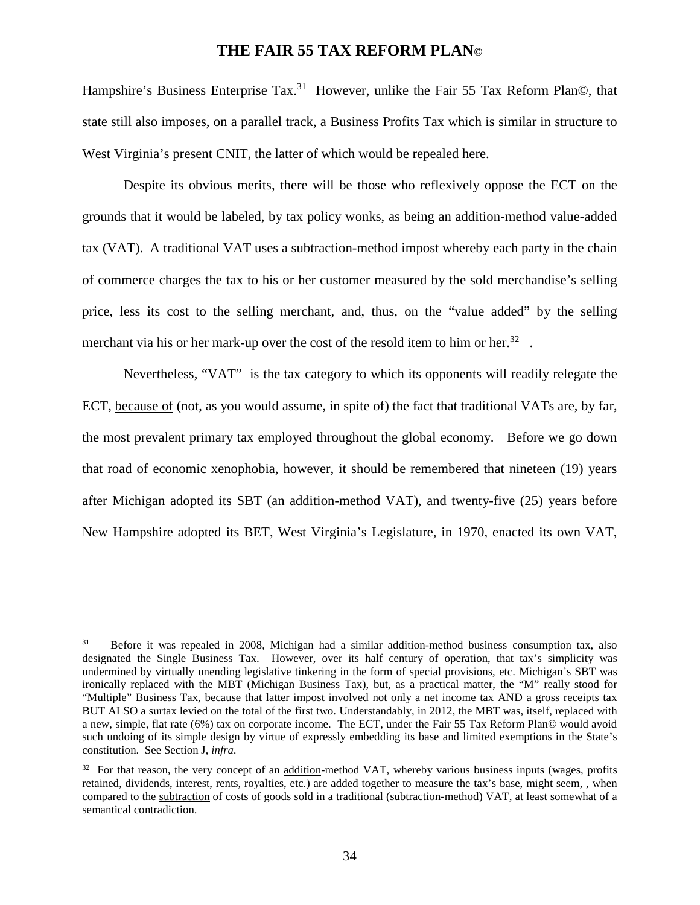Hampshire's Business Enterprise Tax.[31] However, unlike the Fair 55 Tax Reform Plan©, that state still also imposes, on a parallel track, a Business Profits Tax which is similar in structure to West Virginia's present CNIT, the latter of which would be repealed here.

Despite its obvious merits, there will be those who reflexively oppose the ECT on the grounds that it would be labeled, by tax policy wonks, as being an addition-method value-added tax (VAT). A traditional VAT uses a subtraction-method impost whereby each party in the chain of commerce charges the tax to his or her customer measured by the sold merchandise's selling price, less its cost to the selling merchant, and, thus, on the "value added" by the selling merchant via his or her mark-up over the cost of the resold item to him or her.[32] .

Nevertheless, "VAT" is the tax category to which its opponents will readily relegate the ECT, <u>because of</u> (not, as you would assume, in spite of) the fact that traditional VATs are, by far, the most prevalent primary tax employed throughout the global economy. Before we go down that road of economic xenophobia, however, it should be remembered that nineteen (19) years after Michigan adopted its SBT (an addition-method VAT), and twenty-five (25) years before New Hampshire adopted its BET, West Virginia's Legislature, in 1970, enacted its own VAT,

---

[31] Before it was repealed in 2008, Michigan had a similar addition-method business consumption tax, also designated the Single Business Tax. However, over its half century of operation, that tax's simplicity was undermined by virtually unending legislative tinkering in the form of special provisions, etc. Michigan's SBT was ironically replaced with the MBT (Michigan Business Tax), but, as a practical matter, the "M" really stood for "Multiple" Business Tax, because that latter impost involved not only a net income tax AND a gross receipts tax BUT ALSO a surtax levied on the total of the first two. Understandably, in 2012, the MBT was, itself, replaced with a new, simple, flat rate (6%) tax on corporate income. The ECT, under the Fair 55 Tax Reform Plan© would avoid such undoing of its simple design by virtue of expressly embedding its base and limited exemptions in the State's constitution. See Section J, *infra*.

[32] For that reason, the very concept of an <u>addition</u>-method VAT, whereby various business inputs (wages, profits retained, dividends, interest, rents, royalties, etc.) are added together to measure the tax's base, might seem, , when compared to the <u>subtraction</u> of costs of goods sold in a traditional (subtraction-method) VAT, at least somewhat of a semantical contradiction.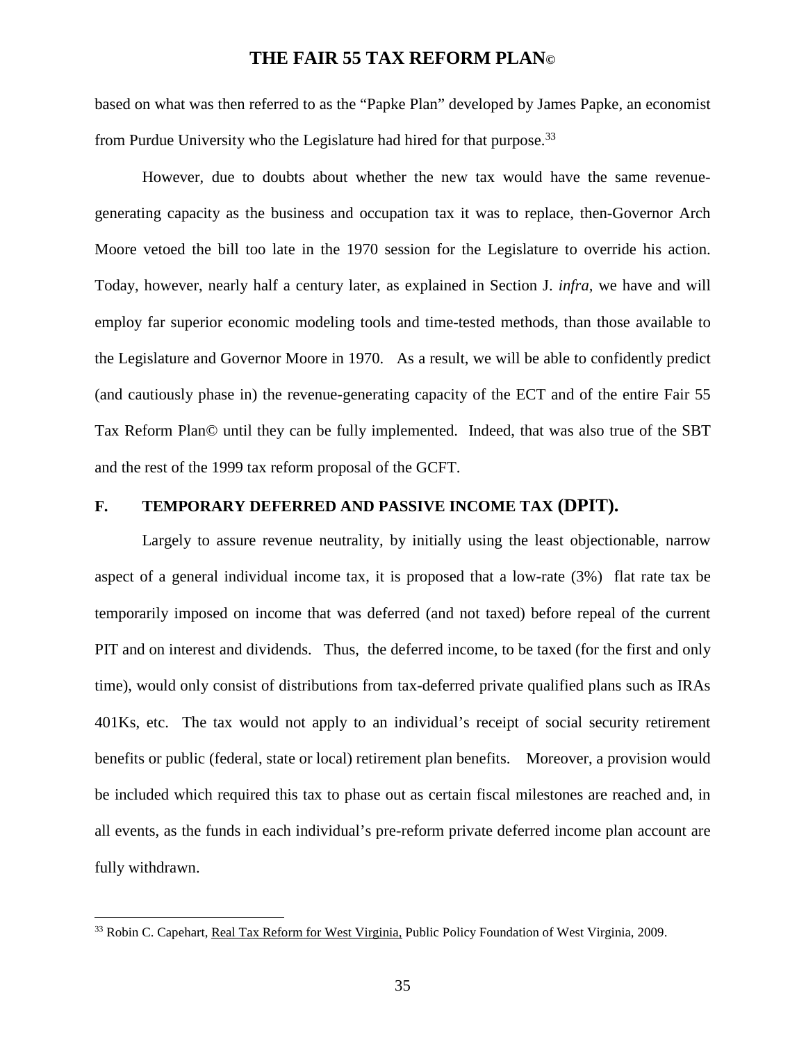based on what was then referred to as the "Papke Plan" developed by James Papke, an economist from Purdue University who the Legislature had hired for that purpose.[33]

However, due to doubts about whether the new tax would have the same revenue-generating capacity as the business and occupation tax it was to replace, then-Governor Arch Moore vetoed the bill too late in the 1970 session for the Legislature to override his action. Today, however, nearly half a century later, as explained in Section J. *infra*, we have and will employ far superior economic modeling tools and time-tested methods, than those available to the Legislature and Governor Moore in 1970. As a result, we will be able to confidently predict (and cautiously phase in) the revenue-generating capacity of the ECT and of the entire Fair 55 Tax Reform Plan© until they can be fully implemented. Indeed, that was also true of the SBT and the rest of the 1999 tax reform proposal of the GCFT.

## F. TEMPORARY DEFERRED AND PASSIVE INCOME TAX (DPIT).

Largely to assure revenue neutrality, by initially using the least objectionable, narrow aspect of a general individual income tax, it is proposed that a low-rate (3%) flat rate tax be temporarily imposed on income that was deferred (and not taxed) before repeal of the current PIT and on interest and dividends. Thus, the deferred income, to be taxed (for the first and only time), would only consist of distributions from tax-deferred private qualified plans such as IRAs 401Ks, etc. The tax would not apply to an individual's receipt of social security retirement benefits or public (federal, state or local) retirement plan benefits. Moreover, a provision would be included which required this tax to phase out as certain fiscal milestones are reached and, in all events, as the funds in each individual's pre-reform private deferred income plan account are fully withdrawn.

[33] Robin C. Capehart, Real Tax Reform for West Virginia, Public Policy Foundation of West Virginia, 2009.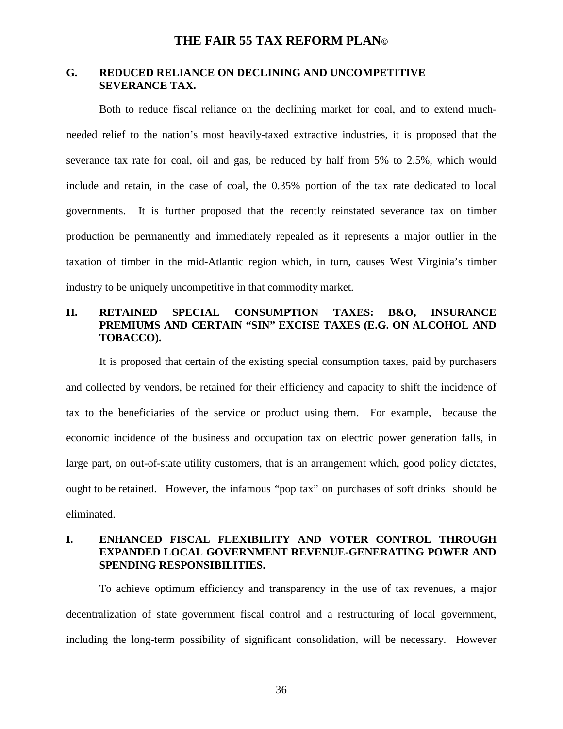### G. REDUCED RELIANCE ON DECLINING AND UNCOMPETITIVE SEVERANCE TAX.

Both to reduce fiscal reliance on the declining market for coal, and to extend much-needed relief to the nation's most heavily-taxed extractive industries, it is proposed that the severance tax rate for coal, oil and gas, be reduced by half from 5% to 2.5%, which would include and retain, in the case of coal, the 0.35% portion of the tax rate dedicated to local governments. It is further proposed that the recently reinstated severance tax on timber production be permanently and immediately repealed as it represents a major outlier in the taxation of timber in the mid-Atlantic region which, in turn, causes West Virginia's timber industry to be uniquely uncompetitive in that commodity market.

### H. RETAINED SPECIAL CONSUMPTION TAXES: B&O, INSURANCE PREMIUMS AND CERTAIN "SIN" EXCISE TAXES (E.G. ON ALCOHOL AND TOBACCO).

It is proposed that certain of the existing special consumption taxes, paid by purchasers and collected by vendors, be retained for their efficiency and capacity to shift the incidence of tax to the beneficiaries of the service or product using them. For example, because the economic incidence of the business and occupation tax on electric power generation falls, in large part, on out-of-state utility customers, that is an arrangement which, good policy dictates, ought to be retained. However, the infamous "pop tax" on purchases of soft drinks should be eliminated.

### I. ENHANCED FISCAL FLEXIBILITY AND VOTER CONTROL THROUGH EXPANDED LOCAL GOVERNMENT REVENUE-GENERATING POWER AND SPENDING RESPONSIBILITIES.

To achieve optimum efficiency and transparency in the use of tax revenues, a major decentralization of state government fiscal control and a restructuring of local government, including the long-term possibility of significant consolidation, will be necessary. However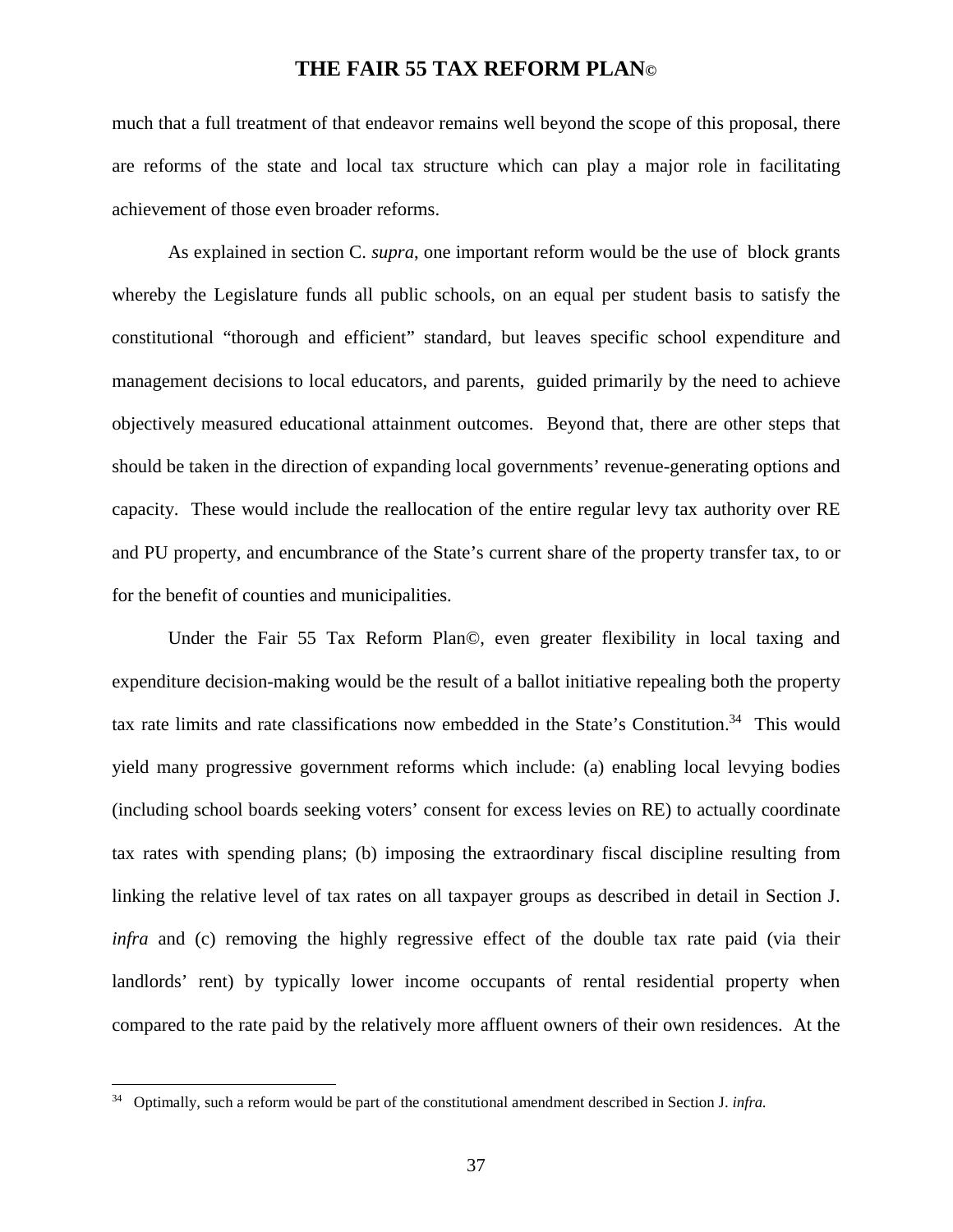much that a full treatment of that endeavor remains well beyond the scope of this proposal, there are reforms of the state and local tax structure which can play a major role in facilitating achievement of those even broader reforms.

As explained in section C. *supra*, one important reform would be the use of block grants whereby the Legislature funds all public schools, on an equal per student basis to satisfy the constitutional "thorough and efficient" standard, but leaves specific school expenditure and management decisions to local educators, and parents, guided primarily by the need to achieve objectively measured educational attainment outcomes. Beyond that, there are other steps that should be taken in the direction of expanding local governments' revenue-generating options and capacity. These would include the reallocation of the entire regular levy tax authority over RE and PU property, and encumbrance of the State's current share of the property transfer tax, to or for the benefit of counties and municipalities.

Under the Fair 55 Tax Reform Plan©, even greater flexibility in local taxing and expenditure decision-making would be the result of a ballot initiative repealing both the property tax rate limits and rate classifications now embedded in the State's Constitution.[34] This would yield many progressive government reforms which include: (a) enabling local levying bodies (including school boards seeking voters' consent for excess levies on RE) to actually coordinate tax rates with spending plans; (b) imposing the extraordinary fiscal discipline resulting from linking the relative level of tax rates on all taxpayer groups as described in detail in Section J. *infra* and (c) removing the highly regressive effect of the double tax rate paid (via their landlords' rent) by typically lower income occupants of rental residential property when compared to the rate paid by the relatively more affluent owners of their own residences. At the

---

[34] Optimally, such a reform would be part of the constitutional amendment described in Section J. *infra.*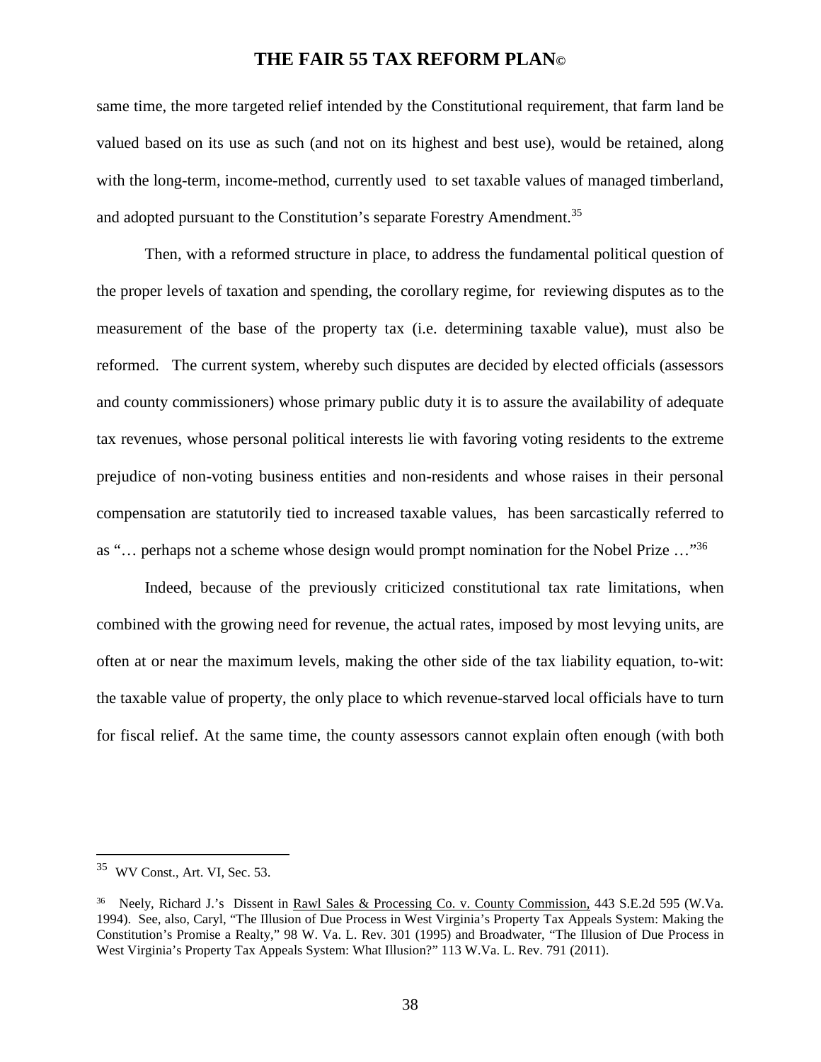same time, the more targeted relief intended by the Constitutional requirement, that farm land be valued based on its use as such (and not on its highest and best use), would be retained, along with the long-term, income-method, currently used to set taxable values of managed timberland, and adopted pursuant to the Constitution's separate Forestry Amendment.[35]

Then, with a reformed structure in place, to address the fundamental political question of the proper levels of taxation and spending, the corollary regime, for reviewing disputes as to the measurement of the base of the property tax (i.e. determining taxable value), must also be reformed. The current system, whereby such disputes are decided by elected officials (assessors and county commissioners) whose primary public duty it is to assure the availability of adequate tax revenues, whose personal political interests lie with favoring voting residents to the extreme prejudice of non-voting business entities and non-residents and whose raises in their personal compensation are statutorily tied to increased taxable values, has been sarcastically referred to as "… perhaps not a scheme whose design would prompt nomination for the Nobel Prize …"[36]

Indeed, because of the previously criticized constitutional tax rate limitations, when combined with the growing need for revenue, the actual rates, imposed by most levying units, are often at or near the maximum levels, making the other side of the tax liability equation, to-wit: the taxable value of property, the only place to which revenue-starved local officials have to turn for fiscal relief. At the same time, the county assessors cannot explain often enough (with both

---

[35] WV Const., Art. VI, Sec. 53.

[36] Neely, Richard J.'s Dissent in Rawl Sales & Processing Co. v. County Commission, 443 S.E.2d 595 (W.Va. 1994). See, also, Caryl, "The Illusion of Due Process in West Virginia's Property Tax Appeals System: Making the Constitution's Promise a Realty," 98 W. Va. L. Rev. 301 (1995) and Broadwater, "The Illusion of Due Process in West Virginia's Property Tax Appeals System: What Illusion?" 113 W.Va. L. Rev. 791 (2011).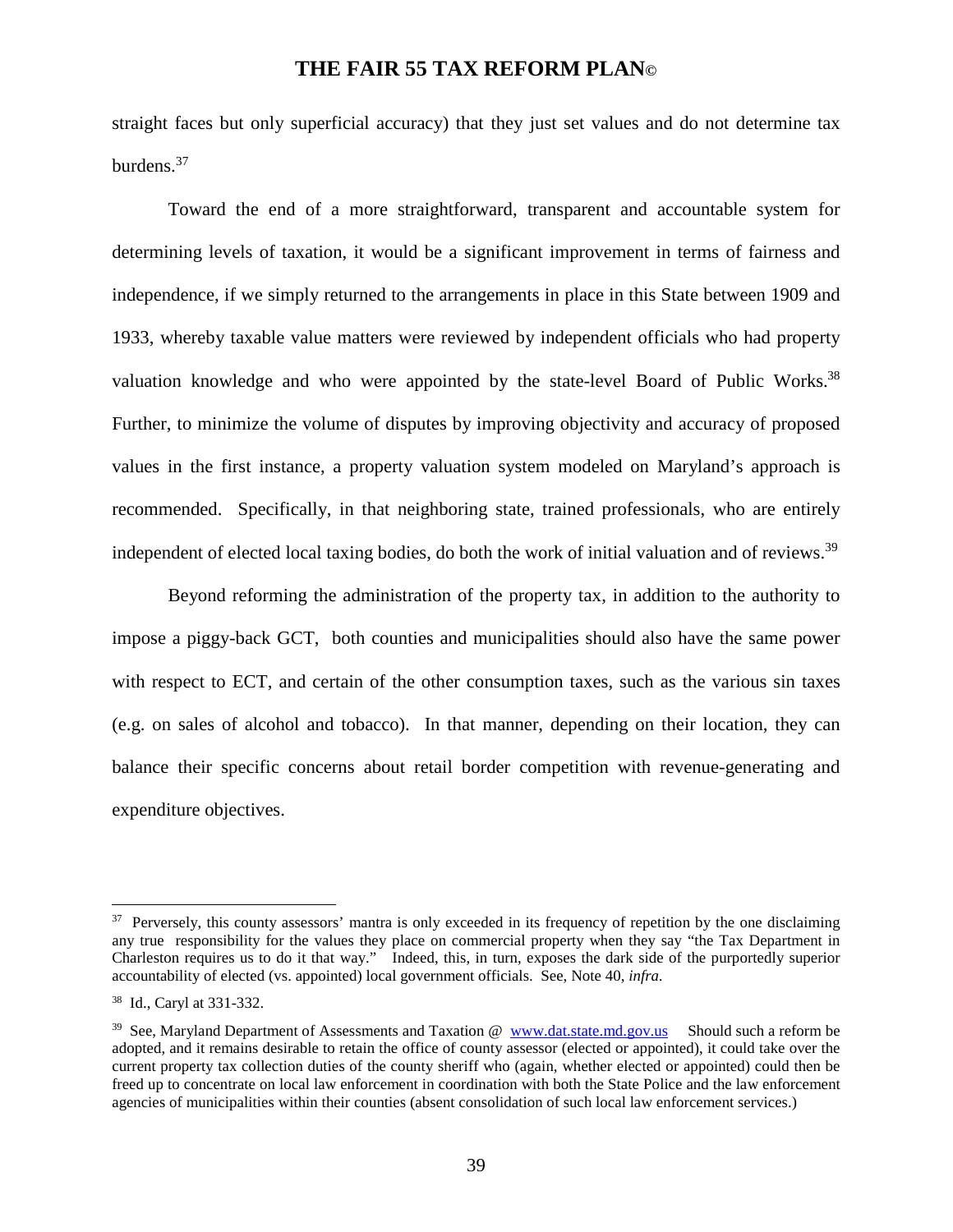straight faces but only superficial accuracy) that they just set values and do not determine tax burdens.[37]

Toward the end of a more straightforward, transparent and accountable system for determining levels of taxation, it would be a significant improvement in terms of fairness and independence, if we simply returned to the arrangements in place in this State between 1909 and 1933, whereby taxable value matters were reviewed by independent officials who had property valuation knowledge and who were appointed by the state-level Board of Public Works.[38] Further, to minimize the volume of disputes by improving objectivity and accuracy of proposed values in the first instance, a property valuation system modeled on Maryland's approach is recommended. Specifically, in that neighboring state, trained professionals, who are entirely independent of elected local taxing bodies, do both the work of initial valuation and of reviews.[39]

Beyond reforming the administration of the property tax, in addition to the authority to impose a piggy-back GCT, both counties and municipalities should also have the same power with respect to ECT, and certain of the other consumption taxes, such as the various sin taxes (e.g. on sales of alcohol and tobacco). In that manner, depending on their location, they can balance their specific concerns about retail border competition with revenue-generating and expenditure objectives.

---

[37] Perversely, this county assessors' mantra is only exceeded in its frequency of repetition by the one disclaiming any true responsibility for the values they place on commercial property when they say "the Tax Department in Charleston requires us to do it that way." Indeed, this, in turn, exposes the dark side of the purportedly superior accountability of elected (vs. appointed) local government officials. See, Note 40, *infra.*

[38] Id., Caryl at 331-332.

[39] See, Maryland Department of Assessments and Taxation @ [www.dat.state.md.gov.us](http://www.dat.state.md.gov.us) Should such a reform be adopted, and it remains desirable to retain the office of county assessor (elected or appointed), it could take over the current property tax collection duties of the county sheriff who (again, whether elected or appointed) could then be freed up to concentrate on local law enforcement in coordination with both the State Police and the law enforcement agencies of municipalities within their counties (absent consolidation of such local law enforcement services.)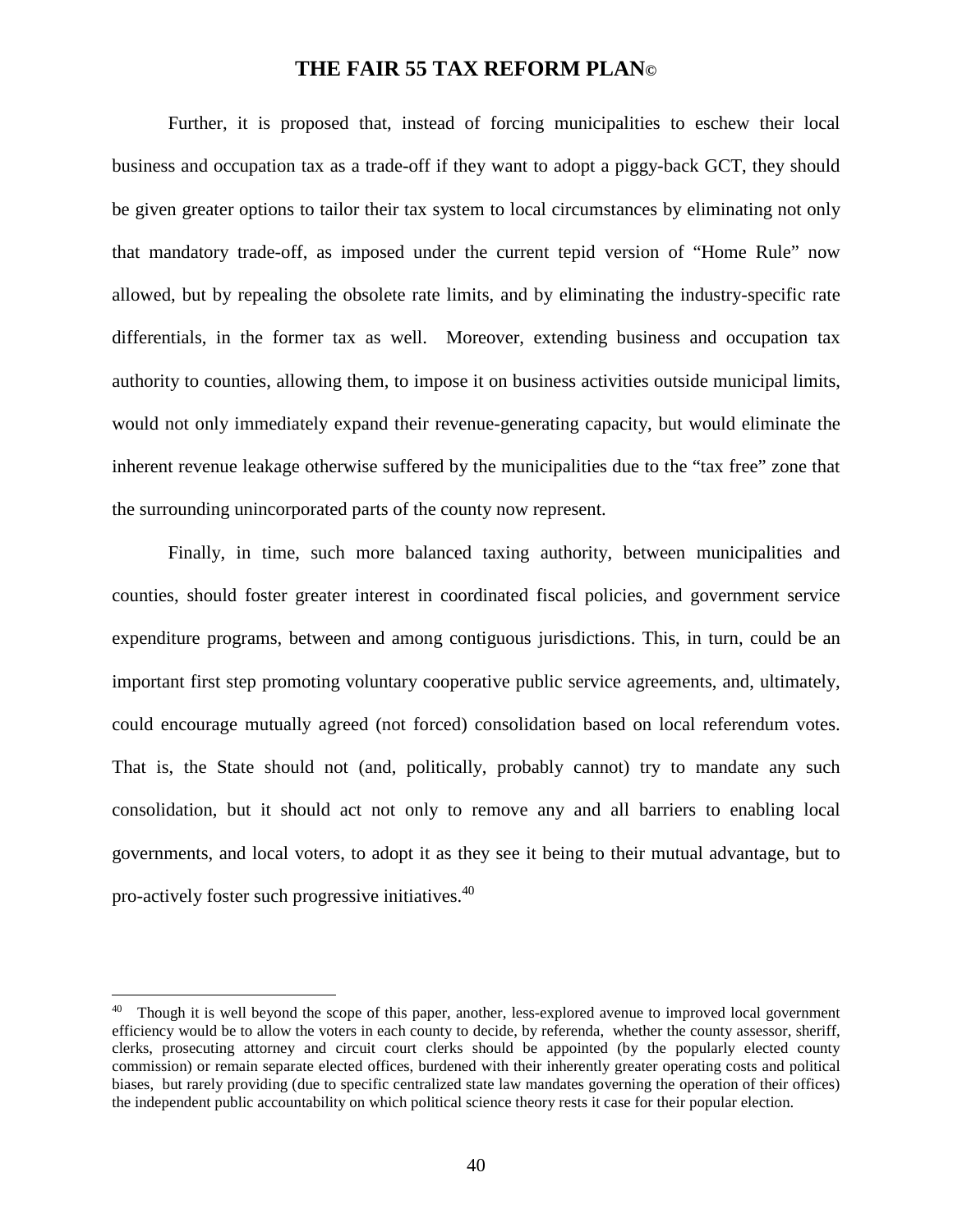Further, it is proposed that, instead of forcing municipalities to eschew their local business and occupation tax as a trade-off if they want to adopt a piggy-back GCT, they should be given greater options to tailor their tax system to local circumstances by eliminating not only that mandatory trade-off, as imposed under the current tepid version of "Home Rule" now allowed, but by repealing the obsolete rate limits, and by eliminating the industry-specific rate differentials, in the former tax as well. Moreover, extending business and occupation tax authority to counties, allowing them, to impose it on business activities outside municipal limits, would not only immediately expand their revenue-generating capacity, but would eliminate the inherent revenue leakage otherwise suffered by the municipalities due to the "tax free" zone that the surrounding unincorporated parts of the county now represent.

Finally, in time, such more balanced taxing authority, between municipalities and counties, should foster greater interest in coordinated fiscal policies, and government service expenditure programs, between and among contiguous jurisdictions. This, in turn, could be an important first step promoting voluntary cooperative public service agreements, and, ultimately, could encourage mutually agreed (not forced) consolidation based on local referendum votes. That is, the State should not (and, politically, probably cannot) try to mandate any such consolidation, but it should act not only to remove any and all barriers to enabling local governments, and local voters, to adopt it as they see it being to their mutual advantage, but to pro-actively foster such progressive initiatives.[40]

---

[40] Though it is well beyond the scope of this paper, another, less-explored avenue to improved local government efficiency would be to allow the voters in each county to decide, by referenda, whether the county assessor, sheriff, clerks, prosecuting attorney and circuit court clerks should be appointed (by the popularly elected county commission) or remain separate elected offices, burdened with their inherently greater operating costs and political biases, but rarely providing (due to specific centralized state law mandates governing the operation of their offices) the independent public accountability on which political science theory rests it case for their popular election.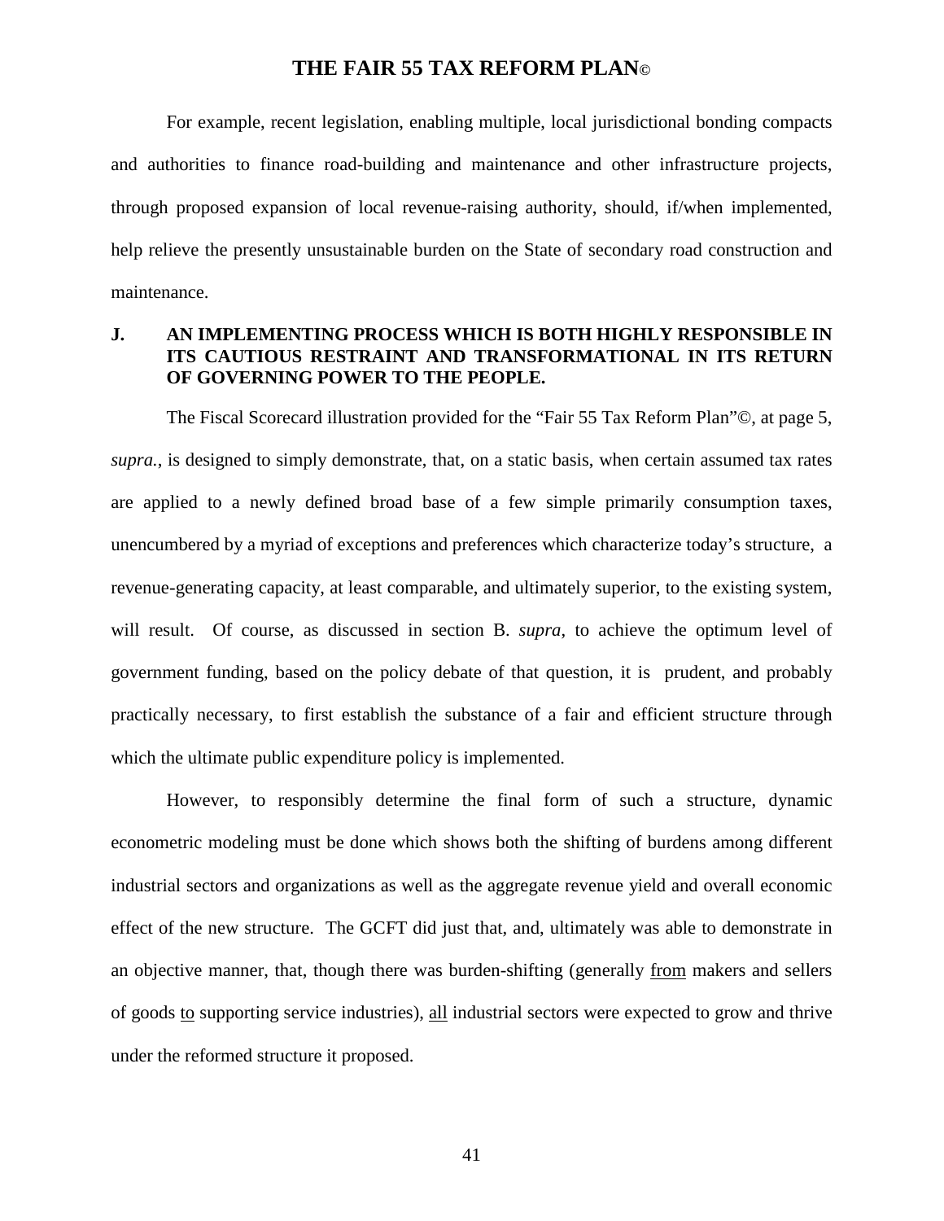For example, recent legislation, enabling multiple, local jurisdictional bonding compacts and authorities to finance road-building and maintenance and other infrastructure projects, through proposed expansion of local revenue-raising authority, should, if/when implemented, help relieve the presently unsustainable burden on the State of secondary road construction and maintenance.

## J. AN IMPLEMENTING PROCESS WHICH IS BOTH HIGHLY RESPONSIBLE IN ITS CAUTIOUS RESTRAINT AND TRANSFORMATIONAL IN ITS RETURN OF GOVERNING POWER TO THE PEOPLE.

The Fiscal Scorecard illustration provided for the "Fair 55 Tax Reform Plan"©, at page 5, *supra.*, is designed to simply demonstrate, that, on a static basis, when certain assumed tax rates are applied to a newly defined broad base of a few simple primarily consumption taxes, unencumbered by a myriad of exceptions and preferences which characterize today's structure, a revenue-generating capacity, at least comparable, and ultimately superior, to the existing system, will result. Of course, as discussed in section B. *supra*, to achieve the optimum level of government funding, based on the policy debate of that question, it is prudent, and probably practically necessary, to first establish the substance of a fair and efficient structure through which the ultimate public expenditure policy is implemented.

However, to responsibly determine the final form of such a structure, dynamic econometric modeling must be done which shows both the shifting of burdens among different industrial sectors and organizations as well as the aggregate revenue yield and overall economic effect of the new structure. The GCFT did just that, and, ultimately was able to demonstrate in an objective manner, that, though there was burden-shifting (generally <u>from</u> makers and sellers of goods <u>to</u> supporting service industries), <u>all</u> industrial sectors were expected to grow and thrive under the reformed structure it proposed.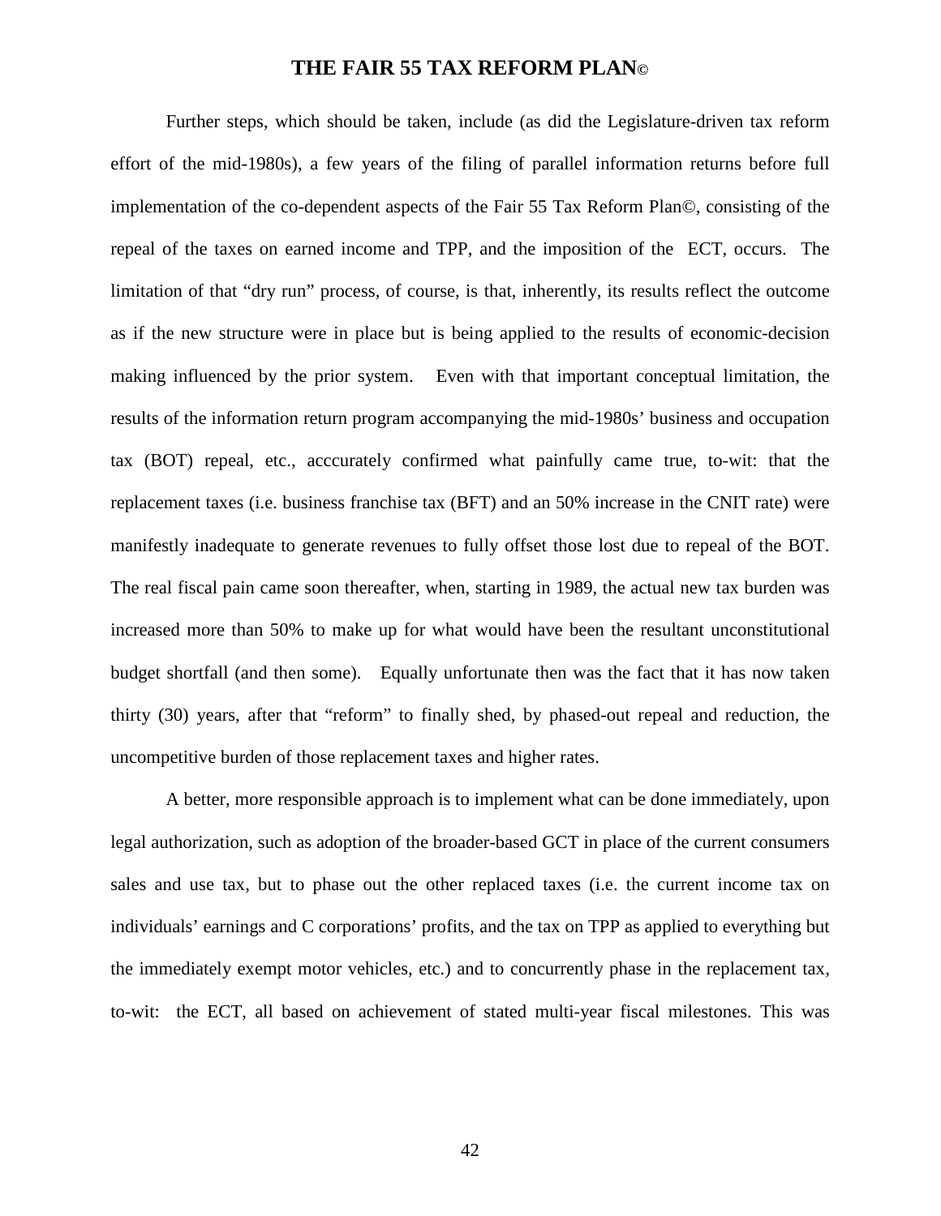Further steps, which should be taken, include (as did the Legislature-driven tax reform effort of the mid-1980s), a few years of the filing of parallel information returns before full implementation of the co-dependent aspects of the Fair 55 Tax Reform Plan©, consisting of the repeal of the taxes on earned income and TPP, and the imposition of the ECT, occurs. The limitation of that "dry run" process, of course, is that, inherently, its results reflect the outcome as if the new structure were in place but is being applied to the results of economic-decision making influenced by the prior system. Even with that important conceptual limitation, the results of the information return program accompanying the mid-1980s' business and occupation tax (BOT) repeal, etc., acccurately confirmed what painfully came true, to-wit: that the replacement taxes (i.e. business franchise tax (BFT) and an 50% increase in the CNIT rate) were manifestly inadequate to generate revenues to fully offset those lost due to repeal of the BOT. The real fiscal pain came soon thereafter, when, starting in 1989, the actual new tax burden was increased more than 50% to make up for what would have been the resultant unconstitutional budget shortfall (and then some). Equally unfortunate then was the fact that it has now taken thirty (30) years, after that "reform" to finally shed, by phased-out repeal and reduction, the uncompetitive burden of those replacement taxes and higher rates.

A better, more responsible approach is to implement what can be done immediately, upon legal authorization, such as adoption of the broader-based GCT in place of the current consumers sales and use tax, but to phase out the other replaced taxes (i.e. the current income tax on individuals' earnings and C corporations' profits, and the tax on TPP as applied to everything but the immediately exempt motor vehicles, etc.) and to concurrently phase in the replacement tax, to-wit: the ECT, all based on achievement of stated multi-year fiscal milestones. This was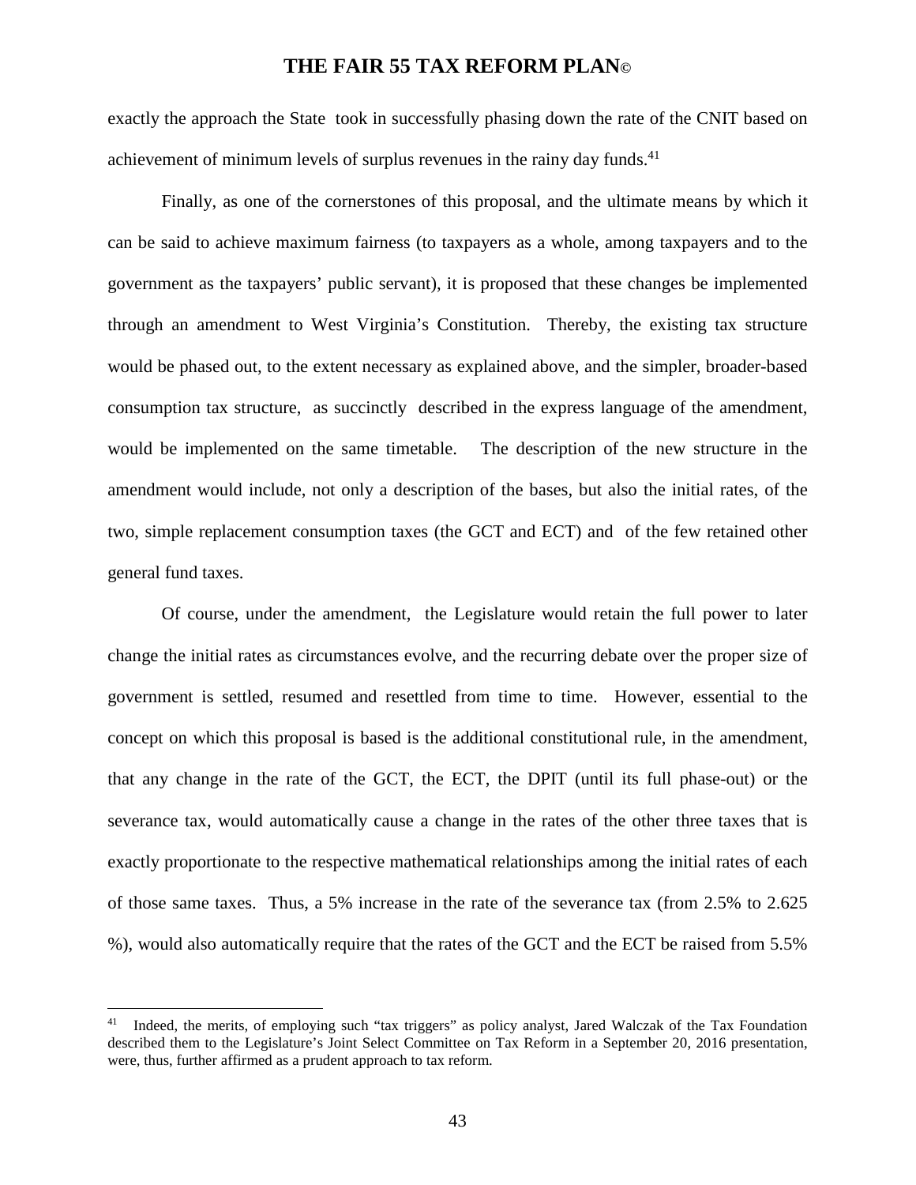exactly the approach the State took in successfully phasing down the rate of the CNIT based on achievement of minimum levels of surplus revenues in the rainy day funds.[41]

Finally, as one of the cornerstones of this proposal, and the ultimate means by which it can be said to achieve maximum fairness (to taxpayers as a whole, among taxpayers and to the government as the taxpayers' public servant), it is proposed that these changes be implemented through an amendment to West Virginia's Constitution. Thereby, the existing tax structure would be phased out, to the extent necessary as explained above, and the simpler, broader-based consumption tax structure, as succinctly described in the express language of the amendment, would be implemented on the same timetable. The description of the new structure in the amendment would include, not only a description of the bases, but also the initial rates, of the two, simple replacement consumption taxes (the GCT and ECT) and of the few retained other general fund taxes.

Of course, under the amendment, the Legislature would retain the full power to later change the initial rates as circumstances evolve, and the recurring debate over the proper size of government is settled, resumed and resettled from time to time. However, essential to the concept on which this proposal is based is the additional constitutional rule, in the amendment, that any change in the rate of the GCT, the ECT, the DPIT (until its full phase-out) or the severance tax, would automatically cause a change in the rates of the other three taxes that is exactly proportionate to the respective mathematical relationships among the initial rates of each of those same taxes. Thus, a 5% increase in the rate of the severance tax (from 2.5% to 2.625 %), would also automatically require that the rates of the GCT and the ECT be raised from 5.5%

---

[41] Indeed, the merits, of employing such "tax triggers" as policy analyst, Jared Walczak of the Tax Foundation described them to the Legislature's Joint Select Committee on Tax Reform in a September 20, 2016 presentation, were, thus, further affirmed as a prudent approach to tax reform.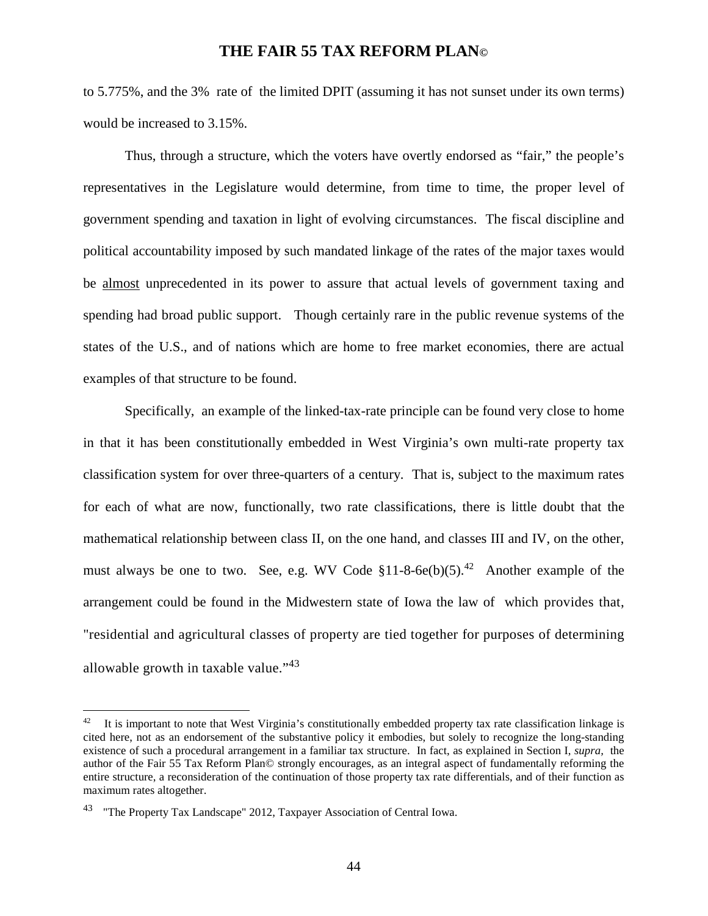to 5.775%, and the 3% rate of the limited DPIT (assuming it has not sunset under its own terms) would be increased to 3.15%.

Thus, through a structure, which the voters have overtly endorsed as "fair," the people's representatives in the Legislature would determine, from time to time, the proper level of government spending and taxation in light of evolving circumstances. The fiscal discipline and political accountability imposed by such mandated linkage of the rates of the major taxes would be <u>almost</u> unprecedented in its power to assure that actual levels of government taxing and spending had broad public support. Though certainly rare in the public revenue systems of the states of the U.S., and of nations which are home to free market economies, there are actual examples of that structure to be found.

Specifically, an example of the linked-tax-rate principle can be found very close to home in that it has been constitutionally embedded in West Virginia's own multi-rate property tax classification system for over three-quarters of a century. That is, subject to the maximum rates for each of what are now, functionally, two rate classifications, there is little doubt that the mathematical relationship between class II, on the one hand, and classes III and IV, on the other, must always be one to two. See, e.g. WV Code §11-8-6e(b)(5).[42] Another example of the arrangement could be found in the Midwestern state of Iowa the law of which provides that, "residential and agricultural classes of property are tied together for purposes of determining allowable growth in taxable value."[43]

---

[42] It is important to note that West Virginia's constitutionally embedded property tax rate classification linkage is cited here, not as an endorsement of the substantive policy it embodies, but solely to recognize the long-standing existence of such a procedural arrangement in a familiar tax structure. In fact, as explained in Section I, *supra*, the author of the Fair 55 Tax Reform Plan© strongly encourages, as an integral aspect of fundamentally reforming the entire structure, a reconsideration of the continuation of those property tax rate differentials, and of their function as maximum rates altogether.

[43] "The Property Tax Landscape" 2012, Taxpayer Association of Central Iowa.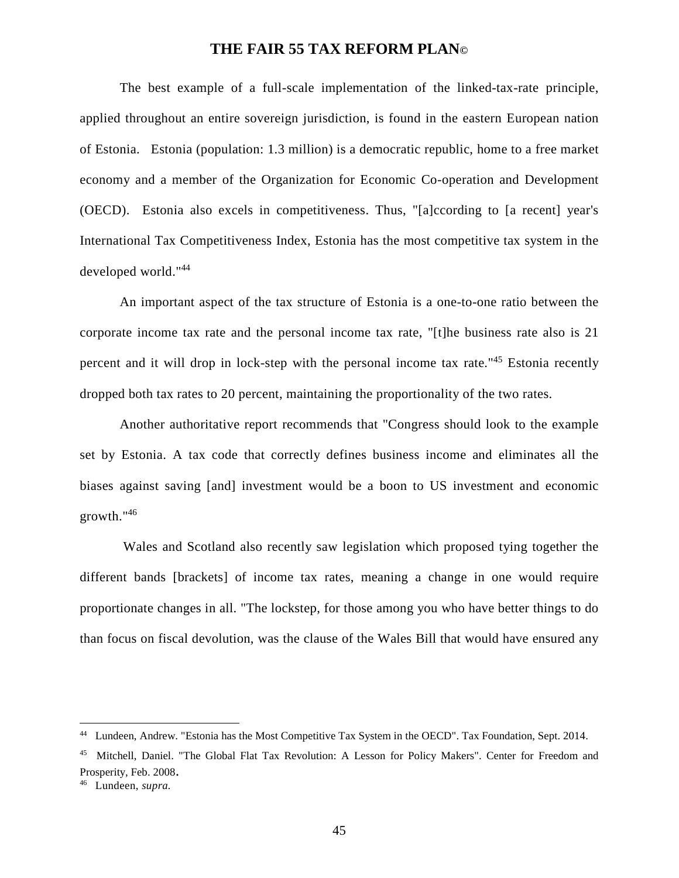The best example of a full-scale implementation of the linked-tax-rate principle, applied throughout an entire sovereign jurisdiction, is found in the eastern European nation of Estonia. Estonia (population: 1.3 million) is a democratic republic, home to a free market economy and a member of the Organization for Economic Co-operation and Development (OECD). Estonia also excels in competitiveness. Thus, "[a]ccording to [a recent] year's International Tax Competitiveness Index, Estonia has the most competitive tax system in the developed world."[44]

An important aspect of the tax structure of Estonia is a one-to-one ratio between the corporate income tax rate and the personal income tax rate, "[t]he business rate also is 21 percent and it will drop in lock-step with the personal income tax rate."[45] Estonia recently dropped both tax rates to 20 percent, maintaining the proportionality of the two rates.

Another authoritative report recommends that "Congress should look to the example set by Estonia. A tax code that correctly defines business income and eliminates all the biases against saving [and] investment would be a boon to US investment and economic growth."[46]

Wales and Scotland also recently saw legislation which proposed tying together the different bands [brackets] of income tax rates, meaning a change in one would require proportionate changes in all. "The lockstep, for those among you who have better things to do than focus on fiscal devolution, was the clause of the Wales Bill that would have ensured any

---

[44] Lundeen, Andrew. "Estonia has the Most Competitive Tax System in the OECD". Tax Foundation, Sept. 2014.

[45] Mitchell, Daniel. "The Global Flat Tax Revolution: A Lesson for Policy Makers". Center for Freedom and Prosperity, Feb. 2008.

[46] Lundeen, *supra.*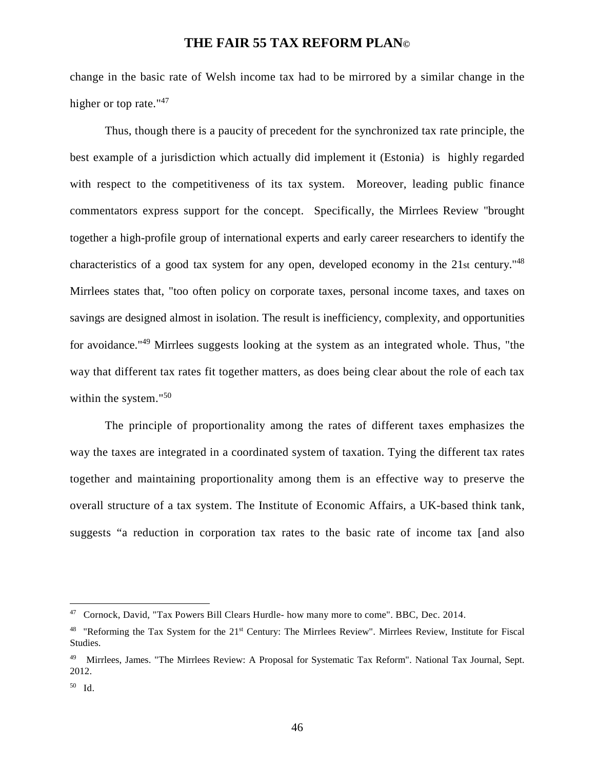change in the basic rate of Welsh income tax had to be mirrored by a similar change in the higher or top rate."[47]

Thus, though there is a paucity of precedent for the synchronized tax rate principle, the best example of a jurisdiction which actually did implement it (Estonia) is highly regarded with respect to the competitiveness of its tax system. Moreover, leading public finance commentators express support for the concept. Specifically, the Mirrlees Review "brought together a high-profile group of international experts and early career researchers to identify the characteristics of a good tax system for any open, developed economy in the 21st century."[48] Mirrlees states that, "too often policy on corporate taxes, personal income taxes, and taxes on savings are designed almost in isolation. The result is inefficiency, complexity, and opportunities for avoidance."[49] Mirrlees suggests looking at the system as an integrated whole. Thus, "the way that different tax rates fit together matters, as does being clear about the role of each tax within the system."[50]

The principle of proportionality among the rates of different taxes emphasizes the way the taxes are integrated in a coordinated system of taxation. Tying the different tax rates together and maintaining proportionality among them is an effective way to preserve the overall structure of a tax system. The Institute of Economic Affairs, a UK-based think tank, suggests "a reduction in corporation tax rates to the basic rate of income tax [and also

---

[47] Cornock, David, "Tax Powers Bill Clears Hurdle- how many more to come". BBC, Dec. 2014.

[48] "Reforming the Tax System for the 21st Century: The Mirrlees Review". Mirrlees Review, Institute for Fiscal Studies.

[49] Mirrlees, James. "The Mirrlees Review: A Proposal for Systematic Tax Reform". National Tax Journal, Sept. 2012.

[50] Id.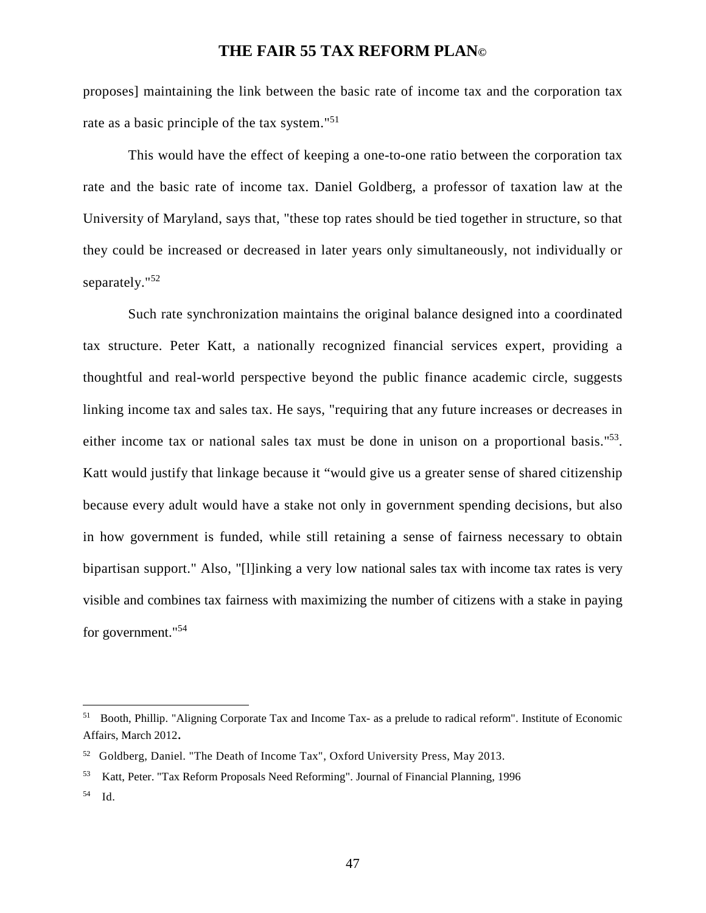proposes] maintaining the link between the basic rate of income tax and the corporation tax rate as a basic principle of the tax system."[51]

This would have the effect of keeping a one-to-one ratio between the corporation tax rate and the basic rate of income tax. Daniel Goldberg, a professor of taxation law at the University of Maryland, says that, "these top rates should be tied together in structure, so that they could be increased or decreased in later years only simultaneously, not individually or separately."[52]

Such rate synchronization maintains the original balance designed into a coordinated tax structure. Peter Katt, a nationally recognized financial services expert, providing a thoughtful and real-world perspective beyond the public finance academic circle, suggests linking income tax and sales tax. He says, "requiring that any future increases or decreases in either income tax or national sales tax must be done in unison on a proportional basis."[53]. Katt would justify that linkage because it "would give us a greater sense of shared citizenship because every adult would have a stake not only in government spending decisions, but also in how government is funded, while still retaining a sense of fairness necessary to obtain bipartisan support." Also, "[l]inking a very low national sales tax with income tax rates is very visible and combines tax fairness with maximizing the number of citizens with a stake in paying for government."[54]

---

[51] Booth, Phillip. "Aligning Corporate Tax and Income Tax- as a prelude to radical reform". Institute of Economic Affairs, March 2012.

[52] Goldberg, Daniel. "The Death of Income Tax", Oxford University Press, May 2013.

[53] Katt, Peter. "Tax Reform Proposals Need Reforming". Journal of Financial Planning, 1996

[54] Id.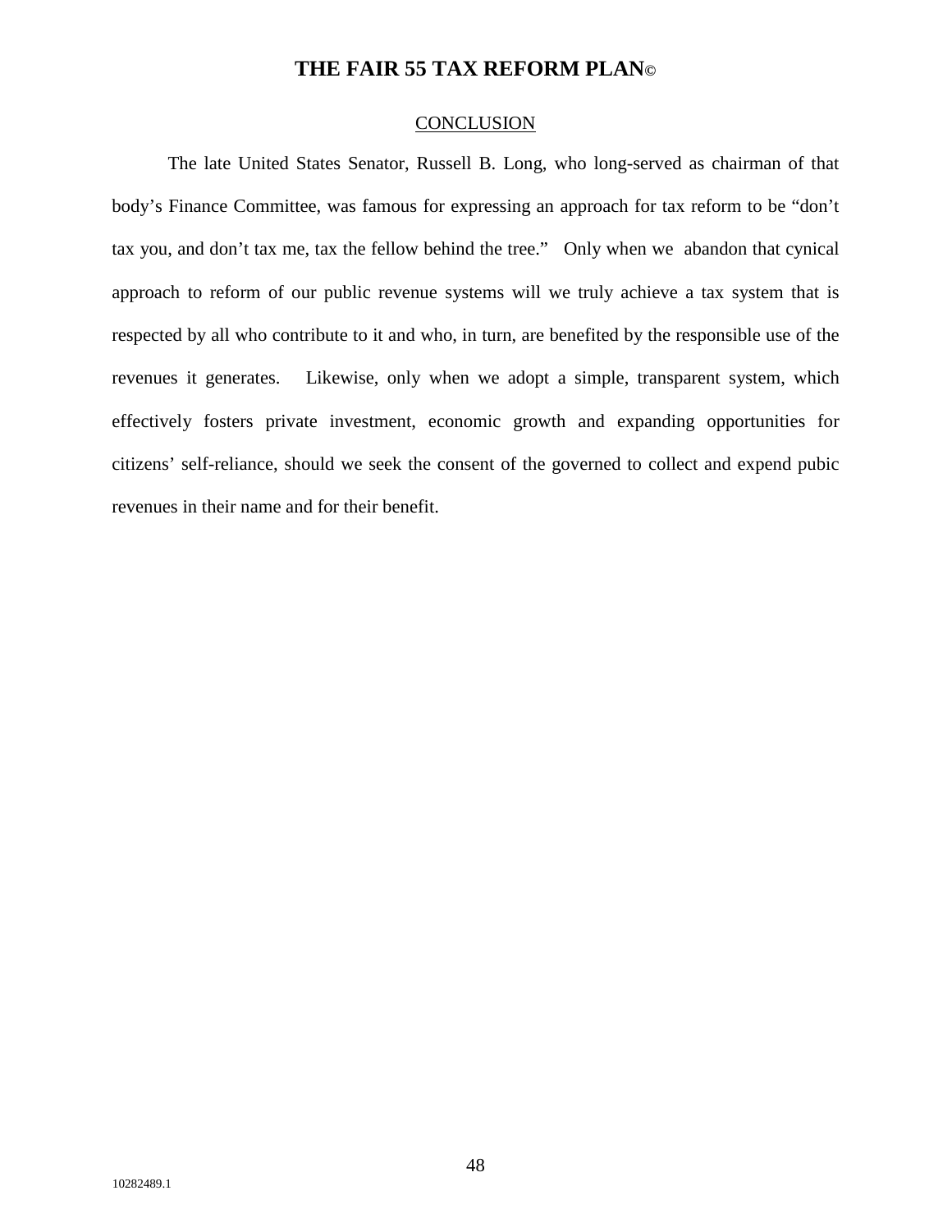# THE FAIR 55 TAX REFORM PLAN©

## CONCLUSION

The late United States Senator, Russell B. Long, who long-served as chairman of that body's Finance Committee, was famous for expressing an approach for tax reform to be "don't tax you, and don't tax me, tax the fellow behind the tree." Only when we abandon that cynical approach to reform of our public revenue systems will we truly achieve a tax system that is respected by all who contribute to it and who, in turn, are benefited by the responsible use of the revenues it generates. Likewise, only when we adopt a simple, transparent system, which effectively fosters private investment, economic growth and expanding opportunities for citizens' self-reliance, should we seek the consent of the governed to collect and expend pubic revenues in their name and for their benefit.

10282489.1